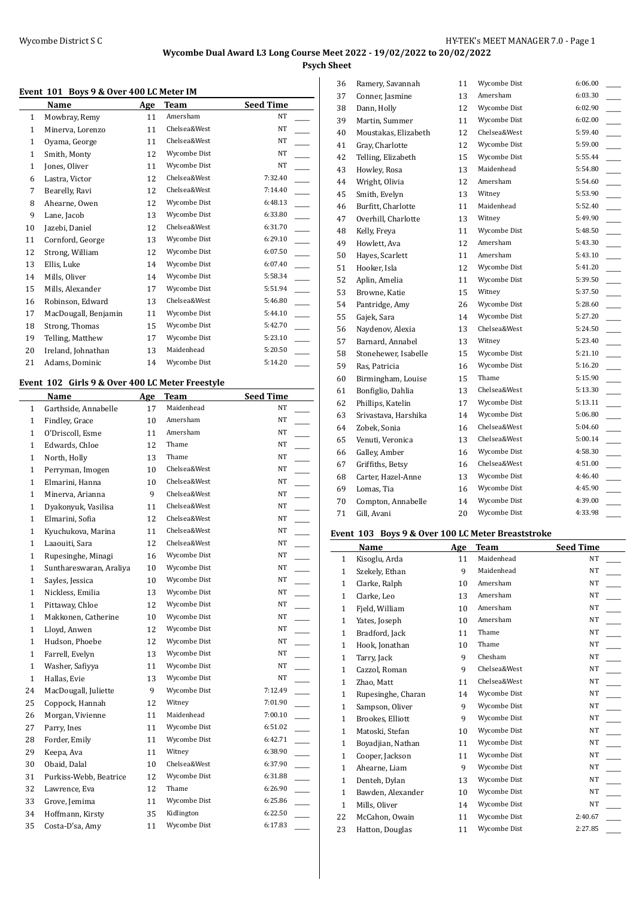# Wycombe Dual Award L3 Long Course Meet 2022 - 19/02/2022 to 20/02/2022

## Psych Sheet

### Event 101 Boys 9 & Over 400 LC Meter IM

| | Name | Age | Team | Seed Time |
|---|---|---|---|---|
| 1 | Mowbray, Remy | 11 | Amersham | NT |
| 1 | Minerva, Lorenzo | 11 | Chelsea&West | NT |
| 1 | Oyama, George | 11 | Chelsea&West | NT |
| 1 | Smith, Monty | 12 | Wycombe Dist | NT |
| 1 | Jones, Oliver | 11 | Wycombe Dist | NT |
| 6 | Lastra, Victor | 12 | Chelsea&West | 7:32.40 |
| 7 | Bearelly, Ravi | 12 | Chelsea&West | 7:14.40 |
| 8 | Ahearne, Owen | 12 | Wycombe Dist | 6:48.13 |
| 9 | Lane, Jacob | 13 | Wycombe Dist | 6:33.80 |
| 10 | Jazebi, Daniel | 12 | Chelsea&West | 6:31.70 |
| 11 | Cornford, George | 13 | Wycombe Dist | 6:29.10 |
| 12 | Strong, William | 12 | Wycombe Dist | 6:07.50 |
| 13 | Ellis, Luke | 14 | Wycombe Dist | 6:07.40 |
| 14 | Mills, Oliver | 14 | Wycombe Dist | 5:58.34 |
| 15 | Mills, Alexander | 17 | Wycombe Dist | 5:51.94 |
| 16 | Robinson, Edward | 13 | Chelsea&West | 5:46.80 |
| 17 | MacDougall, Benjamin | 11 | Wycombe Dist | 5:44.10 |
| 18 | Strong, Thomas | 15 | Wycombe Dist | 5:42.70 |
| 19 | Telling, Matthew | 17 | Wycombe Dist | 5:23.10 |
| 20 | Ireland, Johnathan | 13 | Maidenhead | 5:20.50 |
| 21 | Adams, Dominic | 14 | Wycombe Dist | 5:14.20 |

### Event 102 Girls 9 & Over 400 LC Meter Freestyle

| | Name | Age | Team | Seed Time |
|---|---|---|---|---|
| 1 | Garthside, Annabelle | 17 | Maidenhead | NT |
| 1 | Findley, Grace | 10 | Amersham | NT |
| 1 | O'Driscoll, Esme | 11 | Amersham | NT |
| 1 | Edwards, Chloe | 12 | Thame | NT |
| 1 | North, Holly | 13 | Thame | NT |
| 1 | Perryman, Imogen | 10 | Chelsea&West | NT |
| 1 | Elmarini, Hanna | 10 | Chelsea&West | NT |
| 1 | Minerva, Arianna | 9 | Chelsea&West | NT |
| 1 | Dyakonyuk, Vasilisa | 11 | Chelsea&West | NT |
| 1 | Elmarini, Sofia | 12 | Chelsea&West | NT |
| 1 | Kyuchukova, Marina | 11 | Chelsea&West | NT |
| 1 | Laaouiti, Sara | 12 | Chelsea&West | NT |
| 1 | Rupesinghe, Minagi | 16 | Wycombe Dist | NT |
| 1 | Sunthareswaran, Araliya | 10 | Wycombe Dist | NT |
| 1 | Sayles, Jessica | 10 | Wycombe Dist | NT |
| 1 | Nickless, Emilia | 13 | Wycombe Dist | NT |
| 1 | Pittaway, Chloe | 12 | Wycombe Dist | NT |
| 1 | Makkonen, Catherine | 10 | Wycombe Dist | NT |
| 1 | Lloyd, Anwen | 12 | Wycombe Dist | NT |
| 1 | Hudson, Phoebe | 12 | Wycombe Dist | NT |
| 1 | Farrell, Evelyn | 13 | Wycombe Dist | NT |
| 1 | Washer, Safiyya | 11 | Wycombe Dist | NT |
| 1 | Hallas, Evie | 13 | Wycombe Dist | NT |
| 24 | MacDougall, Juliette | 9 | Wycombe Dist | 7:12.49 |
| 25 | Coppock, Hannah | 12 | Witney | 7:01.90 |
| 26 | Morgan, Vivienne | 11 | Maidenhead | 7:00.10 |
| 27 | Parry, Ines | 11 | Wycombe Dist | 6:51.02 |
| 28 | Forder, Emily | 11 | Wycombe Dist | 6:42.71 |
| 29 | Keepa, Ava | 11 | Witney | 6:38.90 |
| 30 | Obaid, Dalal | 10 | Chelsea&West | 6:37.90 |
| 31 | Purkiss-Webb, Beatrice | 12 | Wycombe Dist | 6:31.88 |
| 32 | Lawrence, Eva | 12 | Thame | 6:26.90 |
| 33 | Grove, Jemima | 11 | Wycombe Dist | 6:25.86 |
| 34 | Hoffmann, Kirsty | 35 | Kidlington | 6:22.50 |
| 35 | Costa-D'sa, Amy | 11 | Wycombe Dist | 6:17.83 |
| 36 | Ramery, Savannah | 11 | Wycombe Dist | 6:06.00 |
| 37 | Conner, Jasmine | 13 | Amersham | 6:03.30 |
| 38 | Dann, Holly | 12 | Wycombe Dist | 6:02.90 |
| 39 | Martin, Summer | 11 | Wycombe Dist | 6:02.00 |
| 40 | Moustakas, Elizabeth | 12 | Chelsea&West | 5:59.40 |
| 41 | Gray, Charlotte | 12 | Wycombe Dist | 5:59.00 |
| 42 | Telling, Elizabeth | 15 | Wycombe Dist | 5:55.44 |
| 43 | Howley, Rosa | 13 | Maidenhead | 5:54.80 |
| 44 | Wright, Olivia | 12 | Amersham | 5:54.60 |
| 45 | Smith, Evelyn | 13 | Witney | 5:53.90 |
| 46 | Burfitt, Charlotte | 11 | Maidenhead | 5:52.40 |
| 47 | Overhill, Charlotte | 13 | Witney | 5:49.90 |
| 48 | Kelly, Freya | 11 | Wycombe Dist | 5:48.50 |
| 49 | Howlett, Ava | 12 | Amersham | 5:43.30 |
| 50 | Hayes, Scarlett | 11 | Amersham | 5:43.10 |
| 51 | Hooker, Isla | 12 | Wycombe Dist | 5:41.20 |
| 52 | Aplin, Amelia | 11 | Wycombe Dist | 5:39.50 |
| 53 | Browne, Katie | 15 | Witney | 5:37.50 |
| 54 | Pantridge, Amy | 26 | Wycombe Dist | 5:28.60 |
| 55 | Gajek, Sara | 14 | Wycombe Dist | 5:27.20 |
| 56 | Naydenov, Alexia | 13 | Chelsea&West | 5:24.50 |
| 57 | Barnard, Annabel | 13 | Witney | 5:23.40 |
| 58 | Stonehewer, Isabelle | 15 | Wycombe Dist | 5:21.10 |
| 59 | Ras, Patricia | 16 | Wycombe Dist | 5:16.20 |
| 60 | Birmingham, Louise | 15 | Thame | 5:15.90 |
| 61 | Bonfiglio, Dahlia | 13 | Chelsea&West | 5:13.30 |
| 62 | Phillips, Katelin | 17 | Wycombe Dist | 5:13.11 |
| 63 | Srivastava, Harshika | 14 | Wycombe Dist | 5:06.80 |
| 64 | Zobek, Sonia | 16 | Chelsea&West | 5:04.60 |
| 65 | Venuti, Veronica | 13 | Chelsea&West | 5:00.14 |
| 66 | Galley, Amber | 16 | Wycombe Dist | 4:58.30 |
| 67 | Griffiths, Betsy | 16 | Chelsea&West | 4:51.00 |
| 68 | Carter, Hazel-Anne | 13 | Wycombe Dist | 4:46.40 |
| 69 | Lomas, Tia | 16 | Wycombe Dist | 4:45.90 |
| 70 | Compton, Annabelle | 14 | Wycombe Dist | 4:39.00 |
| 71 | Gill, Avani | 20 | Wycombe Dist | 4:33.98 |

### Event 103 Boys 9 & Over 100 LC Meter Breaststroke

| | Name | Age | Team | Seed Time |
|---|---|---|---|---|
| 1 | Kisoglu, Arda | 11 | Maidenhead | NT |
| 1 | Szekely, Ethan | 9 | Maidenhead | NT |
| 1 | Clarke, Ralph | 10 | Amersham | NT |
| 1 | Clarke, Leo | 13 | Amersham | NT |
| 1 | Fjeld, William | 10 | Amersham | NT |
| 1 | Yates, Joseph | 10 | Amersham | NT |
| 1 | Bradford, Jack | 11 | Thame | NT |
| 1 | Hook, Jonathan | 10 | Thame | NT |
| 1 | Tarry, Jack | 9 | Chesham | NT |
| 1 | Cazzol, Roman | 9 | Chelsea&West | NT |
| 1 | Zhao, Matt | 11 | Chelsea&West | NT |
| 1 | Rupesinghe, Charan | 14 | Wycombe Dist | NT |
| 1 | Sampson, Oliver | 9 | Wycombe Dist | NT |
| 1 | Brookes, Elliott | 9 | Wycombe Dist | NT |
| 1 | Matoski, Stefan | 10 | Wycombe Dist | NT |
| 1 | Boyadjian, Nathan | 11 | Wycombe Dist | NT |
| 1 | Cooper, Jackson | 11 | Wycombe Dist | NT |
| 1 | Ahearne, Liam | 9 | Wycombe Dist | NT |
| 1 | Denteh, Dylan | 13 | Wycombe Dist | NT |
| 1 | Bawden, Alexander | 10 | Wycombe Dist | NT |
| 1 | Mills, Oliver | 14 | Wycombe Dist | NT |
| 22 | McCahon, Owain | 11 | Wycombe Dist | 2:40.67 |
| 23 | Hatton, Douglas | 11 | Wycombe Dist | 2:27.85 |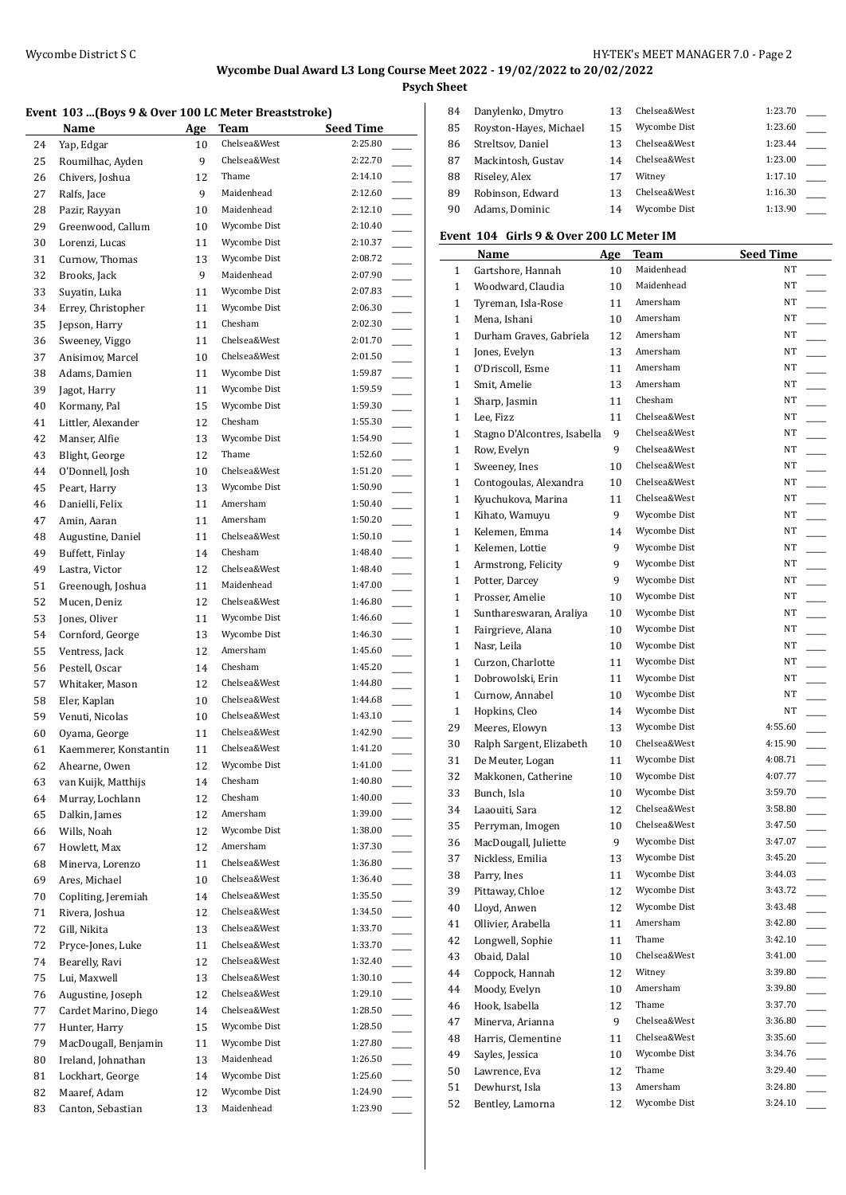**Wycombe Dual Award L3 Long Course Meet 2022 - 19/02/2022 to 20/02/2022**

**Psych Sheet**

### Event 103 ...(Boys 9 & Over 100 LC Meter Breaststroke)

| | Name | Age | Team | Seed Time | |
|---|---|---|---|---|---|
| 24 | Yap, Edgar | 10 | Chelsea&West | 2:25.80 | ___ |
| 25 | Roumilhac, Ayden | 9 | Chelsea&West | 2:22.70 | ___ |
| 26 | Chivers, Joshua | 12 | Thame | 2:14.10 | ___ |
| 27 | Ralfs, Jace | 9 | Maidenhead | 2:12.60 | ___ |
| 28 | Pazir, Rayyan | 10 | Maidenhead | 2:12.10 | ___ |
| 29 | Greenwood, Callum | 10 | Wycombe Dist | 2:10.40 | ___ |
| 30 | Lorenzi, Lucas | 11 | Wycombe Dist | 2:10.37 | ___ |
| 31 | Curnow, Thomas | 13 | Wycombe Dist | 2:08.72 | ___ |
| 32 | Brooks, Jack | 9 | Maidenhead | 2:07.90 | ___ |
| 33 | Suyatin, Luka | 11 | Wycombe Dist | 2:07.83 | ___ |
| 34 | Errey, Christopher | 11 | Wycombe Dist | 2:06.30 | ___ |
| 35 | Jepson, Harry | 11 | Chesham | 2:02.30 | ___ |
| 36 | Sweeney, Viggo | 11 | Chelsea&West | 2:01.70 | ___ |
| 37 | Anisimov, Marcel | 10 | Chelsea&West | 2:01.50 | ___ |
| 38 | Adams, Damien | 11 | Wycombe Dist | 1:59.87 | ___ |
| 39 | Jagot, Harry | 11 | Wycombe Dist | 1:59.59 | ___ |
| 40 | Kormany, Pal | 15 | Wycombe Dist | 1:59.30 | ___ |
| 41 | Littler, Alexander | 12 | Chesham | 1:55.30 | ___ |
| 42 | Manser, Alfie | 13 | Wycombe Dist | 1:54.90 | ___ |
| 43 | Blight, George | 12 | Thame | 1:52.60 | ___ |
| 44 | O'Donnell, Josh | 10 | Chelsea&West | 1:51.20 | ___ |
| 45 | Peart, Harry | 13 | Wycombe Dist | 1:50.90 | ___ |
| 46 | Danielli, Felix | 11 | Amersham | 1:50.40 | ___ |
| 47 | Amin, Aaran | 11 | Amersham | 1:50.20 | ___ |
| 48 | Augustine, Daniel | 11 | Chelsea&West | 1:50.10 | ___ |
| 49 | Buffett, Finlay | 14 | Chesham | 1:48.40 | ___ |
| 49 | Lastra, Victor | 12 | Chelsea&West | 1:48.40 | ___ |
| 51 | Greenough, Joshua | 11 | Maidenhead | 1:47.00 | ___ |
| 52 | Mucen, Deniz | 12 | Chelsea&West | 1:46.80 | ___ |
| 53 | Jones, Oliver | 11 | Wycombe Dist | 1:46.60 | ___ |
| 54 | Cornford, George | 13 | Wycombe Dist | 1:46.30 | ___ |
| 55 | Ventress, Jack | 12 | Amersham | 1:45.60 | ___ |
| 56 | Pestell, Oscar | 14 | Chesham | 1:45.20 | ___ |
| 57 | Whitaker, Mason | 12 | Chelsea&West | 1:44.80 | ___ |
| 58 | Eler, Kaplan | 10 | Chelsea&West | 1:44.68 | ___ |
| 59 | Venuti, Nicolas | 10 | Chelsea&West | 1:43.10 | ___ |
| 60 | Oyama, George | 11 | Chelsea&West | 1:42.90 | ___ |
| 61 | Kaemmerer, Konstantin | 11 | Chelsea&West | 1:41.20 | ___ |
| 62 | Ahearne, Owen | 12 | Wycombe Dist | 1:41.00 | ___ |
| 63 | van Kuijk, Matthijs | 14 | Chesham | 1:40.80 | ___ |
| 64 | Murray, Lochlann | 12 | Chesham | 1:40.00 | ___ |
| 65 | Dalkin, James | 12 | Amersham | 1:39.00 | ___ |
| 66 | Wills, Noah | 12 | Wycombe Dist | 1:38.00 | ___ |
| 67 | Howlett, Max | 12 | Amersham | 1:37.30 | ___ |
| 68 | Minerva, Lorenzo | 11 | Chelsea&West | 1:36.80 | ___ |
| 69 | Ares, Michael | 10 | Chelsea&West | 1:36.40 | ___ |
| 70 | Copliting, Jeremiah | 14 | Chelsea&West | 1:35.50 | ___ |
| 71 | Rivera, Joshua | 12 | Chelsea&West | 1:34.50 | ___ |
| 72 | Gill, Nikita | 13 | Chelsea&West | 1:33.70 | ___ |
| 72 | Pryce-Jones, Luke | 11 | Chelsea&West | 1:33.70 | ___ |
| 74 | Bearelly, Ravi | 12 | Chelsea&West | 1:32.40 | ___ |
| 75 | Lui, Maxwell | 13 | Chelsea&West | 1:30.10 | ___ |
| 76 | Augustine, Joseph | 12 | Chelsea&West | 1:29.10 | ___ |
| 77 | Cardet Marino, Diego | 14 | Chelsea&West | 1:28.50 | ___ |
| 77 | Hunter, Harry | 15 | Wycombe Dist | 1:28.50 | ___ |
| 79 | MacDougall, Benjamin | 11 | Wycombe Dist | 1:27.80 | ___ |
| 80 | Ireland, Johnathan | 13 | Maidenhead | 1:26.50 | ___ |
| 81 | Lockhart, George | 14 | Wycombe Dist | 1:25.60 | ___ |
| 82 | Maaref, Adam | 12 | Wycombe Dist | 1:24.90 | ___ |
| 83 | Canton, Sebastian | 13 | Maidenhead | 1:23.90 | ___ |
| 84 | Danylenko, Dmytro | 13 | Chelsea&West | 1:23.70 | ___ |
| 85 | Royston-Hayes, Michael | 15 | Wycombe Dist | 1:23.60 | ___ |
| 86 | Streltsov, Daniel | 13 | Chelsea&West | 1:23.44 | ___ |
| 87 | Mackintosh, Gustav | 14 | Chelsea&West | 1:23.00 | ___ |
| 88 | Riseley, Alex | 17 | Witney | 1:17.10 | ___ |
| 89 | Robinson, Edward | 13 | Chelsea&West | 1:16.30 | ___ |
| 90 | Adams, Dominic | 14 | Wycombe Dist | 1:13.90 | ___ |

### Event 104 Girls 9 & Over 200 LC Meter IM

| | Name | Age | Team | Seed Time | |
|---|---|---|---|---|---|
| 1 | Gartshore, Hannah | 10 | Maidenhead | NT | ___ |
| 1 | Woodward, Claudia | 10 | Maidenhead | NT | ___ |
| 1 | Tyreman, Isla-Rose | 11 | Amersham | NT | ___ |
| 1 | Mena, Ishani | 10 | Amersham | NT | ___ |
| 1 | Durham Graves, Gabriela | 12 | Amersham | NT | ___ |
| 1 | Jones, Evelyn | 13 | Amersham | NT | ___ |
| 1 | O'Driscoll, Esme | 11 | Amersham | NT | ___ |
| 1 | Smit, Amelie | 13 | Amersham | NT | ___ |
| 1 | Sharp, Jasmin | 11 | Chesham | NT | ___ |
| 1 | Lee, Fizz | 11 | Chelsea&West | NT | ___ |
| 1 | Stagno D'Alcontres, Isabella | 9 | Chelsea&West | NT | ___ |
| 1 | Row, Evelyn | 9 | Chelsea&West | NT | ___ |
| 1 | Sweeney, Ines | 10 | Chelsea&West | NT | ___ |
| 1 | Contogoulas, Alexandra | 10 | Chelsea&West | NT | ___ |
| 1 | Kyuchukova, Marina | 11 | Chelsea&West | NT | ___ |
| 1 | Kihato, Wamuyu | 9 | Wycombe Dist | NT | ___ |
| 1 | Kelemen, Emma | 14 | Wycombe Dist | NT | ___ |
| 1 | Kelemen, Lottie | 9 | Wycombe Dist | NT | ___ |
| 1 | Armstrong, Felicity | 9 | Wycombe Dist | NT | ___ |
| 1 | Potter, Darcey | 9 | Wycombe Dist | NT | ___ |
| 1 | Prosser, Amelie | 10 | Wycombe Dist | NT | ___ |
| 1 | Sunthareswaran, Araliya | 10 | Wycombe Dist | NT | ___ |
| 1 | Fairgrieve, Alana | 10 | Wycombe Dist | NT | ___ |
| 1 | Nasr, Leila | 10 | Wycombe Dist | NT | ___ |
| 1 | Curzon, Charlotte | 11 | Wycombe Dist | NT | ___ |
| 1 | Dobrowolski, Erin | 11 | Wycombe Dist | NT | ___ |
| 1 | Curnow, Annabel | 10 | Wycombe Dist | NT | ___ |
| 1 | Hopkins, Cleo | 14 | Wycombe Dist | NT | ___ |
| 29 | Meeres, Elowyn | 13 | Wycombe Dist | 4:55.60 | ___ |
| 30 | Ralph Sargent, Elizabeth | 10 | Chelsea&West | 4:15.90 | ___ |
| 31 | De Meuter, Logan | 11 | Wycombe Dist | 4:08.71 | ___ |
| 32 | Makkonen, Catherine | 10 | Wycombe Dist | 4:07.77 | ___ |
| 33 | Bunch, Isla | 10 | Wycombe Dist | 3:59.70 | ___ |
| 34 | Laaouiti, Sara | 12 | Chelsea&West | 3:58.80 | ___ |
| 35 | Perryman, Imogen | 10 | Chelsea&West | 3:47.50 | ___ |
| 36 | MacDougall, Juliette | 9 | Wycombe Dist | 3:47.07 | ___ |
| 37 | Nickless, Emilia | 13 | Wycombe Dist | 3:45.20 | ___ |
| 38 | Parry, Ines | 11 | Wycombe Dist | 3:44.03 | ___ |
| 39 | Pittaway, Chloe | 12 | Wycombe Dist | 3:43.72 | ___ |
| 40 | Lloyd, Anwen | 12 | Wycombe Dist | 3:43.48 | ___ |
| 41 | Ollivier, Arabella | 11 | Amersham | 3:42.80 | ___ |
| 42 | Longwell, Sophie | 11 | Thame | 3:42.10 | ___ |
| 43 | Obaid, Dalal | 10 | Chelsea&West | 3:41.00 | ___ |
| 44 | Coppock, Hannah | 12 | Witney | 3:39.80 | ___ |
| 44 | Moody, Evelyn | 10 | Amersham | 3:39.80 | ___ |
| 46 | Hook, Isabella | 12 | Thame | 3:37.70 | ___ |
| 47 | Minerva, Arianna | 9 | Chelsea&West | 3:36.80 | ___ |
| 48 | Harris, Clementine | 11 | Chelsea&West | 3:35.60 | ___ |
| 49 | Sayles, Jessica | 10 | Wycombe Dist | 3:34.76 | ___ |
| 50 | Lawrence, Eva | 12 | Thame | 3:29.40 | ___ |
| 51 | Dewhurst, Isla | 13 | Amersham | 3:24.80 | ___ |
| 52 | Bentley, Lamorna | 12 | Wycombe Dist | 3:24.10 | ___ |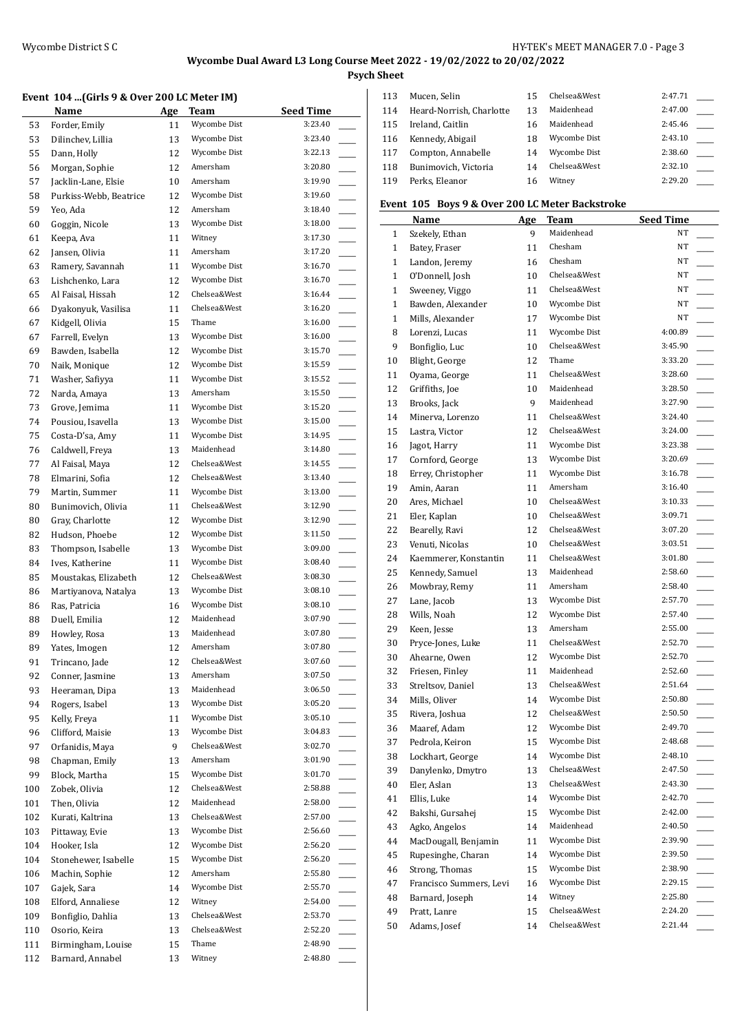**Wycombe Dual Award L3 Long Course Meet 2022 - 19/02/2022 to 20/02/2022**

**Psych Sheet**

### Event 104 ...(Girls 9 & Over 200 LC Meter IM)

| | Name | Age | Team | Seed Time | |
|---|---|---|---|---|---|
| 53 | Forder, Emily | 11 | Wycombe Dist | 3:23.40 | ____ |
| 53 | Dilinchev, Lillia | 13 | Wycombe Dist | 3:23.40 | ____ |
| 55 | Dann, Holly | 12 | Wycombe Dist | 3:22.13 | ____ |
| 56 | Morgan, Sophie | 12 | Amersham | 3:20.80 | ____ |
| 57 | Jacklin-Lane, Elsie | 10 | Amersham | 3:19.90 | ____ |
| 58 | Purkiss-Webb, Beatrice | 12 | Wycombe Dist | 3:19.60 | ____ |
| 59 | Yeo, Ada | 12 | Amersham | 3:18.40 | ____ |
| 60 | Goggin, Nicole | 13 | Wycombe Dist | 3:18.00 | ____ |
| 61 | Keepa, Ava | 11 | Witney | 3:17.30 | ____ |
| 62 | Jansen, Olivia | 11 | Amersham | 3:17.20 | ____ |
| 63 | Ramery, Savannah | 11 | Wycombe Dist | 3:16.70 | ____ |
| 63 | Lishchenko, Lara | 12 | Wycombe Dist | 3:16.70 | ____ |
| 65 | Al Faisal, Hissah | 12 | Chelsea&West | 3:16.44 | ____ |
| 66 | Dyakonyuk, Vasilisa | 11 | Chelsea&West | 3:16.20 | ____ |
| 67 | Kidgell, Olivia | 15 | Thame | 3:16.00 | ____ |
| 67 | Farrell, Evelyn | 13 | Wycombe Dist | 3:16.00 | ____ |
| 69 | Bawden, Isabella | 12 | Wycombe Dist | 3:15.70 | ____ |
| 70 | Naik, Monique | 12 | Wycombe Dist | 3:15.59 | ____ |
| 71 | Washer, Safiyya | 11 | Wycombe Dist | 3:15.52 | ____ |
| 72 | Narda, Amaya | 13 | Amersham | 3:15.50 | ____ |
| 73 | Grove, Jemima | 11 | Wycombe Dist | 3:15.20 | ____ |
| 74 | Pousiou, Isavella | 13 | Wycombe Dist | 3:15.00 | ____ |
| 75 | Costa-D'sa, Amy | 11 | Wycombe Dist | 3:14.95 | ____ |
| 76 | Caldwell, Freya | 13 | Maidenhead | 3:14.80 | ____ |
| 77 | Al Faisal, Maya | 12 | Chelsea&West | 3:14.55 | ____ |
| 78 | Elmarini, Sofia | 12 | Chelsea&West | 3:13.40 | ____ |
| 79 | Martin, Summer | 11 | Wycombe Dist | 3:13.00 | ____ |
| 80 | Bunimovich, Olivia | 11 | Chelsea&West | 3:12.90 | ____ |
| 80 | Gray, Charlotte | 12 | Wycombe Dist | 3:12.90 | ____ |
| 82 | Hudson, Phoebe | 12 | Wycombe Dist | 3:11.50 | ____ |
| 83 | Thompson, Isabelle | 13 | Wycombe Dist | 3:09.00 | ____ |
| 84 | Ives, Katherine | 11 | Wycombe Dist | 3:08.40 | ____ |
| 85 | Moustakas, Elizabeth | 12 | Chelsea&West | 3:08.30 | ____ |
| 86 | Martiyanova, Natalya | 13 | Wycombe Dist | 3:08.10 | ____ |
| 86 | Ras, Patricia | 16 | Wycombe Dist | 3:08.10 | ____ |
| 88 | Duell, Emilia | 12 | Maidenhead | 3:07.90 | ____ |
| 89 | Howley, Rosa | 13 | Maidenhead | 3:07.80 | ____ |
| 89 | Yates, Imogen | 12 | Amersham | 3:07.80 | ____ |
| 91 | Trincano, Jade | 12 | Chelsea&West | 3:07.60 | ____ |
| 92 | Conner, Jasmine | 13 | Amersham | 3:07.50 | ____ |
| 93 | Heeraman, Dipa | 13 | Maidenhead | 3:06.50 | ____ |
| 94 | Rogers, Isabel | 13 | Wycombe Dist | 3:05.20 | ____ |
| 95 | Kelly, Freya | 11 | Wycombe Dist | 3:05.10 | ____ |
| 96 | Clifford, Maisie | 13 | Wycombe Dist | 3:04.83 | ____ |
| 97 | Orfanidis, Maya | 9 | Chelsea&West | 3:02.70 | ____ |
| 98 | Chapman, Emily | 13 | Amersham | 3:01.90 | ____ |
| 99 | Block, Martha | 15 | Wycombe Dist | 3:01.70 | ____ |
| 100 | Zobek, Olivia | 12 | Chelsea&West | 2:58.88 | ____ |
| 101 | Then, Olivia | 12 | Maidenhead | 2:58.00 | ____ |
| 102 | Kurati, Kaltrina | 13 | Chelsea&West | 2:57.00 | ____ |
| 103 | Pittaway, Evie | 13 | Wycombe Dist | 2:56.60 | ____ |
| 104 | Hooker, Isla | 12 | Wycombe Dist | 2:56.20 | ____ |
| 104 | Stonehewer, Isabelle | 15 | Wycombe Dist | 2:56.20 | ____ |
| 106 | Machin, Sophie | 12 | Amersham | 2:55.80 | ____ |
| 107 | Gajek, Sara | 14 | Wycombe Dist | 2:55.70 | ____ |
| 108 | Elford, Annaliese | 12 | Witney | 2:54.00 | ____ |
| 109 | Bonfiglio, Dahlia | 13 | Chelsea&West | 2:53.70 | ____ |
| 110 | Osorio, Keira | 13 | Chelsea&West | 2:52.20 | ____ |
| 111 | Birmingham, Louise | 15 | Thame | 2:48.90 | ____ |
| 112 | Barnard, Annabel | 13 | Witney | 2:48.80 | ____ |
| 113 | Mucen, Selin | 15 | Chelsea&West | 2:47.71 | ____ |
| 114 | Heard-Norrish, Charlotte | 13 | Maidenhead | 2:47.00 | ____ |
| 115 | Ireland, Caitlin | 16 | Maidenhead | 2:45.46 | ____ |
| 116 | Kennedy, Abigail | 18 | Wycombe Dist | 2:43.10 | ____ |
| 117 | Compton, Annabelle | 14 | Wycombe Dist | 2:38.60 | ____ |
| 118 | Bunimovich, Victoria | 14 | Chelsea&West | 2:32.10 | ____ |
| 119 | Perks, Eleanor | 16 | Witney | 2:29.20 | ____ |

### Event 105 Boys 9 & Over 200 LC Meter Backstroke

| | Name | Age | Team | Seed Time | |
|---|---|---|---|---|---|
| 1 | Szekely, Ethan | 9 | Maidenhead | NT | ____ |
| 1 | Batey, Fraser | 11 | Chesham | NT | ____ |
| 1 | Landon, Jeremy | 16 | Chesham | NT | ____ |
| 1 | O'Donnell, Josh | 10 | Chelsea&West | NT | ____ |
| 1 | Sweeney, Viggo | 11 | Chelsea&West | NT | ____ |
| 1 | Bawden, Alexander | 10 | Wycombe Dist | NT | ____ |
| 1 | Mills, Alexander | 17 | Wycombe Dist | NT | ____ |
| 8 | Lorenzi, Lucas | 11 | Wycombe Dist | 4:00.89 | ____ |
| 9 | Bonfiglio, Luc | 10 | Chelsea&West | 3:45.90 | ____ |
| 10 | Blight, George | 12 | Thame | 3:33.20 | ____ |
| 11 | Oyama, George | 11 | Chelsea&West | 3:28.60 | ____ |
| 12 | Griffiths, Joe | 10 | Maidenhead | 3:28.50 | ____ |
| 13 | Brooks, Jack | 9 | Maidenhead | 3:27.90 | ____ |
| 14 | Minerva, Lorenzo | 11 | Chelsea&West | 3:24.40 | ____ |
| 15 | Lastra, Victor | 12 | Chelsea&West | 3:24.00 | ____ |
| 16 | Jagot, Harry | 11 | Wycombe Dist | 3:23.38 | ____ |
| 17 | Cornford, George | 13 | Wycombe Dist | 3:20.69 | ____ |
| 18 | Errey, Christopher | 11 | Wycombe Dist | 3:16.78 | ____ |
| 19 | Amin, Aaran | 11 | Amersham | 3:16.40 | ____ |
| 20 | Ares, Michael | 10 | Chelsea&West | 3:10.33 | ____ |
| 21 | Eler, Kaplan | 10 | Chelsea&West | 3:09.71 | ____ |
| 22 | Bearelly, Ravi | 12 | Chelsea&West | 3:07.20 | ____ |
| 23 | Venuti, Nicolas | 10 | Chelsea&West | 3:03.51 | ____ |
| 24 | Kaemmerer, Konstantin | 11 | Chelsea&West | 3:01.80 | ____ |
| 25 | Kennedy, Samuel | 13 | Maidenhead | 2:58.60 | ____ |
| 26 | Mowbray, Remy | 11 | Amersham | 2:58.40 | ____ |
| 27 | Lane, Jacob | 13 | Wycombe Dist | 2:57.70 | ____ |
| 28 | Wills, Noah | 12 | Wycombe Dist | 2:57.40 | ____ |
| 29 | Keen, Jesse | 13 | Amersham | 2:55.00 | ____ |
| 30 | Pryce-Jones, Luke | 11 | Chelsea&West | 2:52.70 | ____ |
| 30 | Ahearne, Owen | 12 | Wycombe Dist | 2:52.70 | ____ |
| 32 | Friesen, Finley | 11 | Maidenhead | 2:52.60 | ____ |
| 33 | Streltsov, Daniel | 13 | Chelsea&West | 2:51.64 | ____ |
| 34 | Mills, Oliver | 14 | Wycombe Dist | 2:50.80 | ____ |
| 35 | Rivera, Joshua | 12 | Chelsea&West | 2:50.50 | ____ |
| 36 | Maaref, Adam | 12 | Wycombe Dist | 2:49.70 | ____ |
| 37 | Pedrola, Keiron | 15 | Wycombe Dist | 2:48.68 | ____ |
| 38 | Lockhart, George | 14 | Wycombe Dist | 2:48.10 | ____ |
| 39 | Danylenko, Dmytro | 13 | Chelsea&West | 2:47.50 | ____ |
| 40 | Eler, Aslan | 13 | Chelsea&West | 2:43.30 | ____ |
| 41 | Ellis, Luke | 14 | Wycombe Dist | 2:42.70 | ____ |
| 42 | Bakshi, Gursahej | 15 | Wycombe Dist | 2:42.00 | ____ |
| 43 | Agko, Angelos | 14 | Maidenhead | 2:40.50 | ____ |
| 44 | MacDougall, Benjamin | 11 | Wycombe Dist | 2:39.90 | ____ |
| 45 | Rupesinghe, Charan | 14 | Wycombe Dist | 2:39.50 | ____ |
| 46 | Strong, Thomas | 15 | Wycombe Dist | 2:38.90 | ____ |
| 47 | Francisco Summers, Levi | 16 | Wycombe Dist | 2:29.15 | ____ |
| 48 | Barnard, Joseph | 14 | Witney | 2:25.80 | ____ |
| 49 | Pratt, Lanre | 15 | Chelsea&West | 2:24.20 | ____ |
| 50 | Adams, Josef | 14 | Chelsea&West | 2:21.44 | ____ |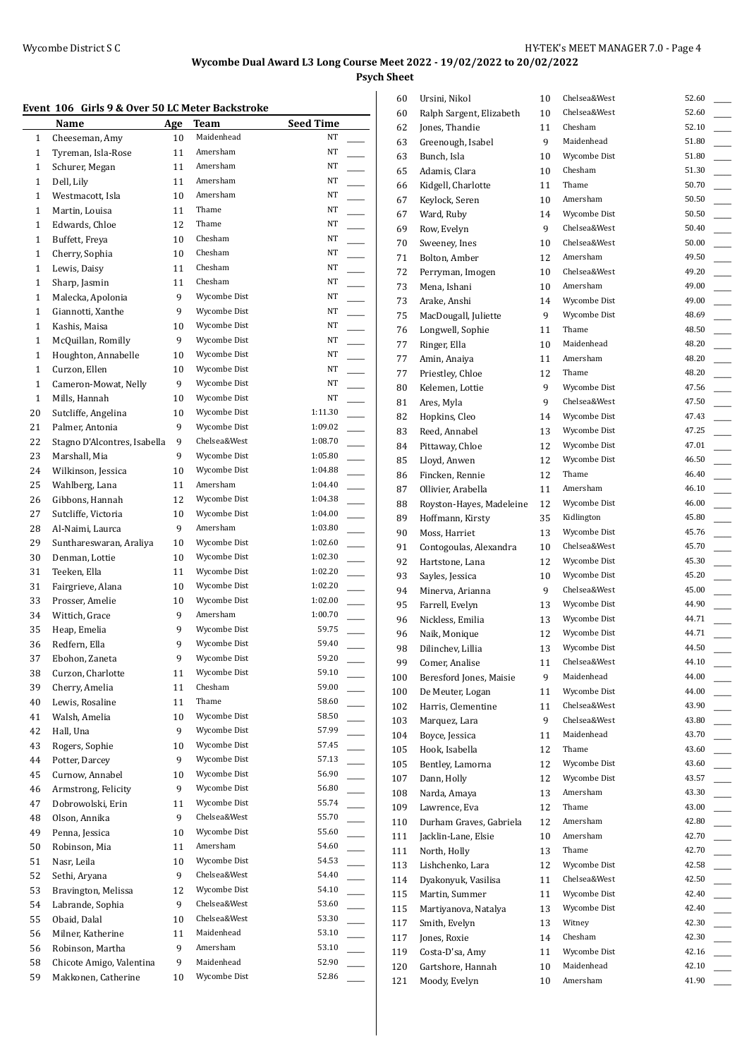## Wycombe Dual Award L3 Long Course Meet 2022 - 19/02/2022 to 20/02/2022

### Psych Sheet

#### Event 106 Girls 9 & Over 50 LC Meter Backstroke

| | Name | Age | Team | Seed Time | |
|---|---|---|---|---|---|
| 1 | Cheeseman, Amy | 10 | Maidenhead | NT | ____ |
| 1 | Tyreman, Isla-Rose | 11 | Amersham | NT | ____ |
| 1 | Schurer, Megan | 11 | Amersham | NT | ____ |
| 1 | Dell, Lily | 11 | Amersham | NT | ____ |
| 1 | Westmacott, Isla | 10 | Amersham | NT | ____ |
| 1 | Martin, Louisa | 11 | Thame | NT | ____ |
| 1 | Edwards, Chloe | 12 | Thame | NT | ____ |
| 1 | Buffett, Freya | 10 | Chesham | NT | ____ |
| 1 | Cherry, Sophia | 10 | Chesham | NT | ____ |
| 1 | Lewis, Daisy | 11 | Chesham | NT | ____ |
| 1 | Sharp, Jasmin | 11 | Chesham | NT | ____ |
| 1 | Malecka, Apolonia | 9 | Wycombe Dist | NT | ____ |
| 1 | Giannotti, Xanthe | 9 | Wycombe Dist | NT | ____ |
| 1 | Kashis, Maisa | 10 | Wycombe Dist | NT | ____ |
| 1 | McQuillan, Romilly | 9 | Wycombe Dist | NT | ____ |
| 1 | Houghton, Annabelle | 10 | Wycombe Dist | NT | ____ |
| 1 | Curzon, Ellen | 10 | Wycombe Dist | NT | ____ |
| 1 | Cameron-Mowat, Nelly | 9 | Wycombe Dist | NT | ____ |
| 1 | Mills, Hannah | 10 | Wycombe Dist | NT | ____ |
| 20 | Sutcliffe, Angelina | 10 | Wycombe Dist | 1:11.30 | ____ |
| 21 | Palmer, Antonia | 9 | Wycombe Dist | 1:09.02 | ____ |
| 22 | Stagno D'Alcontres, Isabella | 9 | Chelsea&West | 1:08.70 | ____ |
| 23 | Marshall, Mia | 9 | Wycombe Dist | 1:05.80 | ____ |
| 24 | Wilkinson, Jessica | 10 | Wycombe Dist | 1:04.88 | ____ |
| 25 | Wahlberg, Lana | 11 | Amersham | 1:04.40 | ____ |
| 26 | Gibbons, Hannah | 12 | Wycombe Dist | 1:04.38 | ____ |
| 27 | Sutcliffe, Victoria | 10 | Wycombe Dist | 1:04.00 | ____ |
| 28 | Al-Naimi, Laurca | 9 | Amersham | 1:03.80 | ____ |
| 29 | Sunthareswaran, Araliya | 10 | Wycombe Dist | 1:02.60 | ____ |
| 30 | Denman, Lottie | 10 | Wycombe Dist | 1:02.30 | ____ |
| 31 | Teeken, Ella | 11 | Wycombe Dist | 1:02.20 | ____ |
| 31 | Fairgrieve, Alana | 10 | Wycombe Dist | 1:02.20 | ____ |
| 33 | Prosser, Amelie | 10 | Wycombe Dist | 1:02.00 | ____ |
| 34 | Wittich, Grace | 9 | Amersham | 1:00.70 | ____ |
| 35 | Heap, Emelia | 9 | Wycombe Dist | 59.75 | ____ |
| 36 | Redfern, Ella | 9 | Wycombe Dist | 59.40 | ____ |
| 37 | Ebohon, Zaneta | 9 | Wycombe Dist | 59.20 | ____ |
| 38 | Curzon, Charlotte | 11 | Wycombe Dist | 59.10 | ____ |
| 39 | Cherry, Amelia | 11 | Chesham | 59.00 | ____ |
| 40 | Lewis, Rosaline | 11 | Thame | 58.60 | ____ |
| 41 | Walsh, Amelia | 10 | Wycombe Dist | 58.50 | ____ |
| 42 | Hall, Una | 9 | Wycombe Dist | 57.99 | ____ |
| 43 | Rogers, Sophie | 10 | Wycombe Dist | 57.45 | ____ |
| 44 | Potter, Darcey | 9 | Wycombe Dist | 57.13 | ____ |
| 45 | Curnow, Annabel | 10 | Wycombe Dist | 56.90 | ____ |
| 46 | Armstrong, Felicity | 9 | Wycombe Dist | 56.80 | ____ |
| 47 | Dobrowolski, Erin | 11 | Wycombe Dist | 55.74 | ____ |
| 48 | Olson, Annika | 9 | Chelsea&West | 55.70 | ____ |
| 49 | Penna, Jessica | 10 | Wycombe Dist | 55.60 | ____ |
| 50 | Robinson, Mia | 11 | Amersham | 54.60 | ____ |
| 51 | Nasr, Leila | 10 | Wycombe Dist | 54.53 | ____ |
| 52 | Sethi, Aryana | 9 | Chelsea&West | 54.40 | ____ |
| 53 | Bravington, Melissa | 12 | Wycombe Dist | 54.10 | ____ |
| 54 | Labrande, Sophia | 9 | Chelsea&West | 53.60 | ____ |
| 55 | Obaid, Dalal | 10 | Chelsea&West | 53.30 | ____ |
| 56 | Milner, Katherine | 11 | Maidenhead | 53.10 | ____ |
| 56 | Robinson, Martha | 9 | Amersham | 53.10 | ____ |
| 58 | Chicote Amigo, Valentina | 9 | Maidenhead | 52.90 | ____ |
| 59 | Makkonen, Catherine | 10 | Wycombe Dist | 52.86 | ____ |
| 60 | Ursini, Nikol | 10 | Chelsea&West | 52.60 | ____ |
| 60 | Ralph Sargent, Elizabeth | 10 | Chelsea&West | 52.60 | ____ |
| 62 | Jones, Thandie | 11 | Chesham | 52.10 | ____ |
| 63 | Greenough, Isabel | 9 | Maidenhead | 51.80 | ____ |
| 63 | Bunch, Isla | 10 | Wycombe Dist | 51.80 | ____ |
| 65 | Adamis, Clara | 10 | Chesham | 51.30 | ____ |
| 66 | Kidgell, Charlotte | 11 | Thame | 50.70 | ____ |
| 67 | Keylock, Seren | 10 | Amersham | 50.50 | ____ |
| 67 | Ward, Ruby | 14 | Wycombe Dist | 50.50 | ____ |
| 69 | Row, Evelyn | 9 | Chelsea&West | 50.40 | ____ |
| 70 | Sweeney, Ines | 10 | Chelsea&West | 50.00 | ____ |
| 71 | Bolton, Amber | 12 | Amersham | 49.50 | ____ |
| 72 | Perryman, Imogen | 10 | Chelsea&West | 49.20 | ____ |
| 73 | Mena, Ishani | 10 | Amersham | 49.00 | ____ |
| 73 | Arake, Anshi | 14 | Wycombe Dist | 49.00 | ____ |
| 75 | MacDougall, Juliette | 9 | Wycombe Dist | 48.69 | ____ |
| 76 | Longwell, Sophie | 11 | Thame | 48.50 | ____ |
| 77 | Ringer, Ella | 10 | Maidenhead | 48.20 | ____ |
| 77 | Amin, Anaiya | 11 | Amersham | 48.20 | ____ |
| 77 | Priestley, Chloe | 12 | Thame | 48.20 | ____ |
| 80 | Kelemen, Lottie | 9 | Wycombe Dist | 47.56 | ____ |
| 81 | Ares, Myla | 9 | Chelsea&West | 47.50 | ____ |
| 82 | Hopkins, Cleo | 14 | Wycombe Dist | 47.43 | ____ |
| 83 | Reed, Annabel | 13 | Wycombe Dist | 47.25 | ____ |
| 84 | Pittaway, Chloe | 12 | Wycombe Dist | 47.01 | ____ |
| 85 | Lloyd, Anwen | 12 | Wycombe Dist | 46.50 | ____ |
| 86 | Fincken, Rennie | 12 | Thame | 46.40 | ____ |
| 87 | Ollivier, Arabella | 11 | Amersham | 46.10 | ____ |
| 88 | Royston-Hayes, Madeleine | 12 | Wycombe Dist | 46.00 | ____ |
| 89 | Hoffmann, Kirsty | 35 | Kidlington | 45.80 | ____ |
| 90 | Moss, Harriet | 13 | Wycombe Dist | 45.76 | ____ |
| 91 | Contogoulas, Alexandra | 10 | Chelsea&West | 45.70 | ____ |
| 92 | Hartstone, Lana | 12 | Wycombe Dist | 45.30 | ____ |
| 93 | Sayles, Jessica | 10 | Wycombe Dist | 45.20 | ____ |
| 94 | Minerva, Arianna | 9 | Chelsea&West | 45.00 | ____ |
| 95 | Farrell, Evelyn | 13 | Wycombe Dist | 44.90 | ____ |
| 96 | Nickless, Emilia | 13 | Wycombe Dist | 44.71 | ____ |
| 96 | Naik, Monique | 12 | Wycombe Dist | 44.71 | ____ |
| 98 | Dilinchev, Lillia | 13 | Wycombe Dist | 44.50 | ____ |
| 99 | Comer, Analise | 11 | Chelsea&West | 44.10 | ____ |
| 100 | Beresford Jones, Maisie | 9 | Maidenhead | 44.00 | ____ |
| 100 | De Meuter, Logan | 11 | Wycombe Dist | 44.00 | ____ |
| 102 | Harris, Clementine | 11 | Chelsea&West | 43.90 | ____ |
| 103 | Marquez, Lara | 9 | Chelsea&West | 43.80 | ____ |
| 104 | Boyce, Jessica | 11 | Maidenhead | 43.70 | ____ |
| 105 | Hook, Isabella | 12 | Thame | 43.60 | ____ |
| 105 | Bentley, Lamorna | 12 | Wycombe Dist | 43.60 | ____ |
| 107 | Dann, Holly | 12 | Wycombe Dist | 43.57 | ____ |
| 108 | Narda, Amaya | 13 | Amersham | 43.30 | ____ |
| 109 | Lawrence, Eva | 12 | Thame | 43.00 | ____ |
| 110 | Durham Graves, Gabriela | 12 | Amersham | 42.80 | ____ |
| 111 | Jacklin-Lane, Elsie | 10 | Amersham | 42.70 | ____ |
| 111 | North, Holly | 13 | Thame | 42.70 | ____ |
| 113 | Lishchenko, Lara | 12 | Wycombe Dist | 42.58 | ____ |
| 114 | Dyakonyuk, Vasilisa | 11 | Chelsea&West | 42.50 | ____ |
| 115 | Martin, Summer | 11 | Wycombe Dist | 42.40 | ____ |
| 115 | Martiyanova, Natalya | 13 | Wycombe Dist | 42.40 | ____ |
| 117 | Smith, Evelyn | 13 | Witney | 42.30 | ____ |
| 117 | Jones, Roxie | 14 | Chesham | 42.30 | ____ |
| 119 | Costa-D'sa, Amy | 11 | Wycombe Dist | 42.16 | ____ |
| 120 | Gartshore, Hannah | 10 | Maidenhead | 42.10 | ____ |
| 121 | Moody, Evelyn | 10 | Amersham | 41.90 | ____ |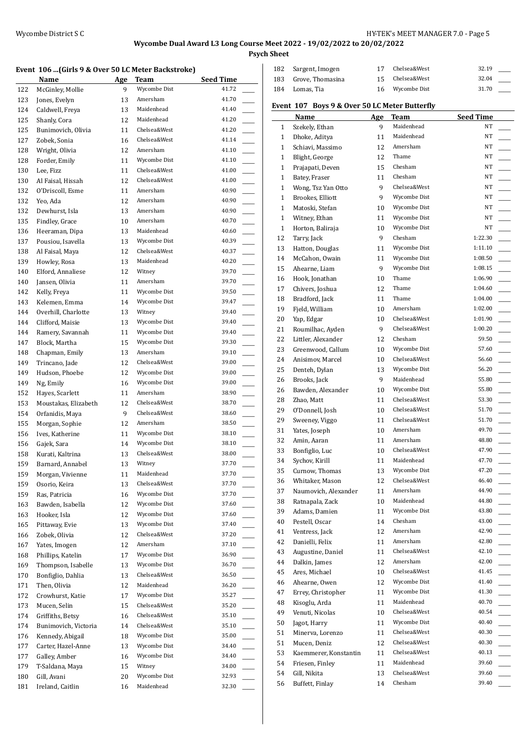# Wycombe Dual Award L3 Long Course Meet 2022 - 19/02/2022 to 20/02/2022

## Psych Sheet

### Event 106 ...(Girls 9 & Over 50 LC Meter Backstroke)

| | Name | Age | Team | Seed Time | |
|---|---|---|---|---|---|
| 122 | McGinley, Mollie | 9 | Wycombe Dist | 41.72 | ____ |
| 123 | Jones, Evelyn | 13 | Amersham | 41.70 | ____ |
| 124 | Caldwell, Freya | 13 | Maidenhead | 41.40 | ____ |
| 125 | Shanly, Cora | 12 | Maidenhead | 41.20 | ____ |
| 125 | Bunimovich, Olivia | 11 | Chelsea&West | 41.20 | ____ |
| 127 | Zobek, Sonia | 16 | Chelsea&West | 41.14 | ____ |
| 128 | Wright, Olivia | 12 | Amersham | 41.10 | ____ |
| 128 | Forder, Emily | 11 | Wycombe Dist | 41.10 | ____ |
| 130 | Lee, Fizz | 11 | Chelsea&West | 41.00 | ____ |
| 130 | Al Faisal, Hissah | 12 | Chelsea&West | 41.00 | ____ |
| 132 | O'Driscoll, Esme | 11 | Amersham | 40.90 | ____ |
| 132 | Yeo, Ada | 12 | Amersham | 40.90 | ____ |
| 132 | Dewhurst, Isla | 13 | Amersham | 40.90 | ____ |
| 135 | Findley, Grace | 10 | Amersham | 40.70 | ____ |
| 136 | Heeraman, Dipa | 13 | Maidenhead | 40.60 | ____ |
| 137 | Pousiou, Isavella | 13 | Wycombe Dist | 40.39 | ____ |
| 138 | Al Faisal, Maya | 12 | Chelsea&West | 40.37 | ____ |
| 139 | Howley, Rosa | 13 | Maidenhead | 40.20 | ____ |
| 140 | Elford, Annaliese | 12 | Witney | 39.70 | ____ |
| 140 | Jansen, Olivia | 11 | Amersham | 39.70 | ____ |
| 142 | Kelly, Freya | 11 | Wycombe Dist | 39.50 | ____ |
| 143 | Kelemen, Emma | 14 | Wycombe Dist | 39.47 | ____ |
| 144 | Overhill, Charlotte | 13 | Witney | 39.40 | ____ |
| 144 | Clifford, Maisie | 13 | Wycombe Dist | 39.40 | ____ |
| 144 | Ramery, Savannah | 11 | Wycombe Dist | 39.40 | ____ |
| 147 | Block, Martha | 15 | Wycombe Dist | 39.30 | ____ |
| 148 | Chapman, Emily | 13 | Amersham | 39.10 | ____ |
| 149 | Trincano, Jade | 12 | Chelsea&West | 39.00 | ____ |
| 149 | Hudson, Phoebe | 12 | Wycombe Dist | 39.00 | ____ |
| 149 | Ng, Emily | 16 | Wycombe Dist | 39.00 | ____ |
| 152 | Hayes, Scarlett | 11 | Amersham | 38.90 | ____ |
| 153 | Moustakas, Elizabeth | 12 | Chelsea&West | 38.70 | ____ |
| 154 | Orfanidis, Maya | 9 | Chelsea&West | 38.60 | ____ |
| 155 | Morgan, Sophie | 12 | Amersham | 38.50 | ____ |
| 156 | Ives, Katherine | 11 | Wycombe Dist | 38.10 | ____ |
| 156 | Gajek, Sara | 14 | Wycombe Dist | 38.10 | ____ |
| 158 | Kurati, Kaltrina | 13 | Chelsea&West | 38.00 | ____ |
| 159 | Barnard, Annabel | 13 | Witney | 37.70 | ____ |
| 159 | Morgan, Vivienne | 11 | Maidenhead | 37.70 | ____ |
| 159 | Osorio, Keira | 13 | Chelsea&West | 37.70 | ____ |
| 159 | Ras, Patricia | 16 | Wycombe Dist | 37.70 | ____ |
| 163 | Bawden, Isabella | 12 | Wycombe Dist | 37.60 | ____ |
| 163 | Hooker, Isla | 12 | Wycombe Dist | 37.60 | ____ |
| 165 | Pittaway, Evie | 13 | Wycombe Dist | 37.40 | ____ |
| 166 | Zobek, Olivia | 12 | Chelsea&West | 37.20 | ____ |
| 167 | Yates, Imogen | 12 | Amersham | 37.10 | ____ |
| 168 | Phillips, Katelin | 17 | Wycombe Dist | 36.90 | ____ |
| 169 | Thompson, Isabelle | 13 | Wycombe Dist | 36.70 | ____ |
| 170 | Bonfiglio, Dahlia | 13 | Chelsea&West | 36.50 | ____ |
| 171 | Then, Olivia | 12 | Maidenhead | 36.20 | ____ |
| 172 | Crowhurst, Katie | 17 | Wycombe Dist | 35.27 | ____ |
| 173 | Mucen, Selin | 15 | Chelsea&West | 35.20 | ____ |
| 174 | Griffiths, Betsy | 16 | Chelsea&West | 35.10 | ____ |
| 174 | Bunimovich, Victoria | 14 | Chelsea&West | 35.10 | ____ |
| 176 | Kennedy, Abigail | 18 | Wycombe Dist | 35.00 | ____ |
| 177 | Carter, Hazel-Anne | 13 | Wycombe Dist | 34.40 | ____ |
| 177 | Galley, Amber | 16 | Wycombe Dist | 34.40 | ____ |
| 179 | T-Saldana, Maya | 15 | Witney | 34.00 | ____ |
| 180 | Gill, Avani | 20 | Wycombe Dist | 32.93 | ____ |
| 181 | Ireland, Caitlin | 16 | Maidenhead | 32.30 | ____ |
| 182 | Sargent, Imogen | 17 | Chelsea&West | 32.19 | ____ |
| 183 | Grove, Thomasina | 15 | Chelsea&West | 32.04 | ____ |
| 184 | Lomas, Tia | 16 | Wycombe Dist | 31.70 | ____ |

### Event 107 Boys 9 & Over 50 LC Meter Butterfly

| | Name | Age | Team | Seed Time | |
|---|---|---|---|---|---|
| 1 | Szekely, Ethan | 9 | Maidenhead | NT | ____ |
| 1 | Dhoke, Aditya | 11 | Maidenhead | NT | ____ |
| 1 | Schiavi, Massimo | 12 | Amersham | NT | ____ |
| 1 | Blight, George | 12 | Thame | NT | ____ |
| 1 | Prajapati, Deven | 15 | Chesham | NT | ____ |
| 1 | Batey, Fraser | 11 | Chesham | NT | ____ |
| 1 | Wong, Tsz Yan Otto | 9 | Chelsea&West | NT | ____ |
| 1 | Brookes, Elliott | 9 | Wycombe Dist | NT | ____ |
| 1 | Matoski, Stefan | 10 | Wycombe Dist | NT | ____ |
| 1 | Witney, Ethan | 11 | Wycombe Dist | NT | ____ |
| 1 | Horton, Baliraja | 10 | Wycombe Dist | NT | ____ |
| 12 | Tarry, Jack | 9 | Chesham | 1:22.30 | ____ |
| 13 | Hatton, Douglas | 11 | Wycombe Dist | 1:11.10 | ____ |
| 14 | McCahon, Owain | 11 | Wycombe Dist | 1:08.50 | ____ |
| 15 | Ahearne, Liam | 9 | Wycombe Dist | 1:08.15 | ____ |
| 16 | Hook, Jonathan | 10 | Thame | 1:06.90 | ____ |
| 17 | Chivers, Joshua | 12 | Thame | 1:04.60 | ____ |
| 18 | Bradford, Jack | 11 | Thame | 1:04.00 | ____ |
| 19 | Fjeld, William | 10 | Amersham | 1:02.00 | ____ |
| 20 | Yap, Edgar | 10 | Chelsea&West | 1:01.90 | ____ |
| 21 | Roumilhac, Ayden | 9 | Chelsea&West | 1:00.20 | ____ |
| 22 | Littler, Alexander | 12 | Chesham | 59.50 | ____ |
| 23 | Greenwood, Callum | 10 | Wycombe Dist | 57.60 | ____ |
| 24 | Anisimov, Marcel | 10 | Chelsea&West | 56.60 | ____ |
| 25 | Denteh, Dylan | 13 | Wycombe Dist | 56.20 | ____ |
| 26 | Brooks, Jack | 9 | Maidenhead | 55.80 | ____ |
| 26 | Bawden, Alexander | 10 | Wycombe Dist | 55.80 | ____ |
| 28 | Zhao, Matt | 11 | Chelsea&West | 53.30 | ____ |
| 29 | O'Donnell, Josh | 10 | Chelsea&West | 51.70 | ____ |
| 29 | Sweeney, Viggo | 11 | Chelsea&West | 51.70 | ____ |
| 31 | Yates, Joseph | 10 | Amersham | 49.70 | ____ |
| 32 | Amin, Aaran | 11 | Amersham | 48.80 | ____ |
| 33 | Bonfiglio, Luc | 10 | Chelsea&West | 47.90 | ____ |
| 34 | Sychov, Kirill | 11 | Maidenhead | 47.70 | ____ |
| 35 | Curnow, Thomas | 13 | Wycombe Dist | 47.20 | ____ |
| 36 | Whitaker, Mason | 12 | Chelsea&West | 46.40 | ____ |
| 37 | Naumovich, Alexander | 11 | Amersham | 44.90 | ____ |
| 38 | Ratnapala, Zack | 10 | Maidenhead | 44.80 | ____ |
| 39 | Adams, Damien | 11 | Wycombe Dist | 43.80 | ____ |
| 40 | Pestell, Oscar | 14 | Chesham | 43.00 | ____ |
| 41 | Ventress, Jack | 12 | Amersham | 42.90 | ____ |
| 42 | Danielli, Felix | 11 | Amersham | 42.80 | ____ |
| 43 | Augustine, Daniel | 11 | Chelsea&West | 42.10 | ____ |
| 44 | Dalkin, James | 12 | Amersham | 42.00 | ____ |
| 45 | Ares, Michael | 10 | Chelsea&West | 41.45 | ____ |
| 46 | Ahearne, Owen | 12 | Wycombe Dist | 41.40 | ____ |
| 47 | Errey, Christopher | 11 | Wycombe Dist | 41.30 | ____ |
| 48 | Kisoglu, Arda | 11 | Maidenhead | 40.70 | ____ |
| 49 | Venuti, Nicolas | 10 | Chelsea&West | 40.54 | ____ |
| 50 | Jagot, Harry | 11 | Wycombe Dist | 40.40 | ____ |
| 51 | Minerva, Lorenzo | 11 | Chelsea&West | 40.30 | ____ |
| 51 | Mucen, Deniz | 12 | Chelsea&West | 40.30 | ____ |
| 53 | Kaemmerer, Konstantin | 11 | Chelsea&West | 40.13 | ____ |
| 54 | Friesen, Finley | 11 | Maidenhead | 39.60 | ____ |
| 54 | Gill, Nikita | 13 | Chelsea&West | 39.60 | ____ |
| 56 | Buffett, Finlay | 14 | Chesham | 39.40 | ____ |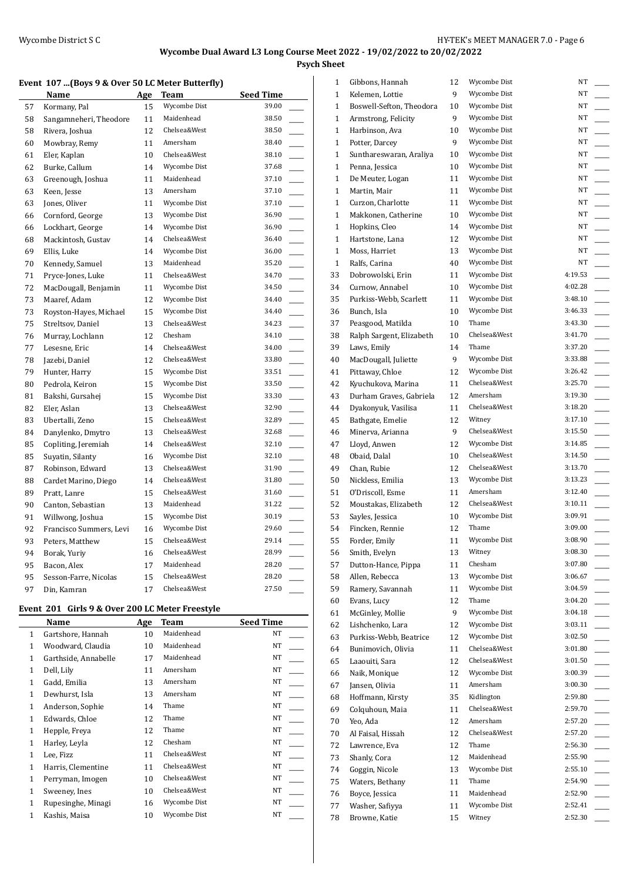## Wycombe Dual Award L3 Long Course Meet 2022 - 19/02/2022 to 20/02/2022

### Psych Sheet

### Event 107 ...(Boys 9 & Over 50 LC Meter Butterfly)

| | Name | Age | Team | Seed Time |
|---|---|---|---|---|
| 57 | Kormany, Pal | 15 | Wycombe Dist | 39.00 |
| 58 | Sangamneheri, Theodore | 11 | Maidenhead | 38.50 |
| 58 | Rivera, Joshua | 12 | Chelsea&West | 38.50 |
| 60 | Mowbray, Remy | 11 | Amersham | 38.40 |
| 61 | Eler, Kaplan | 10 | Chelsea&West | 38.10 |
| 62 | Burke, Callum | 14 | Wycombe Dist | 37.68 |
| 63 | Greenough, Joshua | 11 | Maidenhead | 37.10 |
| 63 | Keen, Jesse | 13 | Amersham | 37.10 |
| 63 | Jones, Oliver | 11 | Wycombe Dist | 37.10 |
| 66 | Cornford, George | 13 | Wycombe Dist | 36.90 |
| 66 | Lockhart, George | 14 | Wycombe Dist | 36.90 |
| 68 | Mackintosh, Gustav | 14 | Chelsea&West | 36.40 |
| 69 | Ellis, Luke | 14 | Wycombe Dist | 36.00 |
| 70 | Kennedy, Samuel | 13 | Maidenhead | 35.20 |
| 71 | Pryce-Jones, Luke | 11 | Chelsea&West | 34.70 |
| 72 | MacDougall, Benjamin | 11 | Wycombe Dist | 34.50 |
| 73 | Maaref, Adam | 12 | Wycombe Dist | 34.40 |
| 73 | Royston-Hayes, Michael | 15 | Wycombe Dist | 34.40 |
| 75 | Streltsov, Daniel | 13 | Chelsea&West | 34.23 |
| 76 | Murray, Lochlann | 12 | Chesham | 34.10 |
| 77 | Lesesne, Eric | 14 | Chelsea&West | 34.00 |
| 78 | Jazebi, Daniel | 12 | Chelsea&West | 33.80 |
| 79 | Hunter, Harry | 15 | Wycombe Dist | 33.51 |
| 80 | Pedrola, Keiron | 15 | Wycombe Dist | 33.50 |
| 81 | Bakshi, Gursahej | 15 | Wycombe Dist | 33.30 |
| 82 | Eler, Aslan | 13 | Chelsea&West | 32.90 |
| 83 | Ubertalli, Zeno | 15 | Chelsea&West | 32.89 |
| 84 | Danylenko, Dmytro | 13 | Chelsea&West | 32.68 |
| 85 | Copliting, Jeremiah | 14 | Chelsea&West | 32.10 |
| 85 | Suyatin, Silanty | 16 | Wycombe Dist | 32.10 |
| 87 | Robinson, Edward | 13 | Chelsea&West | 31.90 |
| 88 | Cardet Marino, Diego | 14 | Chelsea&West | 31.80 |
| 89 | Pratt, Lanre | 15 | Chelsea&West | 31.60 |
| 90 | Canton, Sebastian | 13 | Maidenhead | 31.22 |
| 91 | Willwong, Joshua | 15 | Wycombe Dist | 30.19 |
| 92 | Francisco Summers, Levi | 16 | Wycombe Dist | 29.60 |
| 93 | Peters, Matthew | 15 | Chelsea&West | 29.14 |
| 94 | Borak, Yuriy | 16 | Chelsea&West | 28.99 |
| 95 | Bacon, Alex | 17 | Maidenhead | 28.20 |
| 95 | Sesson-Farre, Nicolas | 15 | Chelsea&West | 28.20 |
| 97 | Din, Kamran | 17 | Chelsea&West | 27.50 |

### Event 201 Girls 9 & Over 200 LC Meter Freestyle

| | Name | Age | Team | Seed Time |
|---|---|---|---|---|
| 1 | Gartshore, Hannah | 10 | Maidenhead | NT |
| 1 | Woodward, Claudia | 10 | Maidenhead | NT |
| 1 | Garthside, Annabelle | 17 | Maidenhead | NT |
| 1 | Dell, Lily | 11 | Amersham | NT |
| 1 | Gadd, Emilia | 13 | Amersham | NT |
| 1 | Dewhurst, Isla | 13 | Amersham | NT |
| 1 | Anderson, Sophie | 14 | Thame | NT |
| 1 | Edwards, Chloe | 12 | Thame | NT |
| 1 | Hepple, Freya | 12 | Thame | NT |
| 1 | Harley, Leyla | 12 | Chesham | NT |
| 1 | Lee, Fizz | 11 | Chelsea&West | NT |
| 1 | Harris, Clementine | 11 | Chelsea&West | NT |
| 1 | Perryman, Imogen | 10 | Chelsea&West | NT |
| 1 | Sweeney, Ines | 10 | Chelsea&West | NT |
| 1 | Rupesinghe, Minagi | 16 | Wycombe Dist | NT |
| 1 | Kashis, Maisa | 10 | Wycombe Dist | NT |
| 1 | Gibbons, Hannah | 12 | Wycombe Dist | NT |
| 1 | Kelemen, Lottie | 9 | Wycombe Dist | NT |
| 1 | Boswell-Sefton, Theodora | 10 | Wycombe Dist | NT |
| 1 | Armstrong, Felicity | 9 | Wycombe Dist | NT |
| 1 | Harbinson, Ava | 10 | Wycombe Dist | NT |
| 1 | Potter, Darcey | 9 | Wycombe Dist | NT |
| 1 | Sunthareswaran, Araliya | 10 | Wycombe Dist | NT |
| 1 | Penna, Jessica | 10 | Wycombe Dist | NT |
| 1 | De Meuter, Logan | 11 | Wycombe Dist | NT |
| 1 | Martin, Mair | 11 | Wycombe Dist | NT |
| 1 | Curzon, Charlotte | 11 | Wycombe Dist | NT |
| 1 | Makkonen, Catherine | 10 | Wycombe Dist | NT |
| 1 | Hopkins, Cleo | 14 | Wycombe Dist | NT |
| 1 | Hartstone, Lana | 12 | Wycombe Dist | NT |
| 1 | Moss, Harriet | 13 | Wycombe Dist | NT |
| 1 | Ralfs, Carina | 40 | Wycombe Dist | NT |
| 33 | Dobrowolski, Erin | 11 | Wycombe Dist | 4:19.53 |
| 34 | Curnow, Annabel | 10 | Wycombe Dist | 4:02.28 |
| 35 | Purkiss-Webb, Scarlett | 11 | Wycombe Dist | 3:48.10 |
| 36 | Bunch, Isla | 10 | Wycombe Dist | 3:46.33 |
| 37 | Peasgood, Matilda | 10 | Thame | 3:43.30 |
| 38 | Ralph Sargent, Elizabeth | 10 | Chelsea&West | 3:41.70 |
| 39 | Laws, Emily | 14 | Thame | 3:37.20 |
| 40 | MacDougall, Juliette | 9 | Wycombe Dist | 3:33.88 |
| 41 | Pittaway, Chloe | 12 | Wycombe Dist | 3:26.42 |
| 42 | Kyuchukova, Marina | 11 | Chelsea&West | 3:25.70 |
| 43 | Durham Graves, Gabriela | 12 | Amersham | 3:19.30 |
| 44 | Dyakonyuk, Vasilisa | 11 | Chelsea&West | 3:18.20 |
| 45 | Bathgate, Emelie | 12 | Witney | 3:17.10 |
| 46 | Minerva, Arianna | 9 | Chelsea&West | 3:15.50 |
| 47 | Lloyd, Anwen | 12 | Wycombe Dist | 3:14.85 |
| 48 | Obaid, Dalal | 10 | Chelsea&West | 3:14.50 |
| 49 | Chan, Rubie | 12 | Chelsea&West | 3:13.70 |
| 50 | Nickless, Emilia | 13 | Wycombe Dist | 3:13.23 |
| 51 | O'Driscoll, Esme | 11 | Amersham | 3:12.40 |
| 52 | Moustakas, Elizabeth | 12 | Chelsea&West | 3:10.11 |
| 53 | Sayles, Jessica | 10 | Wycombe Dist | 3:09.91 |
| 54 | Fincken, Rennie | 12 | Thame | 3:09.00 |
| 55 | Forder, Emily | 11 | Wycombe Dist | 3:08.90 |
| 56 | Smith, Evelyn | 13 | Witney | 3:08.30 |
| 57 | Dutton-Hance, Pippa | 11 | Chesham | 3:07.80 |
| 58 | Allen, Rebecca | 13 | Wycombe Dist | 3:06.67 |
| 59 | Ramery, Savannah | 11 | Wycombe Dist | 3:04.59 |
| 60 | Evans, Lucy | 12 | Thame | 3:04.20 |
| 61 | McGinley, Mollie | 9 | Wycombe Dist | 3:04.18 |
| 62 | Lishchenko, Lara | 12 | Wycombe Dist | 3:03.11 |
| 63 | Purkiss-Webb, Beatrice | 12 | Wycombe Dist | 3:02.50 |
| 64 | Bunimovich, Olivia | 11 | Chelsea&West | 3:01.80 |
| 65 | Laaouiti, Sara | 12 | Chelsea&West | 3:01.50 |
| 66 | Naik, Monique | 12 | Wycombe Dist | 3:00.39 |
| 67 | Jansen, Olivia | 11 | Amersham | 3:00.30 |
| 68 | Hoffmann, Kirsty | 35 | Kidlington | 2:59.80 |
| 69 | Colquhoun, Maia | 11 | Chelsea&West | 2:59.70 |
| 70 | Yeo, Ada | 12 | Amersham | 2:57.20 |
| 70 | Al Faisal, Hissah | 12 | Chelsea&West | 2:57.20 |
| 72 | Lawrence, Eva | 12 | Thame | 2:56.30 |
| 73 | Shanly, Cora | 12 | Maidenhead | 2:55.90 |
| 74 | Goggin, Nicole | 13 | Wycombe Dist | 2:55.10 |
| 75 | Waters, Bethany | 11 | Thame | 2:54.90 |
| 76 | Boyce, Jessica | 11 | Maidenhead | 2:52.90 |
| 77 | Washer, Safiyya | 11 | Wycombe Dist | 2:52.41 |
| 78 | Browne, Katie | 15 | Witney | 2:52.30 |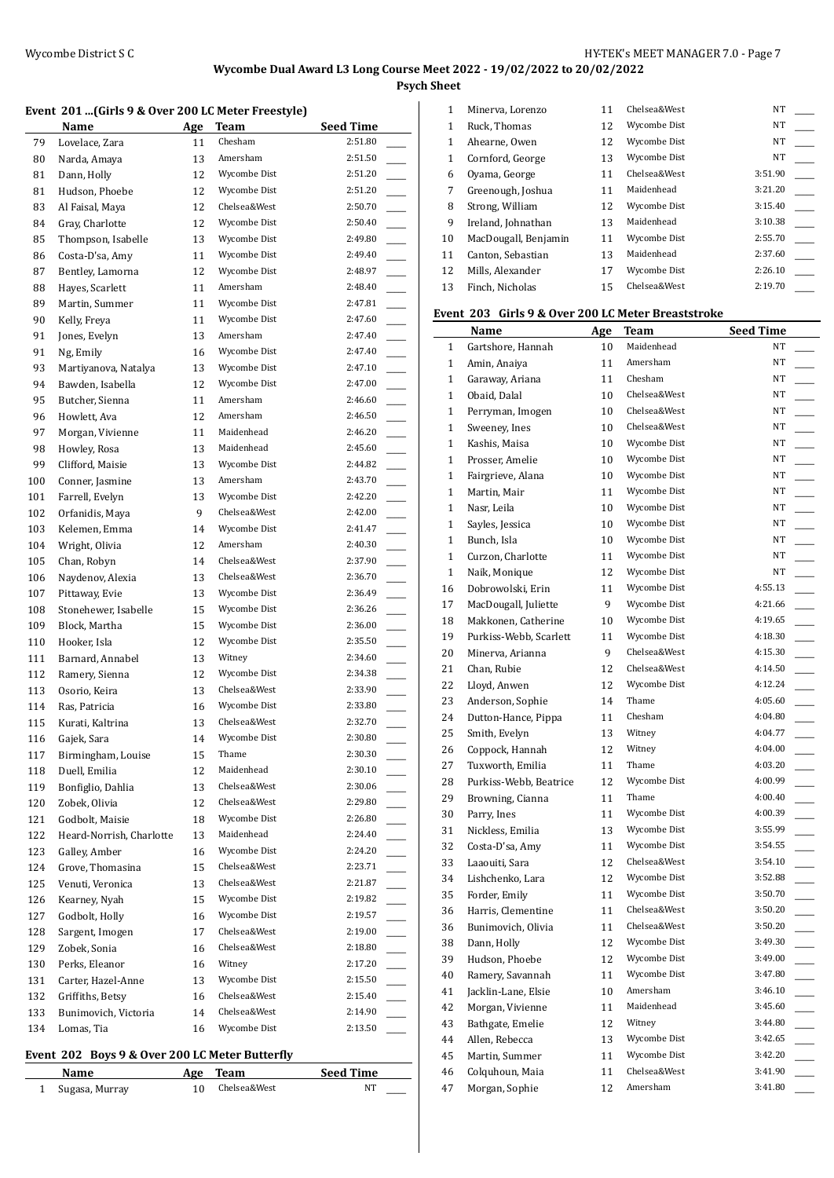## Wycombe Dual Award L3 Long Course Meet 2022 - 19/02/2022 to 20/02/2022

### Psych Sheet

#### Event 201 ...(Girls 9 & Over 200 LC Meter Freestyle)

| | Name | Age | Team | Seed Time |
|---|---|---|---|---|
| 79 | Lovelace, Zara | 11 | Chesham | 2:51.80 |
| 80 | Narda, Amaya | 13 | Amersham | 2:51.50 |
| 81 | Dann, Holly | 12 | Wycombe Dist | 2:51.20 |
| 81 | Hudson, Phoebe | 12 | Wycombe Dist | 2:51.20 |
| 83 | Al Faisal, Maya | 12 | Chelsea&West | 2:50.70 |
| 84 | Gray, Charlotte | 12 | Wycombe Dist | 2:50.40 |
| 85 | Thompson, Isabelle | 13 | Wycombe Dist | 2:49.80 |
| 86 | Costa-D'sa, Amy | 11 | Wycombe Dist | 2:49.40 |
| 87 | Bentley, Lamorna | 12 | Wycombe Dist | 2:48.97 |
| 88 | Hayes, Scarlett | 11 | Amersham | 2:48.40 |
| 89 | Martin, Summer | 11 | Wycombe Dist | 2:47.81 |
| 90 | Kelly, Freya | 11 | Wycombe Dist | 2:47.60 |
| 91 | Jones, Evelyn | 13 | Amersham | 2:47.40 |
| 91 | Ng, Emily | 16 | Wycombe Dist | 2:47.40 |
| 93 | Martiyanova, Natalya | 13 | Wycombe Dist | 2:47.10 |
| 94 | Bawden, Isabella | 12 | Wycombe Dist | 2:47.00 |
| 95 | Butcher, Sienna | 11 | Amersham | 2:46.60 |
| 96 | Howlett, Ava | 12 | Amersham | 2:46.50 |
| 97 | Morgan, Vivienne | 11 | Maidenhead | 2:46.20 |
| 98 | Howley, Rosa | 13 | Maidenhead | 2:45.60 |
| 99 | Clifford, Maisie | 13 | Wycombe Dist | 2:44.82 |
| 100 | Conner, Jasmine | 13 | Amersham | 2:43.70 |
| 101 | Farrell, Evelyn | 13 | Wycombe Dist | 2:42.20 |
| 102 | Orfanidis, Maya | 9 | Chelsea&West | 2:42.00 |
| 103 | Kelemen, Emma | 14 | Wycombe Dist | 2:41.47 |
| 104 | Wright, Olivia | 12 | Amersham | 2:40.30 |
| 105 | Chan, Robyn | 14 | Chelsea&West | 2:37.90 |
| 106 | Naydenov, Alexia | 13 | Chelsea&West | 2:36.70 |
| 107 | Pittaway, Evie | 13 | Wycombe Dist | 2:36.49 |
| 108 | Stonehewer, Isabelle | 15 | Wycombe Dist | 2:36.26 |
| 109 | Block, Martha | 15 | Wycombe Dist | 2:36.00 |
| 110 | Hooker, Isla | 12 | Wycombe Dist | 2:35.50 |
| 111 | Barnard, Annabel | 13 | Witney | 2:34.60 |
| 112 | Ramery, Sienna | 12 | Wycombe Dist | 2:34.38 |
| 113 | Osorio, Keira | 13 | Chelsea&West | 2:33.90 |
| 114 | Ras, Patricia | 16 | Wycombe Dist | 2:33.80 |
| 115 | Kurati, Kaltrina | 13 | Chelsea&West | 2:32.70 |
| 116 | Gajek, Sara | 14 | Wycombe Dist | 2:30.80 |
| 117 | Birmingham, Louise | 15 | Thame | 2:30.30 |
| 118 | Duell, Emilia | 12 | Maidenhead | 2:30.10 |
| 119 | Bonfiglio, Dahlia | 13 | Chelsea&West | 2:30.06 |
| 120 | Zobek, Olivia | 12 | Chelsea&West | 2:29.80 |
| 121 | Godbolt, Maisie | 18 | Wycombe Dist | 2:26.80 |
| 122 | Heard-Norrish, Charlotte | 13 | Maidenhead | 2:24.40 |
| 123 | Galley, Amber | 16 | Wycombe Dist | 2:24.20 |
| 124 | Grove, Thomasina | 15 | Chelsea&West | 2:23.71 |
| 125 | Venuti, Veronica | 13 | Chelsea&West | 2:21.87 |
| 126 | Kearney, Nyah | 15 | Wycombe Dist | 2:19.82 |
| 127 | Godbolt, Holly | 16 | Wycombe Dist | 2:19.57 |
| 128 | Sargent, Imogen | 17 | Chelsea&West | 2:19.00 |
| 129 | Zobek, Sonia | 16 | Chelsea&West | 2:18.80 |
| 130 | Perks, Eleanor | 16 | Witney | 2:17.20 |
| 131 | Carter, Hazel-Anne | 13 | Wycombe Dist | 2:15.50 |
| 132 | Griffiths, Betsy | 16 | Chelsea&West | 2:15.40 |
| 133 | Bunimovich, Victoria | 14 | Chelsea&West | 2:14.90 |
| 134 | Lomas, Tia | 16 | Wycombe Dist | 2:13.50 |

#### Event 202 Boys 9 & Over 200 LC Meter Butterfly

| | Name | Age | Team | Seed Time |
|---|---|---|---|---|
| 1 | Sugasa, Murray | 10 | Chelsea&West | NT |
| 1 | Minerva, Lorenzo | 11 | Chelsea&West | NT |
| 1 | Ruck, Thomas | 12 | Wycombe Dist | NT |
| 1 | Ahearne, Owen | 12 | Wycombe Dist | NT |
| 1 | Cornford, George | 13 | Wycombe Dist | NT |
| 6 | Oyama, George | 11 | Chelsea&West | 3:51.90 |
| 7 | Greenough, Joshua | 11 | Maidenhead | 3:21.20 |
| 8 | Strong, William | 12 | Wycombe Dist | 3:15.40 |
| 9 | Ireland, Johnathan | 13 | Maidenhead | 3:10.38 |
| 10 | MacDougall, Benjamin | 11 | Wycombe Dist | 2:55.70 |
| 11 | Canton, Sebastian | 13 | Maidenhead | 2:37.60 |
| 12 | Mills, Alexander | 17 | Wycombe Dist | 2:26.10 |
| 13 | Finch, Nicholas | 15 | Chelsea&West | 2:19.70 |

#### Event 203 Girls 9 & Over 200 LC Meter Breaststroke

| | Name | Age | Team | Seed Time |
|---|---|---|---|---|
| 1 | Gartshore, Hannah | 10 | Maidenhead | NT |
| 1 | Amin, Anaiya | 11 | Amersham | NT |
| 1 | Garaway, Ariana | 11 | Chesham | NT |
| 1 | Obaid, Dalal | 10 | Chelsea&West | NT |
| 1 | Perryman, Imogen | 10 | Chelsea&West | NT |
| 1 | Sweeney, Ines | 10 | Chelsea&West | NT |
| 1 | Kashis, Maisa | 10 | Wycombe Dist | NT |
| 1 | Prosser, Amelie | 10 | Wycombe Dist | NT |
| 1 | Fairgrieve, Alana | 10 | Wycombe Dist | NT |
| 1 | Martin, Mair | 11 | Wycombe Dist | NT |
| 1 | Nasr, Leila | 10 | Wycombe Dist | NT |
| 1 | Sayles, Jessica | 10 | Wycombe Dist | NT |
| 1 | Bunch, Isla | 10 | Wycombe Dist | NT |
| 1 | Curzon, Charlotte | 11 | Wycombe Dist | NT |
| 1 | Naik, Monique | 12 | Wycombe Dist | NT |
| 16 | Dobrowolski, Erin | 11 | Wycombe Dist | 4:55.13 |
| 17 | MacDougall, Juliette | 9 | Wycombe Dist | 4:21.66 |
| 18 | Makkonen, Catherine | 10 | Wycombe Dist | 4:19.65 |
| 19 | Purkiss-Webb, Scarlett | 11 | Wycombe Dist | 4:18.30 |
| 20 | Minerva, Arianna | 9 | Chelsea&West | 4:15.30 |
| 21 | Chan, Rubie | 12 | Chelsea&West | 4:14.50 |
| 22 | Lloyd, Anwen | 12 | Wycombe Dist | 4:12.24 |
| 23 | Anderson, Sophie | 14 | Thame | 4:05.60 |
| 24 | Dutton-Hance, Pippa | 11 | Chesham | 4:04.80 |
| 25 | Smith, Evelyn | 13 | Witney | 4:04.77 |
| 26 | Coppock, Hannah | 12 | Witney | 4:04.00 |
| 27 | Tuxworth, Emilia | 11 | Thame | 4:03.20 |
| 28 | Purkiss-Webb, Beatrice | 12 | Wycombe Dist | 4:00.99 |
| 29 | Browning, Cianna | 11 | Thame | 4:00.40 |
| 30 | Parry, Ines | 11 | Wycombe Dist | 4:00.39 |
| 31 | Nickless, Emilia | 13 | Wycombe Dist | 3:55.99 |
| 32 | Costa-D'sa, Amy | 11 | Wycombe Dist | 3:54.55 |
| 33 | Laaouiti, Sara | 12 | Chelsea&West | 3:54.10 |
| 34 | Lishchenko, Lara | 12 | Wycombe Dist | 3:52.88 |
| 35 | Forder, Emily | 11 | Wycombe Dist | 3:50.70 |
| 36 | Harris, Clementine | 11 | Chelsea&West | 3:50.20 |
| 36 | Bunimovich, Olivia | 11 | Chelsea&West | 3:50.20 |
| 38 | Dann, Holly | 12 | Wycombe Dist | 3:49.30 |
| 39 | Hudson, Phoebe | 12 | Wycombe Dist | 3:49.00 |
| 40 | Ramery, Savannah | 11 | Wycombe Dist | 3:47.80 |
| 41 | Jacklin-Lane, Elsie | 10 | Amersham | 3:46.10 |
| 42 | Morgan, Vivienne | 11 | Maidenhead | 3:45.60 |
| 43 | Bathgate, Emelie | 12 | Witney | 3:44.80 |
| 44 | Allen, Rebecca | 13 | Wycombe Dist | 3:42.65 |
| 45 | Martin, Summer | 11 | Wycombe Dist | 3:42.20 |
| 46 | Colquhoun, Maia | 11 | Chelsea&West | 3:41.90 |
| 47 | Morgan, Sophie | 12 | Amersham | 3:41.80 |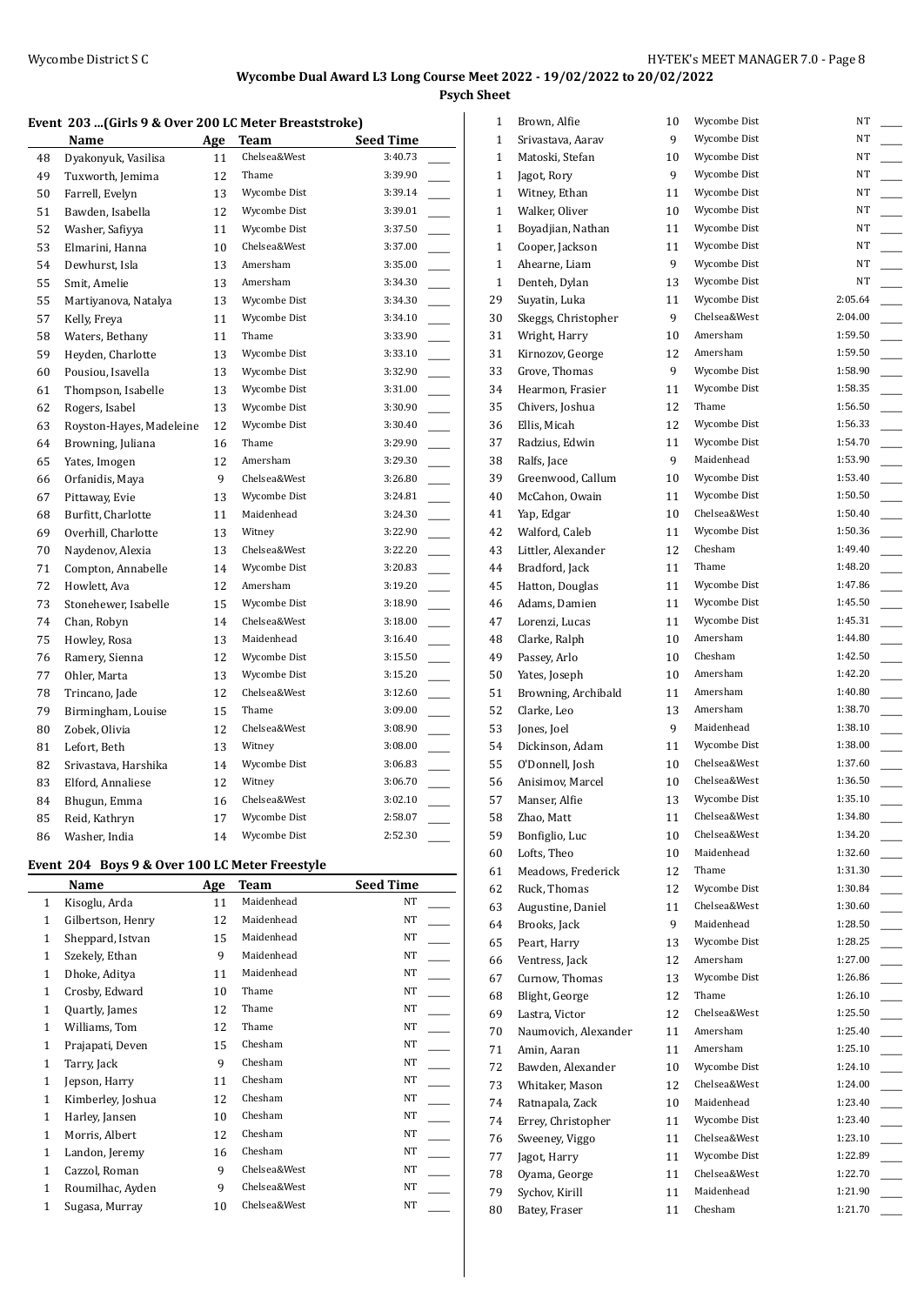# Wycombe Dual Award L3 Long Course Meet 2022 - 19/02/2022 to 20/02/2022

## Psych Sheet

### Event 203 ...(Girls 9 & Over 200 LC Meter Breaststroke)

| | Name | Age | Team | Seed Time |
|---|---|---|---|---|
| 48 | Dyakonyuk, Vasilisa | 11 | Chelsea&West | 3:40.73 |
| 49 | Tuxworth, Jemima | 12 | Thame | 3:39.90 |
| 50 | Farrell, Evelyn | 13 | Wycombe Dist | 3:39.14 |
| 51 | Bawden, Isabella | 12 | Wycombe Dist | 3:39.01 |
| 52 | Washer, Safiyya | 11 | Wycombe Dist | 3:37.50 |
| 53 | Elmarini, Hanna | 10 | Chelsea&West | 3:37.00 |
| 54 | Dewhurst, Isla | 13 | Amersham | 3:35.00 |
| 55 | Smit, Amelie | 13 | Amersham | 3:34.30 |
| 55 | Martiyanova, Natalya | 13 | Wycombe Dist | 3:34.30 |
| 57 | Kelly, Freya | 11 | Wycombe Dist | 3:34.10 |
| 58 | Waters, Bethany | 11 | Thame | 3:33.90 |
| 59 | Heyden, Charlotte | 13 | Wycombe Dist | 3:33.10 |
| 60 | Pousiou, Isavella | 13 | Wycombe Dist | 3:32.90 |
| 61 | Thompson, Isabelle | 13 | Wycombe Dist | 3:31.00 |
| 62 | Rogers, Isabel | 13 | Wycombe Dist | 3:30.90 |
| 63 | Royston-Hayes, Madeleine | 12 | Wycombe Dist | 3:30.40 |
| 64 | Browning, Juliana | 16 | Thame | 3:29.90 |
| 65 | Yates, Imogen | 12 | Amersham | 3:29.30 |
| 66 | Orfanidis, Maya | 9 | Chelsea&West | 3:26.80 |
| 67 | Pittaway, Evie | 13 | Wycombe Dist | 3:24.81 |
| 68 | Burfitt, Charlotte | 11 | Maidenhead | 3:24.30 |
| 69 | Overhill, Charlotte | 13 | Witney | 3:22.90 |
| 70 | Naydenov, Alexia | 13 | Chelsea&West | 3:22.20 |
| 71 | Compton, Annabelle | 14 | Wycombe Dist | 3:20.83 |
| 72 | Howlett, Ava | 12 | Amersham | 3:19.20 |
| 73 | Stonehewer, Isabelle | 15 | Wycombe Dist | 3:18.90 |
| 74 | Chan, Robyn | 14 | Chelsea&West | 3:18.00 |
| 75 | Howley, Rosa | 13 | Maidenhead | 3:16.40 |
| 76 | Ramery, Sienna | 12 | Wycombe Dist | 3:15.50 |
| 77 | Ohler, Marta | 13 | Wycombe Dist | 3:15.20 |
| 78 | Trincano, Jade | 12 | Chelsea&West | 3:12.60 |
| 79 | Birmingham, Louise | 15 | Thame | 3:09.00 |
| 80 | Zobek, Olivia | 12 | Chelsea&West | 3:08.90 |
| 81 | Lefort, Beth | 13 | Witney | 3:08.00 |
| 82 | Srivastava, Harshika | 14 | Wycombe Dist | 3:06.83 |
| 83 | Elford, Annaliese | 12 | Witney | 3:06.70 |
| 84 | Bhugun, Emma | 16 | Chelsea&West | 3:02.10 |
| 85 | Reid, Kathryn | 17 | Wycombe Dist | 2:58.07 |
| 86 | Washer, India | 14 | Wycombe Dist | 2:52.30 |

### Event 204 Boys 9 & Over 100 LC Meter Freestyle

| | Name | Age | Team | Seed Time |
|---|---|---|---|---|
| 1 | Kisoglu, Arda | 11 | Maidenhead | NT |
| 1 | Gilbertson, Henry | 12 | Maidenhead | NT |
| 1 | Sheppard, Istvan | 15 | Maidenhead | NT |
| 1 | Szekely, Ethan | 9 | Maidenhead | NT |
| 1 | Dhoke, Aditya | 11 | Maidenhead | NT |
| 1 | Crosby, Edward | 10 | Thame | NT |
| 1 | Quartly, James | 12 | Thame | NT |
| 1 | Williams, Tom | 12 | Thame | NT |
| 1 | Prajapati, Deven | 15 | Chesham | NT |
| 1 | Tarry, Jack | 9 | Chesham | NT |
| 1 | Jepson, Harry | 11 | Chesham | NT |
| 1 | Kimberley, Joshua | 12 | Chesham | NT |
| 1 | Harley, Jansen | 10 | Chesham | NT |
| 1 | Morris, Albert | 12 | Chesham | NT |
| 1 | Landon, Jeremy | 16 | Chesham | NT |
| 1 | Cazzol, Roman | 9 | Chelsea&West | NT |
| 1 | Roumilhac, Ayden | 9 | Chelsea&West | NT |
| 1 | Sugasa, Murray | 10 | Chelsea&West | NT |
| 1 | Brown, Alfie | 10 | Wycombe Dist | NT |
| 1 | Srivastava, Aarav | 9 | Wycombe Dist | NT |
| 1 | Matoski, Stefan | 10 | Wycombe Dist | NT |
| 1 | Jagot, Rory | 9 | Wycombe Dist | NT |
| 1 | Witney, Ethan | 11 | Wycombe Dist | NT |
| 1 | Walker, Oliver | 10 | Wycombe Dist | NT |
| 1 | Boyadjian, Nathan | 11 | Wycombe Dist | NT |
| 1 | Cooper, Jackson | 11 | Wycombe Dist | NT |
| 1 | Ahearne, Liam | 9 | Wycombe Dist | NT |
| 1 | Denteh, Dylan | 13 | Wycombe Dist | NT |
| 29 | Suyatin, Luka | 11 | Wycombe Dist | 2:05.64 |
| 30 | Skeggs, Christopher | 9 | Chelsea&West | 2:04.00 |
| 31 | Wright, Harry | 10 | Amersham | 1:59.50 |
| 31 | Kirnozov, George | 12 | Amersham | 1:59.50 |
| 33 | Grove, Thomas | 9 | Wycombe Dist | 1:58.90 |
| 34 | Hearmon, Frasier | 11 | Wycombe Dist | 1:58.35 |
| 35 | Chivers, Joshua | 12 | Thame | 1:56.50 |
| 36 | Ellis, Micah | 12 | Wycombe Dist | 1:56.33 |
| 37 | Radzius, Edwin | 11 | Wycombe Dist | 1:54.70 |
| 38 | Ralfs, Jace | 9 | Maidenhead | 1:53.90 |
| 39 | Greenwood, Callum | 10 | Wycombe Dist | 1:53.40 |
| 40 | McCahon, Owain | 11 | Wycombe Dist | 1:50.50 |
| 41 | Yap, Edgar | 10 | Chelsea&West | 1:50.40 |
| 42 | Walford, Caleb | 11 | Wycombe Dist | 1:50.36 |
| 43 | Littler, Alexander | 12 | Chesham | 1:49.40 |
| 44 | Bradford, Jack | 11 | Thame | 1:48.20 |
| 45 | Hatton, Douglas | 11 | Wycombe Dist | 1:47.86 |
| 46 | Adams, Damien | 11 | Wycombe Dist | 1:45.50 |
| 47 | Lorenzi, Lucas | 11 | Wycombe Dist | 1:45.31 |
| 48 | Clarke, Ralph | 10 | Amersham | 1:44.80 |
| 49 | Passey, Arlo | 10 | Chesham | 1:42.50 |
| 50 | Yates, Joseph | 10 | Amersham | 1:42.20 |
| 51 | Browning, Archibald | 11 | Amersham | 1:40.80 |
| 52 | Clarke, Leo | 13 | Amersham | 1:38.70 |
| 53 | Jones, Joel | 9 | Maidenhead | 1:38.10 |
| 54 | Dickinson, Adam | 11 | Wycombe Dist | 1:38.00 |
| 55 | O'Donnell, Josh | 10 | Chelsea&West | 1:37.60 |
| 56 | Anisimov, Marcel | 10 | Chelsea&West | 1:36.50 |
| 57 | Manser, Alfie | 13 | Wycombe Dist | 1:35.10 |
| 58 | Zhao, Matt | 11 | Chelsea&West | 1:34.80 |
| 59 | Bonfiglio, Luc | 10 | Chelsea&West | 1:34.20 |
| 60 | Lofts, Theo | 10 | Maidenhead | 1:32.60 |
| 61 | Meadows, Frederick | 12 | Thame | 1:31.30 |
| 62 | Ruck, Thomas | 12 | Wycombe Dist | 1:30.84 |
| 63 | Augustine, Daniel | 11 | Chelsea&West | 1:30.60 |
| 64 | Brooks, Jack | 9 | Maidenhead | 1:28.50 |
| 65 | Peart, Harry | 13 | Wycombe Dist | 1:28.25 |
| 66 | Ventress, Jack | 12 | Amersham | 1:27.00 |
| 67 | Curnow, Thomas | 13 | Wycombe Dist | 1:26.86 |
| 68 | Blight, George | 12 | Thame | 1:26.10 |
| 69 | Lastra, Victor | 12 | Chelsea&West | 1:25.50 |
| 70 | Naumovich, Alexander | 11 | Amersham | 1:25.40 |
| 71 | Amin, Aaran | 11 | Amersham | 1:25.10 |
| 72 | Bawden, Alexander | 10 | Wycombe Dist | 1:24.10 |
| 73 | Whitaker, Mason | 12 | Chelsea&West | 1:24.00 |
| 74 | Ratnapala, Zack | 10 | Maidenhead | 1:23.40 |
| 74 | Errey, Christopher | 11 | Wycombe Dist | 1:23.40 |
| 76 | Sweeney, Viggo | 11 | Chelsea&West | 1:23.10 |
| 77 | Jagot, Harry | 11 | Wycombe Dist | 1:22.89 |
| 78 | Oyama, George | 11 | Chelsea&West | 1:22.70 |
| 79 | Sychov, Kirill | 11 | Maidenhead | 1:21.90 |
| 80 | Batey, Fraser | 11 | Chesham | 1:21.70 |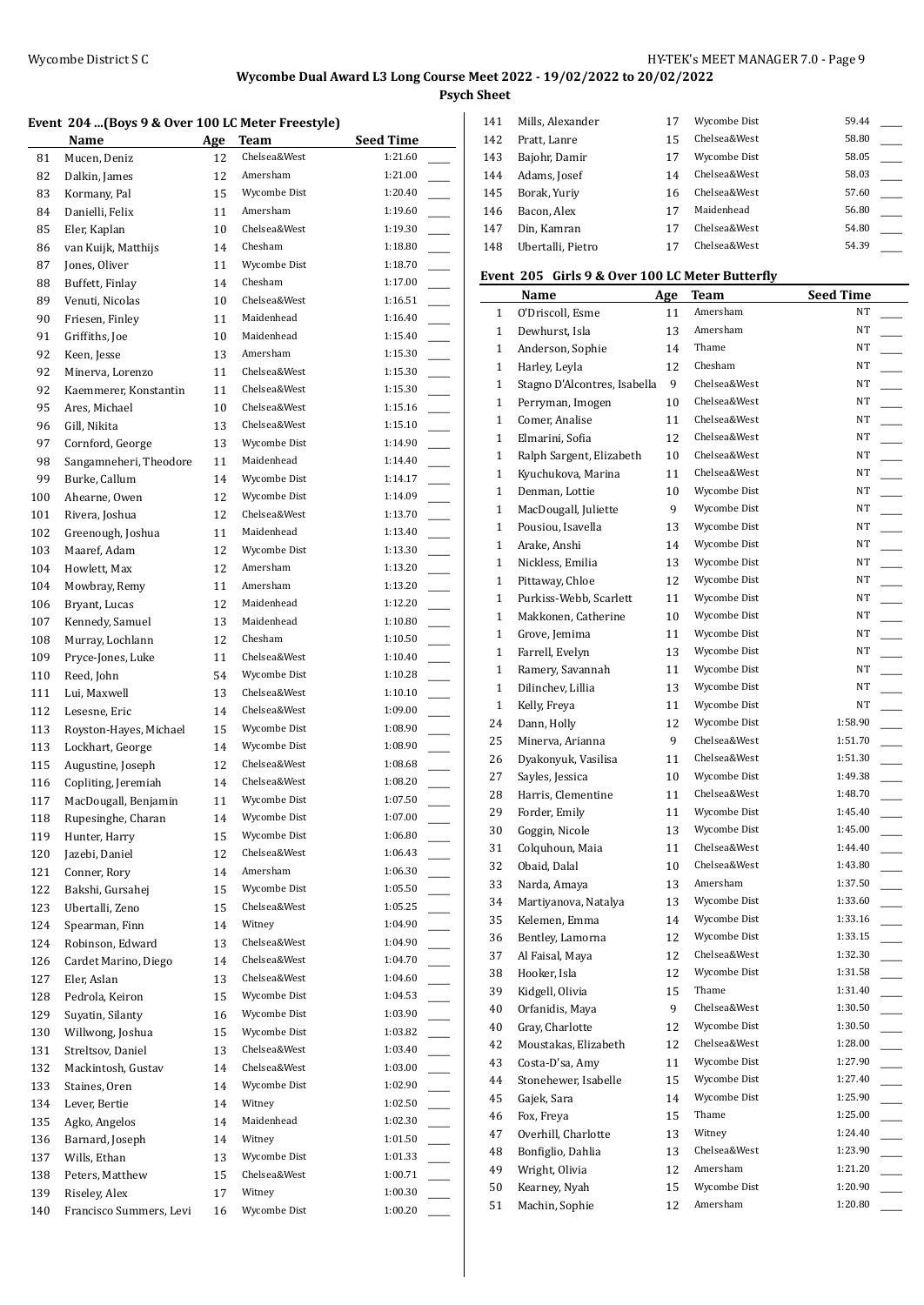**Wycombe Dual Award L3 Long Course Meet 2022 - 19/02/2022 to 20/02/2022**

**Psych Sheet**

### Event 204 ...(Boys 9 & Over 100 LC Meter Freestyle)

| | Name | Age | Team | Seed Time | |
|---|---|---|---|---|---|
| 81 | Mucen, Deniz | 12 | Chelsea&West | 1:21.60 | ____ |
| 82 | Dalkin, James | 12 | Amersham | 1:21.00 | ____ |
| 83 | Kormany, Pal | 15 | Wycombe Dist | 1:20.40 | ____ |
| 84 | Danielli, Felix | 11 | Amersham | 1:19.60 | ____ |
| 85 | Eler, Kaplan | 10 | Chelsea&West | 1:19.30 | ____ |
| 86 | van Kuijk, Matthijs | 14 | Chesham | 1:18.80 | ____ |
| 87 | Jones, Oliver | 11 | Wycombe Dist | 1:18.70 | ____ |
| 88 | Buffett, Finlay | 14 | Chesham | 1:17.00 | ____ |
| 89 | Venuti, Nicolas | 10 | Chelsea&West | 1:16.51 | ____ |
| 90 | Friesen, Finley | 11 | Maidenhead | 1:16.40 | ____ |
| 91 | Griffiths, Joe | 10 | Maidenhead | 1:15.40 | ____ |
| 92 | Keen, Jesse | 13 | Amersham | 1:15.30 | ____ |
| 92 | Minerva, Lorenzo | 11 | Chelsea&West | 1:15.30 | ____ |
| 92 | Kaemmerer, Konstantin | 11 | Chelsea&West | 1:15.30 | ____ |
| 95 | Ares, Michael | 10 | Chelsea&West | 1:15.16 | ____ |
| 96 | Gill, Nikita | 13 | Chelsea&West | 1:15.10 | ____ |
| 97 | Cornford, George | 13 | Wycombe Dist | 1:14.90 | ____ |
| 98 | Sangamneheri, Theodore | 11 | Maidenhead | 1:14.40 | ____ |
| 99 | Burke, Callum | 14 | Wycombe Dist | 1:14.17 | ____ |
| 100 | Ahearne, Owen | 12 | Wycombe Dist | 1:14.09 | ____ |
| 101 | Rivera, Joshua | 12 | Chelsea&West | 1:13.70 | ____ |
| 102 | Greenough, Joshua | 11 | Maidenhead | 1:13.40 | ____ |
| 103 | Maaref, Adam | 12 | Wycombe Dist | 1:13.30 | ____ |
| 104 | Howlett, Max | 12 | Amersham | 1:13.20 | ____ |
| 104 | Mowbray, Remy | 11 | Amersham | 1:13.20 | ____ |
| 106 | Bryant, Lucas | 12 | Maidenhead | 1:12.20 | ____ |
| 107 | Kennedy, Samuel | 13 | Maidenhead | 1:10.80 | ____ |
| 108 | Murray, Lochlann | 12 | Chesham | 1:10.50 | ____ |
| 109 | Pryce-Jones, Luke | 11 | Chelsea&West | 1:10.40 | ____ |
| 110 | Reed, John | 54 | Wycombe Dist | 1:10.28 | ____ |
| 111 | Lui, Maxwell | 13 | Chelsea&West | 1:10.10 | ____ |
| 112 | Lesesne, Eric | 14 | Chelsea&West | 1:09.00 | ____ |
| 113 | Royston-Hayes, Michael | 15 | Wycombe Dist | 1:08.90 | ____ |
| 113 | Lockhart, George | 14 | Wycombe Dist | 1:08.90 | ____ |
| 115 | Augustine, Joseph | 12 | Chelsea&West | 1:08.68 | ____ |
| 116 | Copliting, Jeremiah | 14 | Chelsea&West | 1:08.20 | ____ |
| 117 | MacDougall, Benjamin | 11 | Wycombe Dist | 1:07.50 | ____ |
| 118 | Rupesinghe, Charan | 14 | Wycombe Dist | 1:07.00 | ____ |
| 119 | Hunter, Harry | 15 | Wycombe Dist | 1:06.80 | ____ |
| 120 | Jazebi, Daniel | 12 | Chelsea&West | 1:06.43 | ____ |
| 121 | Conner, Rory | 14 | Amersham | 1:06.30 | ____ |
| 122 | Bakshi, Gursahej | 15 | Wycombe Dist | 1:05.50 | ____ |
| 123 | Ubertalli, Zeno | 15 | Chelsea&West | 1:05.25 | ____ |
| 124 | Spearman, Finn | 14 | Witney | 1:04.90 | ____ |
| 124 | Robinson, Edward | 13 | Chelsea&West | 1:04.90 | ____ |
| 126 | Cardet Marino, Diego | 14 | Chelsea&West | 1:04.70 | ____ |
| 127 | Eler, Aslan | 13 | Chelsea&West | 1:04.60 | ____ |
| 128 | Pedrola, Keiron | 15 | Wycombe Dist | 1:04.53 | ____ |
| 129 | Suyatin, Silanty | 16 | Wycombe Dist | 1:03.90 | ____ |
| 130 | Willwong, Joshua | 15 | Wycombe Dist | 1:03.82 | ____ |
| 131 | Streltsov, Daniel | 13 | Chelsea&West | 1:03.40 | ____ |
| 132 | Mackintosh, Gustav | 14 | Chelsea&West | 1:03.00 | ____ |
| 133 | Staines, Oren | 14 | Wycombe Dist | 1:02.90 | ____ |
| 134 | Lever, Bertie | 14 | Witney | 1:02.50 | ____ |
| 135 | Agko, Angelos | 14 | Maidenhead | 1:02.30 | ____ |
| 136 | Barnard, Joseph | 14 | Witney | 1:01.50 | ____ |
| 137 | Wills, Ethan | 13 | Wycombe Dist | 1:01.33 | ____ |
| 138 | Peters, Matthew | 15 | Chelsea&West | 1:00.71 | ____ |
| 139 | Riseley, Alex | 17 | Witney | 1:00.30 | ____ |
| 140 | Francisco Summers, Levi | 16 | Wycombe Dist | 1:00.20 | ____ |
| 141 | Mills, Alexander | 17 | Wycombe Dist | 59.44 | ____ |
| 142 | Pratt, Lanre | 15 | Chelsea&West | 58.80 | ____ |
| 143 | Bajohr, Damir | 17 | Wycombe Dist | 58.05 | ____ |
| 144 | Adams, Josef | 14 | Chelsea&West | 58.03 | ____ |
| 145 | Borak, Yuriy | 16 | Chelsea&West | 57.60 | ____ |
| 146 | Bacon, Alex | 17 | Maidenhead | 56.80 | ____ |
| 147 | Din, Kamran | 17 | Chelsea&West | 54.80 | ____ |
| 148 | Ubertalli, Pietro | 17 | Chelsea&West | 54.39 | ____ |

### Event 205 Girls 9 & Over 100 LC Meter Butterfly

| | Name | Age | Team | Seed Time | |
|---|---|---|---|---|---|
| 1 | O'Driscoll, Esme | 11 | Amersham | NT | ____ |
| 1 | Dewhurst, Isla | 13 | Amersham | NT | ____ |
| 1 | Anderson, Sophie | 14 | Thame | NT | ____ |
| 1 | Harley, Leyla | 12 | Chesham | NT | ____ |
| 1 | Stagno D'Alcontres, Isabella | 9 | Chelsea&West | NT | ____ |
| 1 | Perryman, Imogen | 10 | Chelsea&West | NT | ____ |
| 1 | Comer, Analise | 11 | Chelsea&West | NT | ____ |
| 1 | Elmarini, Sofia | 12 | Chelsea&West | NT | ____ |
| 1 | Ralph Sargent, Elizabeth | 10 | Chelsea&West | NT | ____ |
| 1 | Kyuchukova, Marina | 11 | Chelsea&West | NT | ____ |
| 1 | Denman, Lottie | 10 | Wycombe Dist | NT | ____ |
| 1 | MacDougall, Juliette | 9 | Wycombe Dist | NT | ____ |
| 1 | Pousiou, Isavella | 13 | Wycombe Dist | NT | ____ |
| 1 | Arake, Anshi | 14 | Wycombe Dist | NT | ____ |
| 1 | Nickless, Emilia | 13 | Wycombe Dist | NT | ____ |
| 1 | Pittaway, Chloe | 12 | Wycombe Dist | NT | ____ |
| 1 | Purkiss-Webb, Scarlett | 11 | Wycombe Dist | NT | ____ |
| 1 | Makkonen, Catherine | 10 | Wycombe Dist | NT | ____ |
| 1 | Grove, Jemima | 11 | Wycombe Dist | NT | ____ |
| 1 | Farrell, Evelyn | 13 | Wycombe Dist | NT | ____ |
| 1 | Ramery, Savannah | 11 | Wycombe Dist | NT | ____ |
| 1 | Dilinchev, Lillia | 13 | Wycombe Dist | NT | ____ |
| 1 | Kelly, Freya | 11 | Wycombe Dist | NT | ____ |
| 24 | Dann, Holly | 12 | Wycombe Dist | 1:58.90 | ____ |
| 25 | Minerva, Arianna | 9 | Chelsea&West | 1:51.70 | ____ |
| 26 | Dyakonyuk, Vasilisa | 11 | Wycombe Dist | 1:51.30 | ____ |
| 27 | Sayles, Jessica | 10 | Wycombe Dist | 1:49.38 | ____ |
| 28 | Harris, Clementine | 11 | Chelsea&West | 1:48.70 | ____ |
| 29 | Forder, Emily | 11 | Wycombe Dist | 1:45.40 | ____ |
| 30 | Goggin, Nicole | 13 | Wycombe Dist | 1:45.00 | ____ |
| 31 | Colquhoun, Maia | 11 | Chelsea&West | 1:44.40 | ____ |
| 32 | Obaid, Dalal | 10 | Chelsea&West | 1:43.80 | ____ |
| 33 | Narda, Amaya | 13 | Amersham | 1:37.50 | ____ |
| 34 | Martiyanova, Natalya | 13 | Wycombe Dist | 1:33.60 | ____ |
| 35 | Kelemen, Emma | 14 | Wycombe Dist | 1:33.16 | ____ |
| 36 | Bentley, Lamorna | 12 | Wycombe Dist | 1:33.15 | ____ |
| 37 | Al Faisal, Maya | 12 | Chelsea&West | 1:32.30 | ____ |
| 38 | Hooker, Isla | 12 | Wycombe Dist | 1:31.58 | ____ |
| 39 | Kidgell, Olivia | 15 | Thame | 1:31.40 | ____ |
| 40 | Orfanidis, Maya | 9 | Chelsea&West | 1:30.50 | ____ |
| 40 | Gray, Charlotte | 12 | Wycombe Dist | 1:30.50 | ____ |
| 42 | Moustakas, Elizabeth | 12 | Chelsea&West | 1:28.00 | ____ |
| 43 | Costa-D'sa, Amy | 11 | Wycombe Dist | 1:27.90 | ____ |
| 44 | Stonehewer, Isabelle | 15 | Wycombe Dist | 1:27.40 | ____ |
| 45 | Gajek, Sara | 14 | Wycombe Dist | 1:25.90 | ____ |
| 46 | Fox, Freya | 15 | Thame | 1:25.00 | ____ |
| 47 | Overhill, Charlotte | 13 | Witney | 1:24.40 | ____ |
| 48 | Bonfiglio, Dahlia | 13 | Chelsea&West | 1:23.90 | ____ |
| 49 | Wright, Olivia | 12 | Amersham | 1:21.20 | ____ |
| 50 | Kearney, Nyah | 15 | Wycombe Dist | 1:20.90 | ____ |
| 51 | Machin, Sophie | 12 | Amersham | 1:20.80 | ____ |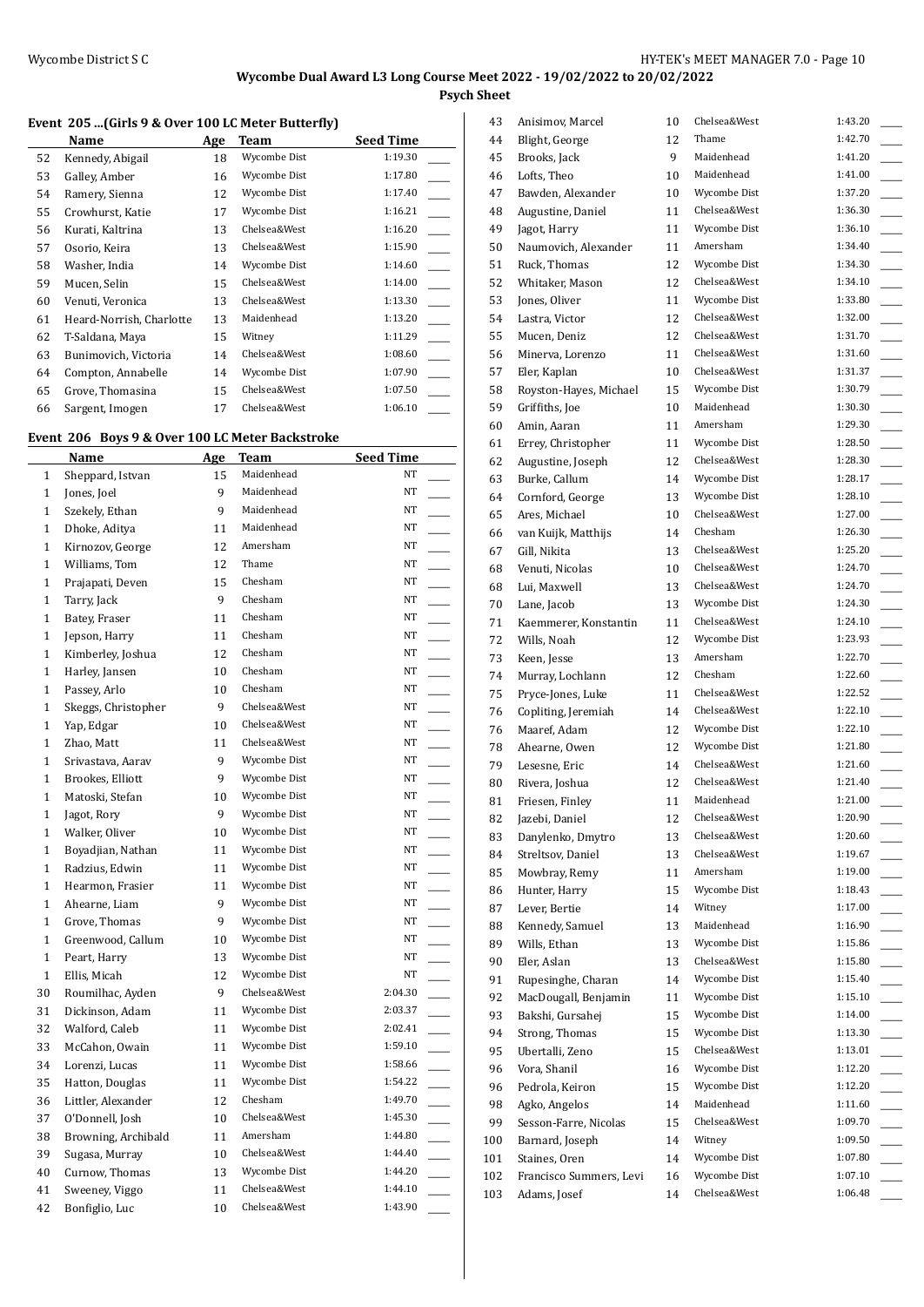## Wycombe Dual Award L3 Long Course Meet 2022 - 19/02/2022 to 20/02/2022

### Psych Sheet

#### Event 205 ...(Girls 9 & Over 100 LC Meter Butterfly)

| | Name | Age | Team | Seed Time | |
|---|---|---|---|---|---|
| 52 | Kennedy, Abigail | 18 | Wycombe Dist | 1:19.30 | ____ |
| 53 | Galley, Amber | 16 | Wycombe Dist | 1:17.80 | ____ |
| 54 | Ramery, Sienna | 12 | Wycombe Dist | 1:17.40 | ____ |
| 55 | Crowhurst, Katie | 17 | Wycombe Dist | 1:16.21 | ____ |
| 56 | Kurati, Kaltrina | 13 | Chelsea&West | 1:16.20 | ____ |
| 57 | Osorio, Keira | 13 | Chelsea&West | 1:15.90 | ____ |
| 58 | Washer, India | 14 | Wycombe Dist | 1:14.60 | ____ |
| 59 | Mucen, Selin | 15 | Chelsea&West | 1:14.00 | ____ |
| 60 | Venuti, Veronica | 13 | Chelsea&West | 1:13.30 | ____ |
| 61 | Heard-Norrish, Charlotte | 13 | Maidenhead | 1:13.20 | ____ |
| 62 | T-Saldana, Maya | 15 | Witney | 1:11.29 | ____ |
| 63 | Bunimovich, Victoria | 14 | Chelsea&West | 1:08.60 | ____ |
| 64 | Compton, Annabelle | 14 | Wycombe Dist | 1:07.90 | ____ |
| 65 | Grove, Thomasina | 15 | Chelsea&West | 1:07.50 | ____ |
| 66 | Sargent, Imogen | 17 | Chelsea&West | 1:06.10 | ____ |

#### Event 206 Boys 9 & Over 100 LC Meter Backstroke

| | Name | Age | Team | Seed Time | |
|---|---|---|---|---|---|
| 1 | Sheppard, Istvan | 15 | Maidenhead | NT | ____ |
| 1 | Jones, Joel | 9 | Maidenhead | NT | ____ |
| 1 | Szekely, Ethan | 9 | Maidenhead | NT | ____ |
| 1 | Dhoke, Aditya | 11 | Maidenhead | NT | ____ |
| 1 | Kirnozov, George | 12 | Amersham | NT | ____ |
| 1 | Williams, Tom | 12 | Thame | NT | ____ |
| 1 | Prajapati, Deven | 15 | Chesham | NT | ____ |
| 1 | Tarry, Jack | 9 | Chesham | NT | ____ |
| 1 | Batey, Fraser | 11 | Chesham | NT | ____ |
| 1 | Jepson, Harry | 11 | Chesham | NT | ____ |
| 1 | Kimberley, Joshua | 12 | Chesham | NT | ____ |
| 1 | Harley, Jansen | 10 | Chesham | NT | ____ |
| 1 | Passey, Arlo | 10 | Chesham | NT | ____ |
| 1 | Skeggs, Christopher | 9 | Chelsea&West | NT | ____ |
| 1 | Yap, Edgar | 10 | Chelsea&West | NT | ____ |
| 1 | Zhao, Matt | 11 | Chelsea&West | NT | ____ |
| 1 | Srivastava, Aarav | 9 | Wycombe Dist | NT | ____ |
| 1 | Brookes, Elliott | 9 | Wycombe Dist | NT | ____ |
| 1 | Matoski, Stefan | 10 | Wycombe Dist | NT | ____ |
| 1 | Jagot, Rory | 9 | Wycombe Dist | NT | ____ |
| 1 | Walker, Oliver | 10 | Wycombe Dist | NT | ____ |
| 1 | Boyadjian, Nathan | 11 | Wycombe Dist | NT | ____ |
| 1 | Radzius, Edwin | 11 | Wycombe Dist | NT | ____ |
| 1 | Hearmon, Frasier | 11 | Wycombe Dist | NT | ____ |
| 1 | Ahearne, Liam | 9 | Wycombe Dist | NT | ____ |
| 1 | Grove, Thomas | 9 | Wycombe Dist | NT | ____ |
| 1 | Greenwood, Callum | 10 | Wycombe Dist | NT | ____ |
| 1 | Peart, Harry | 13 | Wycombe Dist | NT | ____ |
| 1 | Ellis, Micah | 12 | Wycombe Dist | NT | ____ |
| 30 | Roumilhac, Ayden | 9 | Chelsea&West | 2:04.30 | ____ |
| 31 | Dickinson, Adam | 11 | Wycombe Dist | 2:03.37 | ____ |
| 32 | Walford, Caleb | 11 | Wycombe Dist | 2:02.41 | ____ |
| 33 | McCahon, Owain | 11 | Wycombe Dist | 1:59.10 | ____ |
| 34 | Lorenzi, Lucas | 11 | Wycombe Dist | 1:58.66 | ____ |
| 35 | Hatton, Douglas | 11 | Wycombe Dist | 1:54.22 | ____ |
| 36 | Littler, Alexander | 12 | Chesham | 1:49.70 | ____ |
| 37 | O'Donnell, Josh | 10 | Chelsea&West | 1:45.30 | ____ |
| 38 | Browning, Archibald | 11 | Amersham | 1:44.80 | ____ |
| 39 | Sugasa, Murray | 10 | Chelsea&West | 1:44.40 | ____ |
| 40 | Curnow, Thomas | 13 | Wycombe Dist | 1:44.20 | ____ |
| 41 | Sweeney, Viggo | 11 | Chelsea&West | 1:44.10 | ____ |
| 42 | Bonfiglio, Luc | 10 | Chelsea&West | 1:43.90 | ____ |
| 43 | Anisimov, Marcel | 10 | Chelsea&West | 1:43.20 | ____ |
| 44 | Blight, George | 12 | Thame | 1:42.70 | ____ |
| 45 | Brooks, Jack | 9 | Maidenhead | 1:41.20 | ____ |
| 46 | Lofts, Theo | 10 | Maidenhead | 1:41.00 | ____ |
| 47 | Bawden, Alexander | 10 | Wycombe Dist | 1:37.20 | ____ |
| 48 | Augustine, Daniel | 11 | Chelsea&West | 1:36.30 | ____ |
| 49 | Jagot, Harry | 11 | Wycombe Dist | 1:36.10 | ____ |
| 50 | Naumovich, Alexander | 11 | Amersham | 1:34.40 | ____ |
| 51 | Ruck, Thomas | 12 | Wycombe Dist | 1:34.30 | ____ |
| 52 | Whitaker, Mason | 12 | Chelsea&West | 1:34.10 | ____ |
| 53 | Jones, Oliver | 11 | Wycombe Dist | 1:33.80 | ____ |
| 54 | Lastra, Victor | 12 | Chelsea&West | 1:32.00 | ____ |
| 55 | Mucen, Deniz | 12 | Chelsea&West | 1:31.70 | ____ |
| 56 | Minerva, Lorenzo | 11 | Chelsea&West | 1:31.60 | ____ |
| 57 | Eler, Kaplan | 10 | Chelsea&West | 1:31.37 | ____ |
| 58 | Royston-Hayes, Michael | 15 | Wycombe Dist | 1:30.79 | ____ |
| 59 | Griffiths, Joe | 10 | Maidenhead | 1:30.30 | ____ |
| 60 | Amin, Aaran | 11 | Amersham | 1:29.30 | ____ |
| 61 | Errey, Christopher | 11 | Wycombe Dist | 1:28.50 | ____ |
| 62 | Augustine, Joseph | 12 | Chelsea&West | 1:28.30 | ____ |
| 63 | Burke, Callum | 14 | Wycombe Dist | 1:28.17 | ____ |
| 64 | Cornford, George | 13 | Wycombe Dist | 1:28.10 | ____ |
| 65 | Ares, Michael | 10 | Chelsea&West | 1:27.00 | ____ |
| 66 | van Kuijk, Matthijs | 14 | Chesham | 1:26.30 | ____ |
| 67 | Gill, Nikita | 13 | Chelsea&West | 1:25.20 | ____ |
| 68 | Venuti, Nicolas | 10 | Chelsea&West | 1:24.70 | ____ |
| 68 | Lui, Maxwell | 13 | Chelsea&West | 1:24.70 | ____ |
| 70 | Lane, Jacob | 13 | Wycombe Dist | 1:24.30 | ____ |
| 71 | Kaemmerer, Konstantin | 11 | Chelsea&West | 1:24.10 | ____ |
| 72 | Wills, Noah | 12 | Wycombe Dist | 1:23.93 | ____ |
| 73 | Keen, Jesse | 13 | Amersham | 1:22.70 | ____ |
| 74 | Murray, Lochlann | 12 | Chesham | 1:22.60 | ____ |
| 75 | Pryce-Jones, Luke | 11 | Chelsea&West | 1:22.52 | ____ |
| 76 | Copliting, Jeremiah | 14 | Chelsea&West | 1:22.10 | ____ |
| 76 | Maaref, Adam | 12 | Wycombe Dist | 1:22.10 | ____ |
| 78 | Ahearne, Owen | 12 | Wycombe Dist | 1:21.80 | ____ |
| 79 | Lesesne, Eric | 14 | Chelsea&West | 1:21.60 | ____ |
| 80 | Rivera, Joshua | 12 | Chelsea&West | 1:21.40 | ____ |
| 81 | Friesen, Finley | 11 | Maidenhead | 1:21.00 | ____ |
| 82 | Jazebi, Daniel | 12 | Chelsea&West | 1:20.90 | ____ |
| 83 | Danylenko, Dmytro | 13 | Chelsea&West | 1:20.60 | ____ |
| 84 | Streltsov, Daniel | 13 | Chelsea&West | 1:19.67 | ____ |
| 85 | Mowbray, Remy | 11 | Amersham | 1:19.00 | ____ |
| 86 | Hunter, Harry | 15 | Wycombe Dist | 1:18.43 | ____ |
| 87 | Lever, Bertie | 14 | Witney | 1:17.00 | ____ |
| 88 | Kennedy, Samuel | 13 | Maidenhead | 1:16.90 | ____ |
| 89 | Wills, Ethan | 13 | Wycombe Dist | 1:15.86 | ____ |
| 90 | Eler, Aslan | 13 | Chelsea&West | 1:15.80 | ____ |
| 91 | Rupesinghe, Charan | 14 | Wycombe Dist | 1:15.40 | ____ |
| 92 | MacDougall, Benjamin | 11 | Wycombe Dist | 1:15.10 | ____ |
| 93 | Bakshi, Gursahej | 15 | Wycombe Dist | 1:14.00 | ____ |
| 94 | Strong, Thomas | 15 | Wycombe Dist | 1:13.30 | ____ |
| 95 | Ubertalli, Zeno | 15 | Chelsea&West | 1:13.01 | ____ |
| 96 | Vora, Shanil | 16 | Wycombe Dist | 1:12.20 | ____ |
| 96 | Pedrola, Keiron | 15 | Wycombe Dist | 1:12.20 | ____ |
| 98 | Agko, Angelos | 14 | Maidenhead | 1:11.60 | ____ |
| 99 | Sesson-Farre, Nicolas | 15 | Chelsea&West | 1:09.70 | ____ |
| 100 | Barnard, Joseph | 14 | Witney | 1:09.50 | ____ |
| 101 | Staines, Oren | 14 | Wycombe Dist | 1:07.80 | ____ |
| 102 | Francisco Summers, Levi | 16 | Wycombe Dist | 1:07.10 | ____ |
| 103 | Adams, Josef | 14 | Chelsea&West | 1:06.48 | ____ |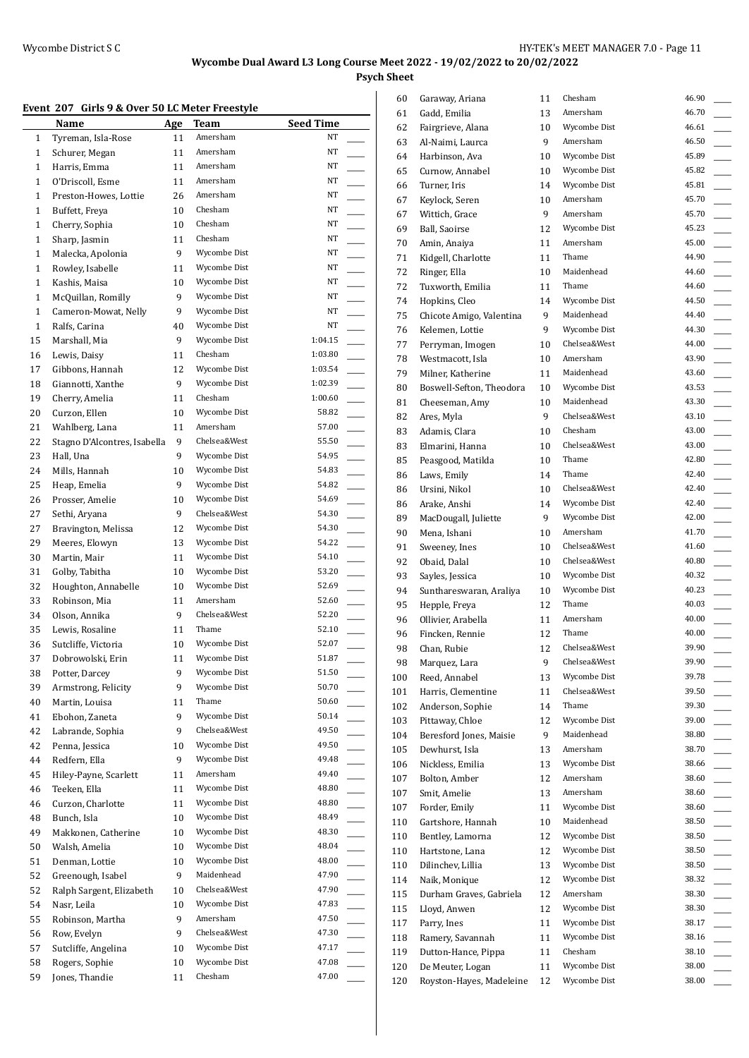# Wycombe Dual Award L3 Long Course Meet 2022 - 19/02/2022 to 20/02/2022

## Psych Sheet

### Event 207 Girls 9 & Over 50 LC Meter Freestyle

| | Name | Age | Team | Seed Time |
|---|---|---|---|---|
| 1 | Tyreman, Isla-Rose | 11 | Amersham | NT |
| 1 | Schurer, Megan | 11 | Amersham | NT |
| 1 | Harris, Emma | 11 | Amersham | NT |
| 1 | O'Driscoll, Esme | 11 | Amersham | NT |
| 1 | Preston-Howes, Lottie | 26 | Amersham | NT |
| 1 | Buffett, Freya | 10 | Chesham | NT |
| 1 | Cherry, Sophia | 10 | Chesham | NT |
| 1 | Sharp, Jasmin | 11 | Chesham | NT |
| 1 | Malecka, Apolonia | 9 | Wycombe Dist | NT |
| 1 | Rowley, Isabelle | 11 | Wycombe Dist | NT |
| 1 | Kashis, Maisa | 10 | Wycombe Dist | NT |
| 1 | McQuillan, Romilly | 9 | Wycombe Dist | NT |
| 1 | Cameron-Mowat, Nelly | 9 | Wycombe Dist | NT |
| 1 | Ralfs, Carina | 40 | Wycombe Dist | NT |
| 15 | Marshall, Mia | 9 | Wycombe Dist | 1:04.15 |
| 16 | Lewis, Daisy | 11 | Chesham | 1:03.80 |
| 17 | Gibbons, Hannah | 12 | Wycombe Dist | 1:03.54 |
| 18 | Giannotti, Xanthe | 9 | Wycombe Dist | 1:02.39 |
| 19 | Cherry, Amelia | 11 | Chesham | 1:00.60 |
| 20 | Curzon, Ellen | 10 | Wycombe Dist | 58.82 |
| 21 | Wahlberg, Lana | 11 | Amersham | 57.00 |
| 22 | Stagno D'Alcontres, Isabella | 9 | Chelsea&West | 55.50 |
| 23 | Hall, Una | 9 | Wycombe Dist | 54.95 |
| 24 | Mills, Hannah | 10 | Wycombe Dist | 54.83 |
| 25 | Heap, Emelia | 9 | Wycombe Dist | 54.82 |
| 26 | Prosser, Amelie | 10 | Wycombe Dist | 54.69 |
| 27 | Sethi, Aryana | 9 | Chelsea&West | 54.30 |
| 27 | Bravington, Melissa | 12 | Wycombe Dist | 54.30 |
| 29 | Meeres, Elowyn | 13 | Wycombe Dist | 54.22 |
| 30 | Martin, Mair | 11 | Wycombe Dist | 54.10 |
| 31 | Golby, Tabitha | 10 | Wycombe Dist | 53.20 |
| 32 | Houghton, Annabelle | 10 | Wycombe Dist | 52.69 |
| 33 | Robinson, Mia | 11 | Amersham | 52.60 |
| 34 | Olson, Annika | 9 | Chelsea&West | 52.20 |
| 35 | Lewis, Rosaline | 11 | Thame | 52.10 |
| 36 | Sutcliffe, Victoria | 10 | Wycombe Dist | 52.07 |
| 37 | Dobrowolski, Erin | 11 | Wycombe Dist | 51.87 |
| 38 | Potter, Darcey | 9 | Wycombe Dist | 51.50 |
| 39 | Armstrong, Felicity | 9 | Wycombe Dist | 50.70 |
| 40 | Martin, Louisa | 11 | Thame | 50.60 |
| 41 | Ebohon, Zaneta | 9 | Wycombe Dist | 50.14 |
| 42 | Labrande, Sophia | 9 | Chelsea&West | 49.50 |
| 42 | Penna, Jessica | 10 | Wycombe Dist | 49.50 |
| 44 | Redfern, Ella | 9 | Wycombe Dist | 49.48 |
| 45 | Hiley-Payne, Scarlett | 11 | Amersham | 49.40 |
| 46 | Teeken, Ella | 11 | Wycombe Dist | 48.80 |
| 46 | Curzon, Charlotte | 11 | Wycombe Dist | 48.80 |
| 48 | Bunch, Isla | 10 | Wycombe Dist | 48.49 |
| 49 | Makkonen, Catherine | 10 | Wycombe Dist | 48.30 |
| 50 | Walsh, Amelia | 10 | Wycombe Dist | 48.04 |
| 51 | Denman, Lottie | 10 | Wycombe Dist | 48.00 |
| 52 | Greenough, Isabel | 9 | Maidenhead | 47.90 |
| 52 | Ralph Sargent, Elizabeth | 10 | Chelsea&West | 47.90 |
| 54 | Nasr, Leila | 10 | Wycombe Dist | 47.83 |
| 55 | Robinson, Martha | 9 | Amersham | 47.50 |
| 56 | Row, Evelyn | 9 | Chelsea&West | 47.30 |
| 57 | Sutcliffe, Angelina | 10 | Wycombe Dist | 47.17 |
| 58 | Rogers, Sophie | 10 | Wycombe Dist | 47.08 |
| 59 | Jones, Thandie | 11 | Chesham | 47.00 |
| 60 | Garaway, Ariana | 11 | Chesham | 46.90 |
| 61 | Gadd, Emilia | 13 | Amersham | 46.70 |
| 62 | Fairgrieve, Alana | 10 | Wycombe Dist | 46.61 |
| 63 | Al-Naimi, Laurca | 9 | Amersham | 46.50 |
| 64 | Harbinson, Ava | 10 | Wycombe Dist | 45.89 |
| 65 | Curnow, Annabel | 10 | Wycombe Dist | 45.82 |
| 66 | Turner, Iris | 14 | Wycombe Dist | 45.81 |
| 67 | Keylock, Seren | 10 | Amersham | 45.70 |
| 67 | Wittich, Grace | 9 | Amersham | 45.70 |
| 69 | Ball, Saoirse | 12 | Wycombe Dist | 45.23 |
| 70 | Amin, Anaiya | 11 | Amersham | 45.00 |
| 71 | Kidgell, Charlotte | 11 | Thame | 44.90 |
| 72 | Ringer, Ella | 10 | Maidenhead | 44.60 |
| 72 | Tuxworth, Emilia | 11 | Thame | 44.60 |
| 74 | Hopkins, Cleo | 14 | Wycombe Dist | 44.50 |
| 75 | Chicote Amigo, Valentina | 9 | Maidenhead | 44.40 |
| 76 | Kelemen, Lottie | 9 | Wycombe Dist | 44.30 |
| 77 | Perryman, Imogen | 10 | Chelsea&West | 44.00 |
| 78 | Westmacott, Isla | 10 | Amersham | 43.90 |
| 79 | Milner, Katherine | 11 | Maidenhead | 43.60 |
| 80 | Boswell-Sefton, Theodora | 10 | Wycombe Dist | 43.53 |
| 81 | Cheeseman, Amy | 10 | Maidenhead | 43.30 |
| 82 | Ares, Myla | 9 | Chelsea&West | 43.10 |
| 83 | Adamis, Clara | 10 | Chesham | 43.00 |
| 83 | Elmarini, Hanna | 10 | Chelsea&West | 43.00 |
| 85 | Peasgood, Matilda | 10 | Thame | 42.80 |
| 86 | Laws, Emily | 14 | Thame | 42.40 |
| 86 | Ursini, Nikol | 10 | Chelsea&West | 42.40 |
| 86 | Arake, Anshi | 14 | Wycombe Dist | 42.40 |
| 89 | MacDougall, Juliette | 9 | Wycombe Dist | 42.00 |
| 90 | Mena, Ishani | 10 | Amersham | 41.70 |
| 91 | Sweeney, Ines | 10 | Chelsea&West | 41.60 |
| 92 | Obaid, Dalal | 10 | Chelsea&West | 40.80 |
| 93 | Sayles, Jessica | 10 | Wycombe Dist | 40.32 |
| 94 | Sunthareswaran, Araliya | 10 | Wycombe Dist | 40.23 |
| 95 | Hepple, Freya | 12 | Thame | 40.03 |
| 96 | Ollivier, Arabella | 11 | Amersham | 40.00 |
| 96 | Fincken, Rennie | 12 | Thame | 40.00 |
| 98 | Chan, Rubie | 12 | Chelsea&West | 39.90 |
| 98 | Marquez, Lara | 9 | Chelsea&West | 39.90 |
| 100 | Reed, Annabel | 13 | Wycombe Dist | 39.78 |
| 101 | Harris, Clementine | 11 | Chelsea&West | 39.50 |
| 102 | Anderson, Sophie | 14 | Thame | 39.30 |
| 103 | Pittaway, Chloe | 12 | Wycombe Dist | 39.00 |
| 104 | Beresford Jones, Maisie | 9 | Maidenhead | 38.80 |
| 105 | Dewhurst, Isla | 13 | Amersham | 38.70 |
| 106 | Nickless, Emilia | 13 | Wycombe Dist | 38.66 |
| 107 | Bolton, Amber | 12 | Amersham | 38.60 |
| 107 | Smit, Amelie | 13 | Amersham | 38.60 |
| 107 | Forder, Emily | 11 | Wycombe Dist | 38.60 |
| 110 | Gartshore, Hannah | 10 | Maidenhead | 38.50 |
| 110 | Bentley, Lamorna | 12 | Wycombe Dist | 38.50 |
| 110 | Hartstone, Lana | 12 | Wycombe Dist | 38.50 |
| 110 | Dilinchev, Lillia | 13 | Wycombe Dist | 38.50 |
| 114 | Naik, Monique | 12 | Wycombe Dist | 38.32 |
| 115 | Durham Graves, Gabriela | 12 | Amersham | 38.30 |
| 115 | Lloyd, Anwen | 12 | Wycombe Dist | 38.30 |
| 117 | Parry, Ines | 11 | Wycombe Dist | 38.17 |
| 118 | Ramery, Savannah | 11 | Wycombe Dist | 38.16 |
| 119 | Dutton-Hance, Pippa | 11 | Chesham | 38.10 |
| 120 | De Meuter, Logan | 11 | Wycombe Dist | 38.00 |
| 120 | Royston-Hayes, Madeleine | 12 | Wycombe Dist | 38.00 |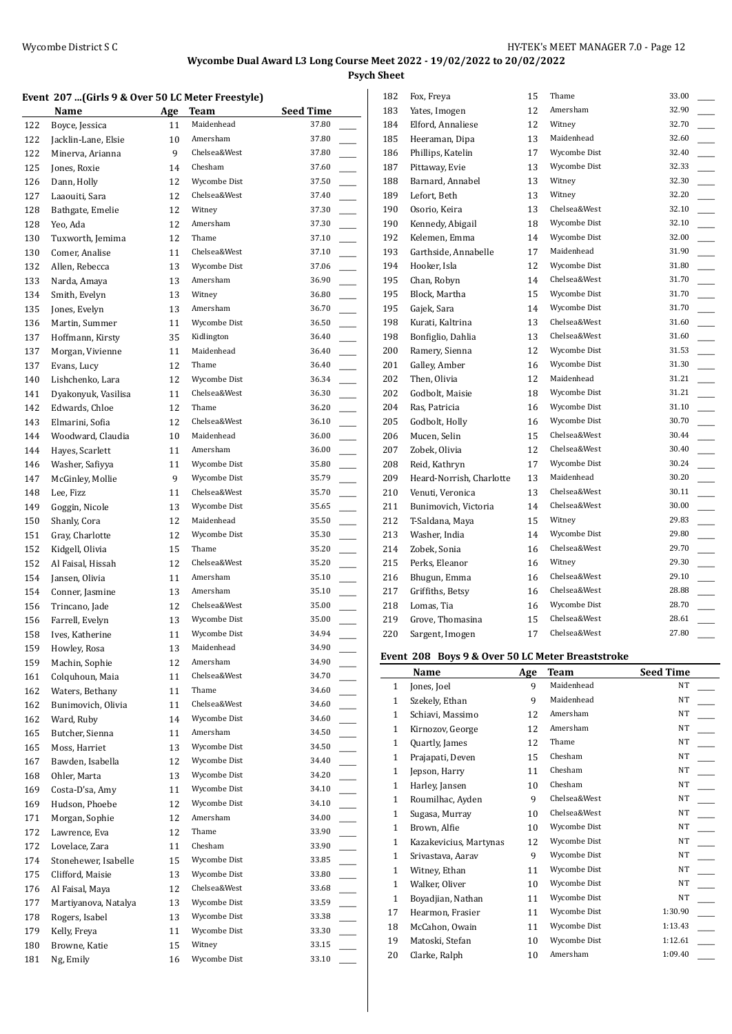## Wycombe Dual Award L3 Long Course Meet 2022 - 19/02/2022 to 20/02/2022

### Psych Sheet

#### Event 207 ...(Girls 9 & Over 50 LC Meter Freestyle)

| | Name | Age | Team | Seed Time |
|---|---|---|---|---|
| 122 | Boyce, Jessica | 11 | Maidenhead | 37.80 |
| 122 | Jacklin-Lane, Elsie | 10 | Amersham | 37.80 |
| 122 | Minerva, Arianna | 9 | Chelsea&West | 37.80 |
| 125 | Jones, Roxie | 14 | Chesham | 37.60 |
| 126 | Dann, Holly | 12 | Wycombe Dist | 37.50 |
| 127 | Laaouiti, Sara | 12 | Chelsea&West | 37.40 |
| 128 | Bathgate, Emelie | 12 | Witney | 37.30 |
| 128 | Yeo, Ada | 12 | Amersham | 37.30 |
| 130 | Tuxworth, Jemima | 12 | Thame | 37.10 |
| 130 | Comer, Analise | 11 | Chelsea&West | 37.10 |
| 132 | Allen, Rebecca | 13 | Wycombe Dist | 37.06 |
| 133 | Narda, Amaya | 13 | Amersham | 36.90 |
| 134 | Smith, Evelyn | 13 | Witney | 36.80 |
| 135 | Jones, Evelyn | 13 | Amersham | 36.70 |
| 136 | Martin, Summer | 11 | Wycombe Dist | 36.50 |
| 137 | Hoffmann, Kirsty | 35 | Kidlington | 36.40 |
| 137 | Morgan, Vivienne | 11 | Maidenhead | 36.40 |
| 137 | Evans, Lucy | 12 | Thame | 36.40 |
| 140 | Lishchenko, Lara | 12 | Wycombe Dist | 36.34 |
| 141 | Dyakonyuk, Vasilisa | 11 | Chelsea&West | 36.30 |
| 142 | Edwards, Chloe | 12 | Thame | 36.20 |
| 143 | Elmarini, Sofia | 12 | Chelsea&West | 36.10 |
| 144 | Woodward, Claudia | 10 | Maidenhead | 36.00 |
| 144 | Hayes, Scarlett | 11 | Amersham | 36.00 |
| 146 | Washer, Safiyya | 11 | Wycombe Dist | 35.80 |
| 147 | McGinley, Mollie | 9 | Wycombe Dist | 35.79 |
| 148 | Lee, Fizz | 11 | Chelsea&West | 35.70 |
| 149 | Goggin, Nicole | 13 | Wycombe Dist | 35.65 |
| 150 | Shanly, Cora | 12 | Maidenhead | 35.50 |
| 151 | Gray, Charlotte | 12 | Wycombe Dist | 35.30 |
| 152 | Kidgell, Olivia | 15 | Thame | 35.20 |
| 152 | Al Faisal, Hissah | 12 | Chelsea&West | 35.20 |
| 154 | Jansen, Olivia | 11 | Amersham | 35.10 |
| 154 | Conner, Jasmine | 13 | Amersham | 35.10 |
| 156 | Trincano, Jade | 12 | Chelsea&West | 35.00 |
| 156 | Farrell, Evelyn | 13 | Wycombe Dist | 35.00 |
| 158 | Ives, Katherine | 11 | Wycombe Dist | 34.94 |
| 159 | Howley, Rosa | 13 | Maidenhead | 34.90 |
| 159 | Machin, Sophie | 12 | Amersham | 34.90 |
| 161 | Colquhoun, Maia | 11 | Chelsea&West | 34.70 |
| 162 | Waters, Bethany | 11 | Thame | 34.60 |
| 162 | Bunimovich, Olivia | 11 | Chelsea&West | 34.60 |
| 162 | Ward, Ruby | 14 | Wycombe Dist | 34.60 |
| 165 | Butcher, Sienna | 11 | Amersham | 34.50 |
| 165 | Moss, Harriet | 13 | Wycombe Dist | 34.50 |
| 167 | Bawden, Isabella | 12 | Wycombe Dist | 34.40 |
| 168 | Ohler, Marta | 13 | Wycombe Dist | 34.20 |
| 169 | Costa-D'sa, Amy | 11 | Wycombe Dist | 34.10 |
| 169 | Hudson, Phoebe | 12 | Wycombe Dist | 34.10 |
| 171 | Morgan, Sophie | 12 | Amersham | 34.00 |
| 172 | Lawrence, Eva | 12 | Thame | 33.90 |
| 172 | Lovelace, Zara | 11 | Chesham | 33.90 |
| 174 | Stonehewer, Isabelle | 15 | Wycombe Dist | 33.85 |
| 175 | Clifford, Maisie | 13 | Wycombe Dist | 33.80 |
| 176 | Al Faisal, Maya | 12 | Chelsea&West | 33.68 |
| 177 | Martiyanova, Natalya | 13 | Wycombe Dist | 33.59 |
| 178 | Rogers, Isabel | 13 | Wycombe Dist | 33.38 |
| 179 | Kelly, Freya | 11 | Wycombe Dist | 33.30 |
| 180 | Browne, Katie | 15 | Witney | 33.15 |
| 181 | Ng, Emily | 16 | Wycombe Dist | 33.10 |
| 182 | Fox, Freya | 15 | Thame | 33.00 |
| 183 | Yates, Imogen | 12 | Amersham | 32.90 |
| 184 | Elford, Annaliese | 12 | Witney | 32.70 |
| 185 | Heeraman, Dipa | 13 | Maidenhead | 32.60 |
| 186 | Phillips, Katelin | 17 | Wycombe Dist | 32.40 |
| 187 | Pittaway, Evie | 13 | Wycombe Dist | 32.33 |
| 188 | Barnard, Annabel | 13 | Witney | 32.30 |
| 189 | Lefort, Beth | 13 | Witney | 32.20 |
| 190 | Osorio, Keira | 13 | Chelsea&West | 32.10 |
| 190 | Kennedy, Abigail | 18 | Wycombe Dist | 32.10 |
| 192 | Kelemen, Emma | 14 | Wycombe Dist | 32.00 |
| 193 | Garthside, Annabelle | 17 | Maidenhead | 31.90 |
| 194 | Hooker, Isla | 12 | Wycombe Dist | 31.80 |
| 195 | Chan, Robyn | 14 | Chelsea&West | 31.70 |
| 195 | Block, Martha | 15 | Wycombe Dist | 31.70 |
| 195 | Gajek, Sara | 14 | Wycombe Dist | 31.70 |
| 198 | Kurati, Kaltrina | 13 | Chelsea&West | 31.60 |
| 198 | Bonfiglio, Dahlia | 13 | Chelsea&West | 31.60 |
| 200 | Ramery, Sienna | 12 | Wycombe Dist | 31.53 |
| 201 | Galley, Amber | 16 | Wycombe Dist | 31.30 |
| 202 | Then, Olivia | 12 | Maidenhead | 31.21 |
| 202 | Godbolt, Maisie | 18 | Wycombe Dist | 31.21 |
| 204 | Ras, Patricia | 16 | Wycombe Dist | 31.10 |
| 205 | Godbolt, Holly | 16 | Wycombe Dist | 30.70 |
| 206 | Mucen, Selin | 15 | Chelsea&West | 30.44 |
| 207 | Zobek, Olivia | 12 | Chelsea&West | 30.40 |
| 208 | Reid, Kathryn | 17 | Wycombe Dist | 30.24 |
| 209 | Heard-Norrish, Charlotte | 13 | Maidenhead | 30.20 |
| 210 | Venuti, Veronica | 13 | Chelsea&West | 30.11 |
| 211 | Bunimovich, Victoria | 14 | Chelsea&West | 30.00 |
| 212 | T-Saldana, Maya | 15 | Witney | 29.83 |
| 213 | Washer, India | 14 | Wycombe Dist | 29.80 |
| 214 | Zobek, Sonia | 16 | Chelsea&West | 29.70 |
| 215 | Perks, Eleanor | 16 | Witney | 29.30 |
| 216 | Bhugun, Emma | 16 | Chelsea&West | 29.10 |
| 217 | Griffiths, Betsy | 16 | Chelsea&West | 28.88 |
| 218 | Lomas, Tia | 16 | Wycombe Dist | 28.70 |
| 219 | Grove, Thomasina | 15 | Chelsea&West | 28.61 |
| 220 | Sargent, Imogen | 17 | Chelsea&West | 27.80 |

#### Event 208 Boys 9 & Over 50 LC Meter Breaststroke

| | Name | Age | Team | Seed Time |
|---|---|---|---|---|
| 1 | Jones, Joel | 9 | Maidenhead | NT |
| 1 | Szekely, Ethan | 9 | Maidenhead | NT |
| 1 | Schiavi, Massimo | 12 | Amersham | NT |
| 1 | Kirnozov, George | 12 | Amersham | NT |
| 1 | Quartly, James | 12 | Thame | NT |
| 1 | Prajapati, Deven | 15 | Chesham | NT |
| 1 | Jepson, Harry | 11 | Chesham | NT |
| 1 | Harley, Jansen | 10 | Chesham | NT |
| 1 | Roumilhac, Ayden | 9 | Chelsea&West | NT |
| 1 | Sugasa, Murray | 10 | Chelsea&West | NT |
| 1 | Brown, Alfie | 10 | Wycombe Dist | NT |
| 1 | Kazakevicius, Martynas | 12 | Wycombe Dist | NT |
| 1 | Srivastava, Aarav | 9 | Wycombe Dist | NT |
| 1 | Witney, Ethan | 11 | Wycombe Dist | NT |
| 1 | Walker, Oliver | 10 | Wycombe Dist | NT |
| 1 | Boyadjian, Nathan | 11 | Wycombe Dist | NT |
| 17 | Hearmon, Frasier | 11 | Wycombe Dist | 1:30.90 |
| 18 | McCahon, Owain | 11 | Wycombe Dist | 1:13.43 |
| 19 | Matoski, Stefan | 10 | Wycombe Dist | 1:12.61 |
| 20 | Clarke, Ralph | 10 | Amersham | 1:09.40 |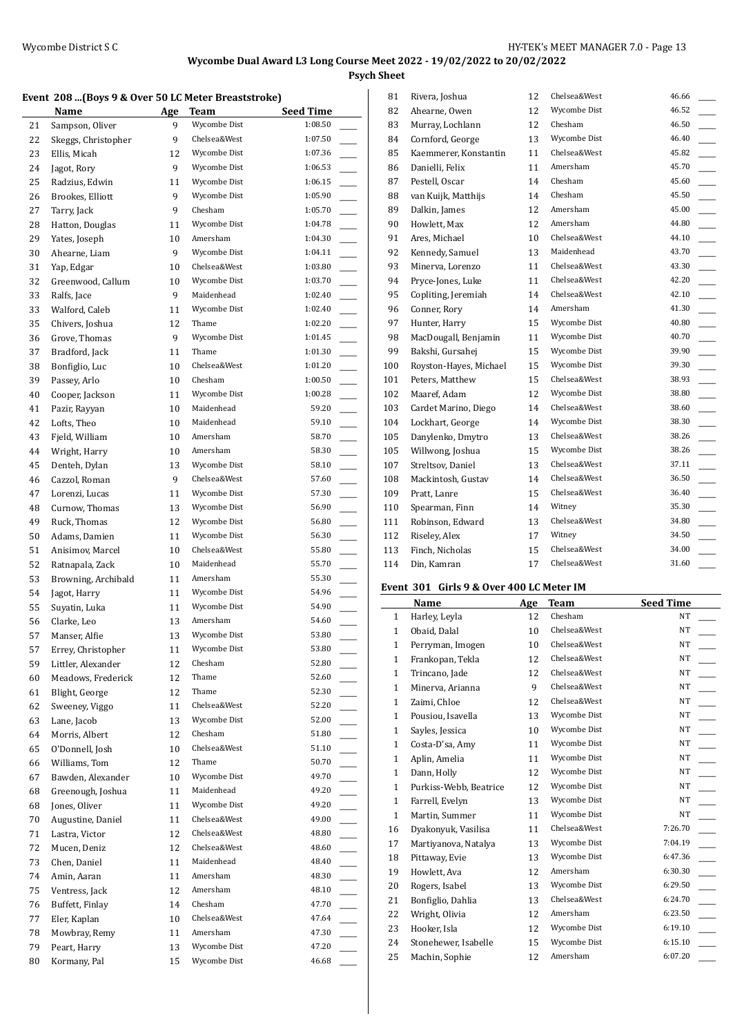# Wycombe Dual Award L3 Long Course Meet 2022 - 19/02/2022 to 20/02/2022

**Psych Sheet**

### Event 208 ...(Boys 9 & Over 50 LC Meter Breaststroke)

| | Name | Age | Team | Seed Time |
|---|---|---|---|---|
| 21 | Sampson, Oliver | 9 | Wycombe Dist | 1:08.50 |
| 22 | Skeggs, Christopher | 9 | Chelsea&West | 1:07.50 |
| 23 | Ellis, Micah | 12 | Wycombe Dist | 1:07.36 |
| 24 | Jagot, Rory | 9 | Wycombe Dist | 1:06.53 |
| 25 | Radzius, Edwin | 11 | Wycombe Dist | 1:06.15 |
| 26 | Brookes, Elliott | 9 | Wycombe Dist | 1:05.90 |
| 27 | Tarry, Jack | 9 | Chesham | 1:05.70 |
| 28 | Hatton, Douglas | 11 | Wycombe Dist | 1:04.78 |
| 29 | Yates, Joseph | 10 | Amersham | 1:04.30 |
| 30 | Ahearne, Liam | 9 | Wycombe Dist | 1:04.11 |
| 31 | Yap, Edgar | 10 | Chelsea&West | 1:03.80 |
| 32 | Greenwood, Callum | 10 | Wycombe Dist | 1:03.70 |
| 33 | Ralfs, Jace | 9 | Maidenhead | 1:02.40 |
| 33 | Walford, Caleb | 11 | Wycombe Dist | 1:02.40 |
| 35 | Chivers, Joshua | 12 | Thame | 1:02.20 |
| 36 | Grove, Thomas | 9 | Wycombe Dist | 1:01.45 |
| 37 | Bradford, Jack | 11 | Thame | 1:01.30 |
| 38 | Bonfiglio, Luc | 10 | Chelsea&West | 1:01.20 |
| 39 | Passey, Arlo | 10 | Chesham | 1:00.50 |
| 40 | Cooper, Jackson | 11 | Wycombe Dist | 1:00.28 |
| 41 | Pazir, Rayyan | 10 | Maidenhead | 59.20 |
| 42 | Lofts, Theo | 10 | Maidenhead | 59.10 |
| 43 | Fjeld, William | 10 | Amersham | 58.70 |
| 44 | Wright, Harry | 10 | Amersham | 58.30 |
| 45 | Denteh, Dylan | 13 | Wycombe Dist | 58.10 |
| 46 | Cazzol, Roman | 9 | Chelsea&West | 57.60 |
| 47 | Lorenzi, Lucas | 11 | Wycombe Dist | 57.30 |
| 48 | Curnow, Thomas | 13 | Wycombe Dist | 56.90 |
| 49 | Ruck, Thomas | 12 | Wycombe Dist | 56.80 |
| 50 | Adams, Damien | 11 | Wycombe Dist | 56.30 |
| 51 | Anisimov, Marcel | 10 | Chelsea&West | 55.80 |
| 52 | Ratnapala, Zack | 10 | Maidenhead | 55.70 |
| 53 | Browning, Archibald | 11 | Amersham | 55.30 |
| 54 | Jagot, Harry | 11 | Wycombe Dist | 54.96 |
| 55 | Suyatin, Luka | 11 | Wycombe Dist | 54.90 |
| 56 | Clarke, Leo | 13 | Amersham | 54.60 |
| 57 | Manser, Alfie | 13 | Wycombe Dist | 53.80 |
| 57 | Errey, Christopher | 11 | Wycombe Dist | 53.80 |
| 59 | Littler, Alexander | 12 | Chesham | 52.80 |
| 60 | Meadows, Frederick | 12 | Thame | 52.60 |
| 61 | Blight, George | 12 | Thame | 52.30 |
| 62 | Sweeney, Viggo | 11 | Chelsea&West | 52.20 |
| 63 | Lane, Jacob | 13 | Wycombe Dist | 52.00 |
| 64 | Morris, Albert | 12 | Chesham | 51.80 |
| 65 | O'Donnell, Josh | 10 | Chelsea&West | 51.10 |
| 66 | Williams, Tom | 12 | Thame | 50.70 |
| 67 | Bawden, Alexander | 10 | Wycombe Dist | 49.70 |
| 68 | Greenough, Joshua | 11 | Maidenhead | 49.20 |
| 68 | Jones, Oliver | 11 | Wycombe Dist | 49.20 |
| 70 | Augustine, Daniel | 11 | Chelsea&West | 49.00 |
| 71 | Lastra, Victor | 12 | Chelsea&West | 48.80 |
| 72 | Mucen, Deniz | 12 | Chelsea&West | 48.60 |
| 73 | Chen, Daniel | 11 | Maidenhead | 48.40 |
| 74 | Amin, Aaran | 11 | Amersham | 48.30 |
| 75 | Ventress, Jack | 12 | Amersham | 48.10 |
| 76 | Buffett, Finlay | 14 | Chesham | 47.70 |
| 77 | Eler, Kaplan | 10 | Chelsea&West | 47.64 |
| 78 | Mowbray, Remy | 11 | Amersham | 47.30 |
| 79 | Peart, Harry | 13 | Wycombe Dist | 47.20 |
| 80 | Kormany, Pal | 15 | Wycombe Dist | 46.68 |
| 81 | Rivera, Joshua | 12 | Chelsea&West | 46.66 |
| 82 | Ahearne, Owen | 12 | Wycombe Dist | 46.52 |
| 83 | Murray, Lochlann | 12 | Chesham | 46.50 |
| 84 | Cornford, George | 13 | Wycombe Dist | 46.40 |
| 85 | Kaemmerer, Konstantin | 11 | Chelsea&West | 45.82 |
| 86 | Danielli, Felix | 11 | Amersham | 45.70 |
| 87 | Pestell, Oscar | 14 | Chesham | 45.60 |
| 88 | van Kuijk, Matthijs | 14 | Chesham | 45.50 |
| 89 | Dalkin, James | 12 | Amersham | 45.00 |
| 90 | Howlett, Max | 12 | Amersham | 44.80 |
| 91 | Ares, Michael | 10 | Chelsea&West | 44.10 |
| 92 | Kennedy, Samuel | 13 | Maidenhead | 43.70 |
| 93 | Minerva, Lorenzo | 11 | Chelsea&West | 43.30 |
| 94 | Pryce-Jones, Luke | 11 | Chelsea&West | 42.20 |
| 95 | Copliting, Jeremiah | 14 | Chelsea&West | 42.10 |
| 96 | Conner, Rory | 14 | Amersham | 41.30 |
| 97 | Hunter, Harry | 15 | Wycombe Dist | 40.80 |
| 98 | MacDougall, Benjamin | 11 | Wycombe Dist | 40.70 |
| 99 | Bakshi, Gursahej | 15 | Wycombe Dist | 39.90 |
| 100 | Royston-Hayes, Michael | 15 | Wycombe Dist | 39.30 |
| 101 | Peters, Matthew | 15 | Chelsea&West | 38.93 |
| 102 | Maaref, Adam | 12 | Wycombe Dist | 38.80 |
| 103 | Cardet Marino, Diego | 14 | Chelsea&West | 38.60 |
| 104 | Lockhart, George | 14 | Wycombe Dist | 38.30 |
| 105 | Danylenko, Dmytro | 13 | Chelsea&West | 38.26 |
| 105 | Willwong, Joshua | 15 | Wycombe Dist | 38.26 |
| 107 | Streltsov, Daniel | 13 | Chelsea&West | 37.11 |
| 108 | Mackintosh, Gustav | 14 | Chelsea&West | 36.50 |
| 109 | Pratt, Lanre | 15 | Chelsea&West | 36.40 |
| 110 | Spearman, Finn | 14 | Witney | 35.30 |
| 111 | Robinson, Edward | 13 | Chelsea&West | 34.80 |
| 112 | Riseley, Alex | 17 | Witney | 34.50 |
| 113 | Finch, Nicholas | 15 | Chelsea&West | 34.00 |
| 114 | Din, Kamran | 17 | Chelsea&West | 31.60 |

### Event 301 Girls 9 & Over 400 LC Meter IM

| | Name | Age | Team | Seed Time |
|---|---|---|---|---|
| 1 | Harley, Leyla | 12 | Chesham | NT |
| 1 | Obaid, Dalal | 10 | Chelsea&West | NT |
| 1 | Perryman, Imogen | 10 | Chelsea&West | NT |
| 1 | Frankopan, Tekla | 12 | Chelsea&West | NT |
| 1 | Trincano, Jade | 12 | Chelsea&West | NT |
| 1 | Minerva, Arianna | 9 | Chelsea&West | NT |
| 1 | Zaimi, Chloe | 12 | Chelsea&West | NT |
| 1 | Pousiou, Isavella | 13 | Wycombe Dist | NT |
| 1 | Sayles, Jessica | 10 | Wycombe Dist | NT |
| 1 | Costa-D'sa, Amy | 11 | Wycombe Dist | NT |
| 1 | Aplin, Amelia | 11 | Wycombe Dist | NT |
| 1 | Dann, Holly | 12 | Wycombe Dist | NT |
| 1 | Purkiss-Webb, Beatrice | 12 | Wycombe Dist | NT |
| 1 | Farrell, Evelyn | 13 | Wycombe Dist | NT |
| 1 | Martin, Summer | 11 | Wycombe Dist | NT |
| 16 | Dyakonyuk, Vasilisa | 11 | Chelsea&West | 7:26.70 |
| 17 | Martiyanova, Natalya | 13 | Wycombe Dist | 7:04.19 |
| 18 | Pittaway, Evie | 13 | Wycombe Dist | 6:47.36 |
| 19 | Howlett, Ava | 12 | Amersham | 6:30.30 |
| 20 | Rogers, Isabel | 13 | Wycombe Dist | 6:29.50 |
| 21 | Bonfiglio, Dahlia | 13 | Chelsea&West | 6:24.70 |
| 22 | Wright, Olivia | 12 | Amersham | 6:23.50 |
| 23 | Hooker, Isla | 12 | Wycombe Dist | 6:19.10 |
| 24 | Stonehewer, Isabelle | 15 | Wycombe Dist | 6:15.10 |
| 25 | Machin, Sophie | 12 | Amersham | 6:07.20 |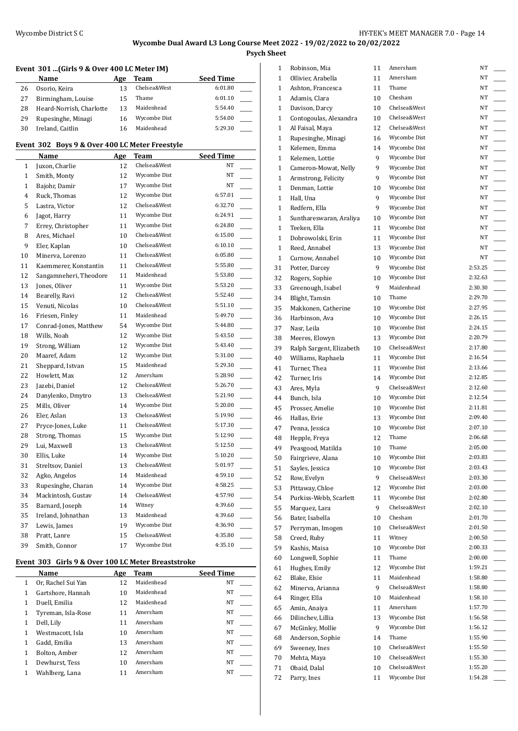# Wycombe Dual Award L3 Long Course Meet 2022 - 19/02/2022 to 20/02/2022

## Psych Sheet

### Event 301 ...(Girls 9 & Over 400 LC Meter IM)

| | Name | Age | Team | Seed Time |
|---|---|---|---|---|
| 26 | Osorio, Keira | 13 | Chelsea&West | 6:01.80 |
| 27 | Birmingham, Louise | 15 | Thame | 6:01.10 |
| 28 | Heard-Norrish, Charlotte | 13 | Maidenhead | 5:54.40 |
| 29 | Rupesinghe, Minagi | 16 | Wycombe Dist | 5:54.00 |
| 30 | Ireland, Caitlin | 16 | Maidenhead | 5:29.30 |

### Event 302 Boys 9 & Over 400 LC Meter Freestyle

| | Name | Age | Team | Seed Time |
|---|---|---|---|---|
| 1 | Juxon, Charlie | 12 | Chelsea&West | NT |
| 1 | Smith, Monty | 12 | Wycombe Dist | NT |
| 1 | Bajohr, Damir | 17 | Wycombe Dist | NT |
| 4 | Ruck, Thomas | 12 | Wycombe Dist | 6:57.01 |
| 5 | Lastra, Victor | 12 | Chelsea&West | 6:32.70 |
| 6 | Jagot, Harry | 11 | Wycombe Dist | 6:24.91 |
| 7 | Errey, Christopher | 11 | Wycombe Dist | 6:24.80 |
| 8 | Ares, Michael | 10 | Chelsea&West | 6:15.00 |
| 9 | Eler, Kaplan | 10 | Chelsea&West | 6:10.10 |
| 10 | Minerva, Lorenzo | 11 | Chelsea&West | 6:05.80 |
| 11 | Kaemmerer, Konstantin | 11 | Chelsea&West | 5:55.80 |
| 12 | Sangamneheri, Theodore | 11 | Maidenhead | 5:53.80 |
| 13 | Jones, Oliver | 11 | Wycombe Dist | 5:53.20 |
| 14 | Bearelly, Ravi | 12 | Chelsea&West | 5:52.40 |
| 15 | Venuti, Nicolas | 10 | Chelsea&West | 5:51.10 |
| 16 | Friesen, Finley | 11 | Maidenhead | 5:49.70 |
| 17 | Conrad-Jones, Matthew | 54 | Wycombe Dist | 5:44.80 |
| 18 | Wills, Noah | 12 | Wycombe Dist | 5:43.50 |
| 19 | Strong, William | 12 | Wycombe Dist | 5:43.40 |
| 20 | Maaref, Adam | 12 | Wycombe Dist | 5:31.00 |
| 21 | Sheppard, Istvan | 15 | Maidenhead | 5:29.30 |
| 22 | Howlett, Max | 12 | Amersham | 5:28.90 |
| 23 | Jazebi, Daniel | 12 | Chelsea&West | 5:26.70 |
| 24 | Danylenko, Dmytro | 13 | Chelsea&West | 5:21.90 |
| 25 | Mills, Oliver | 14 | Wycombe Dist | 5:20.00 |
| 26 | Eler, Aslan | 13 | Chelsea&West | 5:19.90 |
| 27 | Pryce-Jones, Luke | 11 | Chelsea&West | 5:17.30 |
| 28 | Strong, Thomas | 15 | Wycombe Dist | 5:12.90 |
| 29 | Lui, Maxwell | 13 | Chelsea&West | 5:12.50 |
| 30 | Ellis, Luke | 14 | Wycombe Dist | 5:10.20 |
| 31 | Streltsov, Daniel | 13 | Chelsea&West | 5:01.97 |
| 32 | Agko, Angelos | 14 | Maidenhead | 4:59.10 |
| 33 | Rupesinghe, Charan | 14 | Wycombe Dist | 4:58.25 |
| 34 | Mackintosh, Gustav | 14 | Chelsea&West | 4:57.90 |
| 35 | Barnard, Joseph | 14 | Witney | 4:39.60 |
| 35 | Ireland, Johnathan | 13 | Maidenhead | 4:39.60 |
| 37 | Lewis, James | 19 | Wycombe Dist | 4:36.90 |
| 38 | Pratt, Lanre | 15 | Chelsea&West | 4:35.80 |
| 39 | Smith, Connor | 17 | Wycombe Dist | 4:35.10 |

### Event 303 Girls 9 & Over 100 LC Meter Breaststroke

| | Name | Age | Team | Seed Time |
|---|---|---|---|---|
| 1 | Or, Rachel Sui Yan | 12 | Maidenhead | NT |
| 1 | Gartshore, Hannah | 10 | Maidenhead | NT |
| 1 | Duell, Emilia | 12 | Maidenhead | NT |
| 1 | Tyreman, Isla-Rose | 11 | Amersham | NT |
| 1 | Dell, Lily | 11 | Amersham | NT |
| 1 | Westmacott, Isla | 10 | Amersham | NT |
| 1 | Gadd, Emilia | 13 | Amersham | NT |
| 1 | Bolton, Amber | 12 | Amersham | NT |
| 1 | Dewhurst, Tess | 10 | Amersham | NT |
| 1 | Wahlberg, Lana | 11 | Amersham | NT |
| 1 | Robinson, Mia | 11 | Amersham | NT |
| 1 | Ollivier, Arabella | 11 | Amersham | NT |
| 1 | Ashton, Francesca | 11 | Thame | NT |
| 1 | Adamis, Clara | 10 | Chesham | NT |
| 1 | Davison, Darcy | 10 | Chelsea&West | NT |
| 1 | Contogoulas, Alexandra | 10 | Chelsea&West | NT |
| 1 | Al Faisal, Maya | 12 | Chelsea&West | NT |
| 1 | Rupesinghe, Minagi | 16 | Wycombe Dist | NT |
| 1 | Kelemen, Emma | 14 | Wycombe Dist | NT |
| 1 | Kelemen, Lottie | 9 | Wycombe Dist | NT |
| 1 | Cameron-Mowat, Nelly | 9 | Wycombe Dist | NT |
| 1 | Armstrong, Felicity | 9 | Wycombe Dist | NT |
| 1 | Denman, Lottie | 10 | Wycombe Dist | NT |
| 1 | Hall, Una | 9 | Wycombe Dist | NT |
| 1 | Redfern, Ella | 9 | Wycombe Dist | NT |
| 1 | Sunthareswaran, Araliya | 10 | Wycombe Dist | NT |
| 1 | Teeken, Ella | 11 | Wycombe Dist | NT |
| 1 | Dobrowolski, Erin | 11 | Wycombe Dist | NT |
| 1 | Reed, Annabel | 13 | Wycombe Dist | NT |
| 1 | Curnow, Annabel | 10 | Wycombe Dist | NT |
| 31 | Potter, Darcey | 9 | Wycombe Dist | 2:53.25 |
| 32 | Rogers, Sophie | 10 | Wycombe Dist | 2:32.63 |
| 33 | Greenough, Isabel | 9 | Maidenhead | 2:30.30 |
| 34 | Blight, Tamsin | 10 | Thame | 2:29.70 |
| 35 | Makkonen, Catherine | 10 | Wycombe Dist | 2:27.95 |
| 36 | Harbinson, Ava | 10 | Wycombe Dist | 2:26.15 |
| 37 | Nasr, Leila | 10 | Wycombe Dist | 2:24.15 |
| 38 | Meeres, Elowyn | 13 | Wycombe Dist | 2:20.79 |
| 39 | Ralph Sargent, Elizabeth | 10 | Chelsea&West | 2:17.80 |
| 40 | Williams, Raphaela | 11 | Wycombe Dist | 2:16.54 |
| 41 | Turner, Thea | 11 | Wycombe Dist | 2:13.66 |
| 42 | Turner, Iris | 14 | Wycombe Dist | 2:12.85 |
| 43 | Ares, Myla | 9 | Chelsea&West | 2:12.60 |
| 44 | Bunch, Isla | 10 | Wycombe Dist | 2:12.54 |
| 45 | Prosser, Amelie | 10 | Wycombe Dist | 2:11.81 |
| 46 | Hallas, Evie | 13 | Wycombe Dist | 2:09.40 |
| 47 | Penna, Jessica | 10 | Wycombe Dist | 2:07.10 |
| 48 | Hepple, Freya | 12 | Thame | 2:06.68 |
| 49 | Peasgood, Matilda | 10 | Thame | 2:05.00 |
| 50 | Fairgrieve, Alana | 10 | Wycombe Dist | 2:03.83 |
| 51 | Sayles, Jessica | 10 | Wycombe Dist | 2:03.43 |
| 52 | Row, Evelyn | 9 | Chelsea&West | 2:03.30 |
| 53 | Pittaway, Chloe | 12 | Wycombe Dist | 2:03.00 |
| 54 | Purkiss-Webb, Scarlett | 11 | Wycombe Dist | 2:02.80 |
| 55 | Marquez, Lara | 9 | Chelsea&West | 2:02.10 |
| 56 | Bater, Isabella | 10 | Chesham | 2:01.70 |
| 57 | Perryman, Imogen | 10 | Chelsea&West | 2:01.50 |
| 58 | Creed, Ruby | 11 | Witney | 2:00.50 |
| 59 | Kashis, Maisa | 10 | Wycombe Dist | 2:00.33 |
| 60 | Longwell, Sophie | 11 | Thame | 2:00.00 |
| 61 | Hughes, Emily | 12 | Wycombe Dist | 1:59.21 |
| 62 | Blake, Elsie | 11 | Maidenhead | 1:58.80 |
| 62 | Minerva, Arianna | 9 | Chelsea&West | 1:58.80 |
| 64 | Ringer, Ella | 10 | Maidenhead | 1:58.10 |
| 65 | Amin, Anaiya | 11 | Amersham | 1:57.70 |
| 66 | Dilinchev, Lillia | 13 | Wycombe Dist | 1:56.58 |
| 67 | McGinley, Mollie | 9 | Wycombe Dist | 1:56.12 |
| 68 | Anderson, Sophie | 14 | Thame | 1:55.90 |
| 69 | Sweeney, Ines | 10 | Chelsea&West | 1:55.50 |
| 70 | Mehta, Maya | 10 | Chelsea&West | 1:55.30 |
| 71 | Obaid, Dalal | 10 | Chelsea&West | 1:55.20 |
| 72 | Parry, Ines | 11 | Wycombe Dist | 1:54.28 |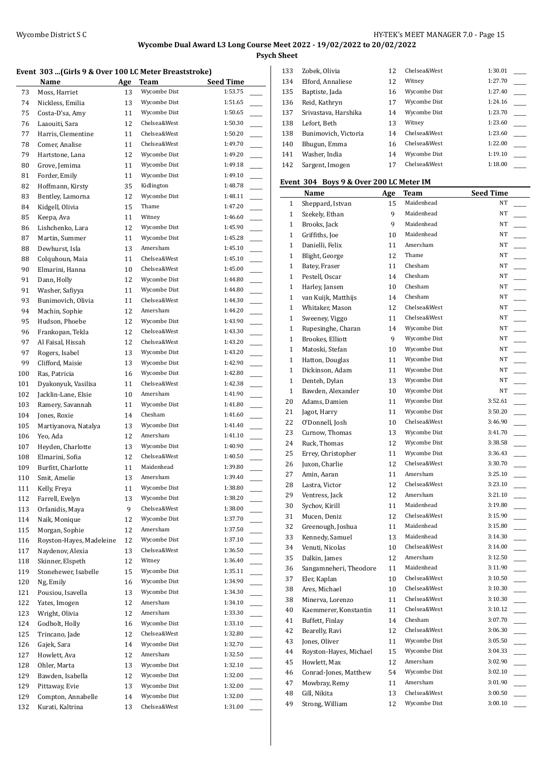**Wycombe Dual Award L3 Long Course Meet 2022 - 19/02/2022 to 20/02/2022**

**Psych Sheet**

### Event 303 ...(Girls 9 & Over 100 LC Meter Breaststroke)

| | Name | Age | Team | Seed Time | |
|---|---|---|---|---|---|
| 73 | Moss, Harriet | 13 | Wycombe Dist | 1:53.75 | ____ |
| 74 | Nickless, Emilia | 13 | Wycombe Dist | 1:51.65 | ____ |
| 75 | Costa-D'sa, Amy | 11 | Wycombe Dist | 1:50.65 | ____ |
| 76 | Laaouiti, Sara | 12 | Chelsea&West | 1:50.30 | ____ |
| 77 | Harris, Clementine | 11 | Chelsea&West | 1:50.20 | ____ |
| 78 | Comer, Analise | 11 | Chelsea&West | 1:49.70 | ____ |
| 79 | Hartstone, Lana | 12 | Wycombe Dist | 1:49.20 | ____ |
| 80 | Grove, Jemima | 11 | Wycombe Dist | 1:49.18 | ____ |
| 81 | Forder, Emily | 11 | Wycombe Dist | 1:49.10 | ____ |
| 82 | Hoffmann, Kirsty | 35 | Kidlington | 1:48.78 | ____ |
| 83 | Bentley, Lamorna | 12 | Wycombe Dist | 1:48.11 | ____ |
| 84 | Kidgell, Olivia | 15 | Thame | 1:47.20 | ____ |
| 85 | Keepa, Ava | 11 | Witney | 1:46.60 | ____ |
| 86 | Lishchenko, Lara | 12 | Wycombe Dist | 1:45.90 | ____ |
| 87 | Martin, Summer | 11 | Wycombe Dist | 1:45.28 | ____ |
| 88 | Dewhurst, Isla | 13 | Amersham | 1:45.10 | ____ |
| 88 | Colquhoun, Maia | 11 | Chelsea&West | 1:45.10 | ____ |
| 90 | Elmarini, Hanna | 10 | Chelsea&West | 1:45.00 | ____ |
| 91 | Dann, Holly | 12 | Wycombe Dist | 1:44.80 | ____ |
| 91 | Washer, Safiyya | 11 | Wycombe Dist | 1:44.80 | ____ |
| 93 | Bunimovich, Olivia | 11 | Chelsea&West | 1:44.30 | ____ |
| 94 | Machin, Sophie | 12 | Amersham | 1:44.20 | ____ |
| 95 | Hudson, Phoebe | 12 | Wycombe Dist | 1:43.90 | ____ |
| 96 | Frankopan, Tekla | 12 | Chelsea&West | 1:43.30 | ____ |
| 97 | Al Faisal, Hissah | 12 | Chelsea&West | 1:43.20 | ____ |
| 97 | Rogers, Isabel | 13 | Wycombe Dist | 1:43.20 | ____ |
| 99 | Clifford, Maisie | 13 | Wycombe Dist | 1:42.90 | ____ |
| 100 | Ras, Patricia | 16 | Wycombe Dist | 1:42.80 | ____ |
| 101 | Dyakonyuk, Vasilisa | 11 | Chelsea&West | 1:42.38 | ____ |
| 102 | Jacklin-Lane, Elsie | 10 | Amersham | 1:41.90 | ____ |
| 103 | Ramery, Savannah | 11 | Wycombe Dist | 1:41.80 | ____ |
| 104 | Jones, Roxie | 14 | Chesham | 1:41.60 | ____ |
| 105 | Martiyanova, Natalya | 13 | Wycombe Dist | 1:41.40 | ____ |
| 106 | Yeo, Ada | 12 | Amersham | 1:41.10 | ____ |
| 107 | Heyden, Charlotte | 13 | Wycombe Dist | 1:40.90 | ____ |
| 108 | Elmarini, Sofia | 12 | Chelsea&West | 1:40.50 | ____ |
| 109 | Burfitt, Charlotte | 11 | Maidenhead | 1:39.80 | ____ |
| 110 | Smit, Amelie | 13 | Amersham | 1:39.40 | ____ |
| 111 | Kelly, Freya | 11 | Wycombe Dist | 1:38.80 | ____ |
| 112 | Farrell, Evelyn | 13 | Wycombe Dist | 1:38.20 | ____ |
| 113 | Orfanidis, Maya | 9 | Chelsea&West | 1:38.00 | ____ |
| 114 | Naik, Monique | 12 | Wycombe Dist | 1:37.70 | ____ |
| 115 | Morgan, Sophie | 12 | Amersham | 1:37.50 | ____ |
| 116 | Royston-Hayes, Madeleine | 12 | Wycombe Dist | 1:37.10 | ____ |
| 117 | Naydenov, Alexia | 13 | Chelsea&West | 1:36.50 | ____ |
| 118 | Skinner, Elspeth | 12 | Witney | 1:36.40 | ____ |
| 119 | Stonehewer, Isabelle | 15 | Wycombe Dist | 1:35.11 | ____ |
| 120 | Ng, Emily | 16 | Wycombe Dist | 1:34.90 | ____ |
| 121 | Pousiou, Isavella | 13 | Wycombe Dist | 1:34.30 | ____ |
| 122 | Yates, Imogen | 12 | Amersham | 1:34.10 | ____ |
| 123 | Wright, Olivia | 12 | Amersham | 1:33.30 | ____ |
| 124 | Godbolt, Holly | 16 | Wycombe Dist | 1:33.10 | ____ |
| 125 | Trincano, Jade | 12 | Chelsea&West | 1:32.80 | ____ |
| 126 | Gajek, Sara | 14 | Wycombe Dist | 1:32.70 | ____ |
| 127 | Howlett, Ava | 12 | Amersham | 1:32.50 | ____ |
| 128 | Ohler, Marta | 13 | Wycombe Dist | 1:32.10 | ____ |
| 129 | Bawden, Isabella | 12 | Wycombe Dist | 1:32.00 | ____ |
| 129 | Pittaway, Evie | 13 | Wycombe Dist | 1:32.00 | ____ |
| 129 | Compton, Annabelle | 14 | Wycombe Dist | 1:32.00 | ____ |
| 132 | Kurati, Kaltrina | 13 | Chelsea&West | 1:31.00 | ____ |
| 133 | Zobek, Olivia | 12 | Chelsea&West | 1:30.01 | ____ |
| 134 | Elford, Annaliese | 12 | Witney | 1:27.70 | ____ |
| 135 | Baptiste, Jada | 16 | Wycombe Dist | 1:27.40 | ____ |
| 136 | Reid, Kathryn | 17 | Wycombe Dist | 1:24.16 | ____ |
| 137 | Srivastava, Harshika | 14 | Wycombe Dist | 1:23.70 | ____ |
| 138 | Lefort, Beth | 13 | Witney | 1:23.60 | ____ |
| 138 | Bunimovich, Victoria | 14 | Chelsea&West | 1:23.60 | ____ |
| 140 | Bhugun, Emma | 16 | Chelsea&West | 1:22.00 | ____ |
| 141 | Washer, India | 14 | Wycombe Dist | 1:19.10 | ____ |
| 142 | Sargent, Imogen | 17 | Chelsea&West | 1:18.00 | ____ |

### Event 304 Boys 9 & Over 200 LC Meter IM

| | Name | Age | Team | Seed Time | |
|---|---|---|---|---|---|
| 1 | Sheppard, Istvan | 15 | Maidenhead | NT | ____ |
| 1 | Szekely, Ethan | 9 | Maidenhead | NT | ____ |
| 1 | Brooks, Jack | 9 | Maidenhead | NT | ____ |
| 1 | Griffiths, Joe | 10 | Maidenhead | NT | ____ |
| 1 | Danielli, Felix | 11 | Amersham | NT | ____ |
| 1 | Blight, George | 12 | Thame | NT | ____ |
| 1 | Batey, Fraser | 11 | Chesham | NT | ____ |
| 1 | Pestell, Oscar | 14 | Chesham | NT | ____ |
| 1 | Harley, Jansen | 10 | Chesham | NT | ____ |
| 1 | van Kuijk, Matthijs | 14 | Chesham | NT | ____ |
| 1 | Whitaker, Mason | 12 | Chelsea&West | NT | ____ |
| 1 | Sweeney, Viggo | 11 | Chelsea&West | NT | ____ |
| 1 | Rupesinghe, Charan | 14 | Wycombe Dist | NT | ____ |
| 1 | Brookes, Elliott | 9 | Wycombe Dist | NT | ____ |
| 1 | Matoski, Stefan | 10 | Wycombe Dist | NT | ____ |
| 1 | Hatton, Douglas | 11 | Wycombe Dist | NT | ____ |
| 1 | Dickinson, Adam | 11 | Wycombe Dist | NT | ____ |
| 1 | Denteh, Dylan | 13 | Wycombe Dist | NT | ____ |
| 1 | Bawden, Alexander | 10 | Wycombe Dist | NT | ____ |
| 20 | Adams, Damien | 11 | Wycombe Dist | 3:52.61 | ____ |
| 21 | Jagot, Harry | 11 | Wycombe Dist | 3:50.20 | ____ |
| 22 | O'Donnell, Josh | 10 | Chelsea&West | 3:46.90 | ____ |
| 23 | Curnow, Thomas | 13 | Wycombe Dist | 3:41.70 | ____ |
| 24 | Ruck, Thomas | 12 | Wycombe Dist | 3:38.58 | ____ |
| 25 | Errey, Christopher | 11 | Wycombe Dist | 3:36.43 | ____ |
| 26 | Juxon, Charlie | 12 | Chelsea&West | 3:30.70 | ____ |
| 27 | Amin, Aaran | 11 | Amersham | 3:25.10 | ____ |
| 28 | Lastra, Victor | 12 | Chelsea&West | 3:23.10 | ____ |
| 29 | Ventress, Jack | 12 | Amersham | 3:21.10 | ____ |
| 30 | Sychov, Kirill | 11 | Maidenhead | 3:19.80 | ____ |
| 31 | Mucen, Deniz | 12 | Chelsea&West | 3:15.90 | ____ |
| 32 | Greenough, Joshua | 11 | Maidenhead | 3:15.80 | ____ |
| 33 | Kennedy, Samuel | 13 | Maidenhead | 3:14.30 | ____ |
| 34 | Venuti, Nicolas | 10 | Chelsea&West | 3:14.00 | ____ |
| 35 | Dalkin, James | 12 | Amersham | 3:12.50 | ____ |
| 36 | Sangamneheri, Theodore | 11 | Maidenhead | 3:11.90 | ____ |
| 37 | Eler, Kaplan | 10 | Chelsea&West | 3:10.50 | ____ |
| 38 | Ares, Michael | 10 | Chelsea&West | 3:10.30 | ____ |
| 38 | Minerva, Lorenzo | 11 | Chelsea&West | 3:10.30 | ____ |
| 40 | Kaemmerer, Konstantin | 11 | Chelsea&West | 3:10.12 | ____ |
| 41 | Buffett, Finlay | 14 | Chesham | 3:07.70 | ____ |
| 42 | Bearelly, Ravi | 12 | Chelsea&West | 3:06.30 | ____ |
| 43 | Jones, Oliver | 11 | Wycombe Dist | 3:05.50 | ____ |
| 44 | Royston-Hayes, Michael | 15 | Wycombe Dist | 3:04.33 | ____ |
| 45 | Howlett, Max | 12 | Amersham | 3:02.90 | ____ |
| 46 | Conrad-Jones, Matthew | 54 | Wycombe Dist | 3:02.10 | ____ |
| 47 | Mowbray, Remy | 11 | Amersham | 3:01.90 | ____ |
| 48 | Gill, Nikita | 13 | Chelsea&West | 3:00.50 | ____ |
| 49 | Strong, William | 12 | Wycombe Dist | 3:00.10 | ____ |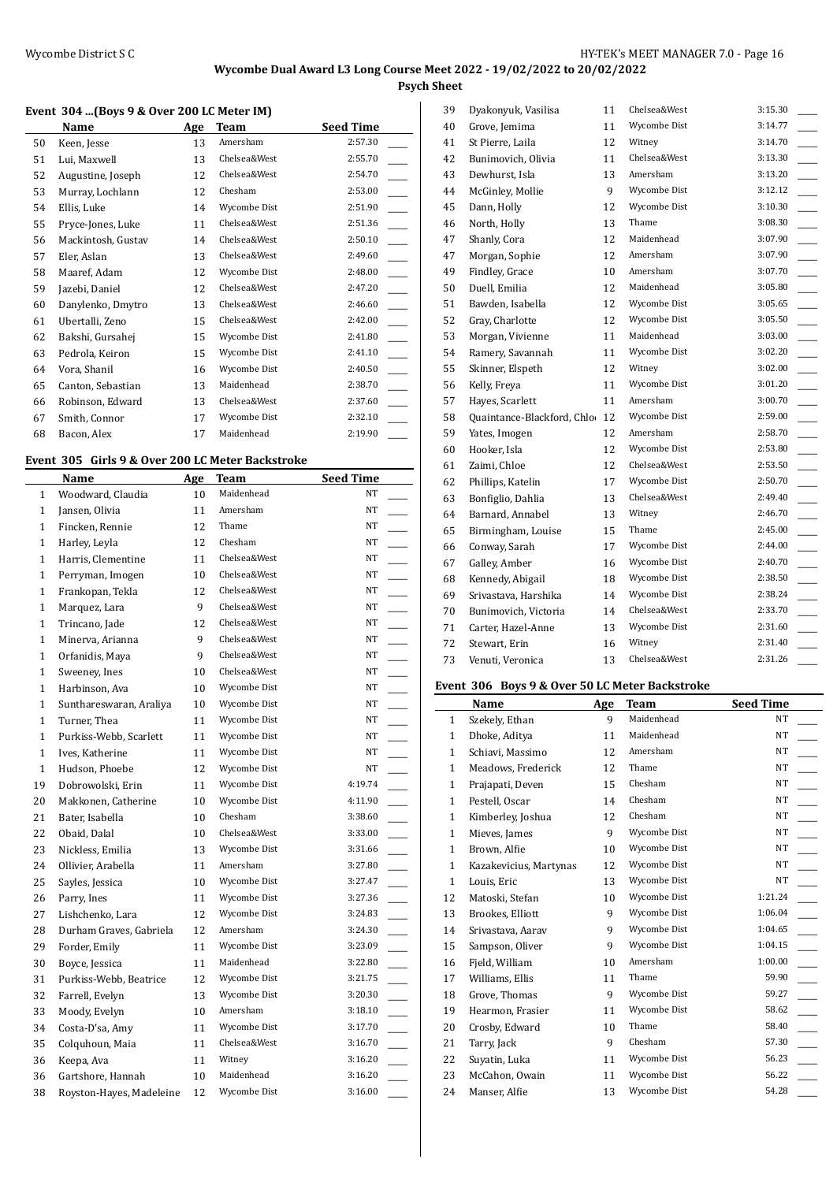## Wycombe Dual Award L3 Long Course Meet 2022 - 19/02/2022 to 20/02/2022

### Psych Sheet

#### Event 304 ...(Boys 9 & Over 200 LC Meter IM)

| | Name | Age | Team | Seed Time |
|---|---|---|---|---|
| 50 | Keen, Jesse | 13 | Amersham | 2:57.30 |
| 51 | Lui, Maxwell | 13 | Chelsea&West | 2:55.70 |
| 52 | Augustine, Joseph | 12 | Chelsea&West | 2:54.70 |
| 53 | Murray, Lochlann | 12 | Chesham | 2:53.00 |
| 54 | Ellis, Luke | 14 | Wycombe Dist | 2:51.90 |
| 55 | Pryce-Jones, Luke | 11 | Chelsea&West | 2:51.36 |
| 56 | Mackintosh, Gustav | 14 | Chelsea&West | 2:50.10 |
| 57 | Eler, Aslan | 13 | Chelsea&West | 2:49.60 |
| 58 | Maaref, Adam | 12 | Wycombe Dist | 2:48.00 |
| 59 | Jazebi, Daniel | 12 | Chelsea&West | 2:47.20 |
| 60 | Danylenko, Dmytro | 13 | Chelsea&West | 2:46.60 |
| 61 | Ubertalli, Zeno | 15 | Chelsea&West | 2:42.00 |
| 62 | Bakshi, Gursahej | 15 | Wycombe Dist | 2:41.80 |
| 63 | Pedrola, Keiron | 15 | Wycombe Dist | 2:41.10 |
| 64 | Vora, Shanil | 16 | Wycombe Dist | 2:40.50 |
| 65 | Canton, Sebastian | 13 | Maidenhead | 2:38.70 |
| 66 | Robinson, Edward | 13 | Chelsea&West | 2:37.60 |
| 67 | Smith, Connor | 17 | Wycombe Dist | 2:32.10 |
| 68 | Bacon, Alex | 17 | Maidenhead | 2:19.90 |

#### Event 305 Girls 9 & Over 200 LC Meter Backstroke

| | Name | Age | Team | Seed Time |
|---|---|---|---|---|
| 1 | Woodward, Claudia | 10 | Maidenhead | NT |
| 1 | Jansen, Olivia | 11 | Amersham | NT |
| 1 | Fincken, Rennie | 12 | Thame | NT |
| 1 | Harley, Leyla | 12 | Chesham | NT |
| 1 | Harris, Clementine | 11 | Chelsea&West | NT |
| 1 | Perryman, Imogen | 10 | Chelsea&West | NT |
| 1 | Frankopan, Tekla | 12 | Chelsea&West | NT |
| 1 | Marquez, Lara | 9 | Chelsea&West | NT |
| 1 | Trincano, Jade | 12 | Chelsea&West | NT |
| 1 | Minerva, Arianna | 9 | Chelsea&West | NT |
| 1 | Orfanidis, Maya | 9 | Chelsea&West | NT |
| 1 | Sweeney, Ines | 10 | Chelsea&West | NT |
| 1 | Harbinson, Ava | 10 | Wycombe Dist | NT |
| 1 | Sunthareswaran, Araliya | 10 | Wycombe Dist | NT |
| 1 | Turner, Thea | 11 | Wycombe Dist | NT |
| 1 | Purkiss-Webb, Scarlett | 11 | Wycombe Dist | NT |
| 1 | Ives, Katherine | 11 | Wycombe Dist | NT |
| 1 | Hudson, Phoebe | 12 | Wycombe Dist | NT |
| 19 | Dobrowolski, Erin | 11 | Wycombe Dist | 4:19.74 |
| 20 | Makkonen, Catherine | 10 | Wycombe Dist | 4:11.90 |
| 21 | Bater, Isabella | 10 | Chesham | 3:38.60 |
| 22 | Obaid, Dalal | 10 | Chelsea&West | 3:33.00 |
| 23 | Nickless, Emilia | 13 | Wycombe Dist | 3:31.66 |
| 24 | Ollivier, Arabella | 11 | Amersham | 3:27.80 |
| 25 | Sayles, Jessica | 10 | Wycombe Dist | 3:27.47 |
| 26 | Parry, Ines | 11 | Wycombe Dist | 3:27.36 |
| 27 | Lishchenko, Lara | 12 | Wycombe Dist | 3:24.83 |
| 28 | Durham Graves, Gabriela | 12 | Amersham | 3:24.30 |
| 29 | Forder, Emily | 11 | Wycombe Dist | 3:23.09 |
| 30 | Boyce, Jessica | 11 | Maidenhead | 3:22.80 |
| 31 | Purkiss-Webb, Beatrice | 12 | Wycombe Dist | 3:21.75 |
| 32 | Farrell, Evelyn | 13 | Wycombe Dist | 3:20.30 |
| 33 | Moody, Evelyn | 10 | Amersham | 3:18.10 |
| 34 | Costa-D'sa, Amy | 11 | Wycombe Dist | 3:17.70 |
| 35 | Colquhoun, Maia | 11 | Chelsea&West | 3:16.70 |
| 36 | Keepa, Ava | 11 | Witney | 3:16.20 |
| 36 | Gartshore, Hannah | 10 | Maidenhead | 3:16.20 |
| 38 | Royston-Hayes, Madeleine | 12 | Wycombe Dist | 3:16.00 |
| 39 | Dyakonyuk, Vasilisa | 11 | Chelsea&West | 3:15.30 |
| 40 | Grove, Jemima | 11 | Wycombe Dist | 3:14.77 |
| 41 | St Pierre, Laila | 12 | Witney | 3:14.70 |
| 42 | Bunimovich, Olivia | 11 | Chelsea&West | 3:13.30 |
| 43 | Dewhurst, Isla | 13 | Amersham | 3:13.20 |
| 44 | McGinley, Mollie | 9 | Wycombe Dist | 3:12.12 |
| 45 | Dann, Holly | 12 | Wycombe Dist | 3:10.30 |
| 46 | North, Holly | 13 | Thame | 3:08.30 |
| 47 | Shanly, Cora | 12 | Maidenhead | 3:07.90 |
| 47 | Morgan, Sophie | 12 | Amersham | 3:07.90 |
| 49 | Findley, Grace | 10 | Amersham | 3:07.70 |
| 50 | Duell, Emilia | 12 | Maidenhead | 3:05.80 |
| 51 | Bawden, Isabella | 12 | Wycombe Dist | 3:05.65 |
| 52 | Gray, Charlotte | 12 | Wycombe Dist | 3:05.50 |
| 53 | Morgan, Vivienne | 11 | Maidenhead | 3:03.00 |
| 54 | Ramery, Savannah | 11 | Wycombe Dist | 3:02.20 |
| 55 | Skinner, Elspeth | 12 | Witney | 3:02.00 |
| 56 | Kelly, Freya | 11 | Wycombe Dist | 3:01.20 |
| 57 | Hayes, Scarlett | 11 | Amersham | 3:00.70 |
| 58 | Quaintance-Blackford, Chlo | 12 | Wycombe Dist | 2:59.00 |
| 59 | Yates, Imogen | 12 | Amersham | 2:58.70 |
| 60 | Hooker, Isla | 12 | Wycombe Dist | 2:53.80 |
| 61 | Zaimi, Chloe | 12 | Chelsea&West | 2:53.50 |
| 62 | Phillips, Katelin | 17 | Wycombe Dist | 2:50.70 |
| 63 | Bonfiglio, Dahlia | 13 | Chelsea&West | 2:49.40 |
| 64 | Barnard, Annabel | 13 | Witney | 2:46.70 |
| 65 | Birmingham, Louise | 15 | Thame | 2:45.00 |
| 66 | Conway, Sarah | 17 | Wycombe Dist | 2:44.00 |
| 67 | Galley, Amber | 16 | Wycombe Dist | 2:40.70 |
| 68 | Kennedy, Abigail | 18 | Wycombe Dist | 2:38.50 |
| 69 | Srivastava, Harshika | 14 | Wycombe Dist | 2:38.24 |
| 70 | Bunimovich, Victoria | 14 | Chelsea&West | 2:33.70 |
| 71 | Carter, Hazel-Anne | 13 | Wycombe Dist | 2:31.60 |
| 72 | Stewart, Erin | 16 | Witney | 2:31.40 |
| 73 | Venuti, Veronica | 13 | Chelsea&West | 2:31.26 |

#### Event 306 Boys 9 & Over 50 LC Meter Backstroke

| | Name | Age | Team | Seed Time |
|---|---|---|---|---|
| 1 | Szekely, Ethan | 9 | Maidenhead | NT |
| 1 | Dhoke, Aditya | 11 | Maidenhead | NT |
| 1 | Schiavi, Massimo | 12 | Amersham | NT |
| 1 | Meadows, Frederick | 12 | Thame | NT |
| 1 | Prajapati, Deven | 15 | Chesham | NT |
| 1 | Pestell, Oscar | 14 | Chesham | NT |
| 1 | Kimberley, Joshua | 12 | Chesham | NT |
| 1 | Mieves, James | 9 | Wycombe Dist | NT |
| 1 | Brown, Alfie | 10 | Wycombe Dist | NT |
| 1 | Kazakevicius, Martynas | 12 | Wycombe Dist | NT |
| 1 | Louis, Eric | 13 | Wycombe Dist | NT |
| 12 | Matoski, Stefan | 10 | Wycombe Dist | 1:21.24 |
| 13 | Brookes, Elliott | 9 | Wycombe Dist | 1:06.04 |
| 14 | Srivastava, Aarav | 9 | Wycombe Dist | 1:04.65 |
| 15 | Sampson, Oliver | 9 | Wycombe Dist | 1:04.15 |
| 16 | Fjeld, William | 10 | Amersham | 1:00.00 |
| 17 | Williams, Ellis | 11 | Thame | 59.90 |
| 18 | Grove, Thomas | 9 | Wycombe Dist | 59.27 |
| 19 | Hearmon, Frasier | 11 | Wycombe Dist | 58.62 |
| 20 | Crosby, Edward | 10 | Thame | 58.40 |
| 21 | Tarry, Jack | 9 | Chesham | 57.30 |
| 22 | Suyatin, Luka | 11 | Wycombe Dist | 56.23 |
| 23 | McCahon, Owain | 11 | Wycombe Dist | 56.22 |
| 24 | Manser, Alfie | 13 | Wycombe Dist | 54.28 |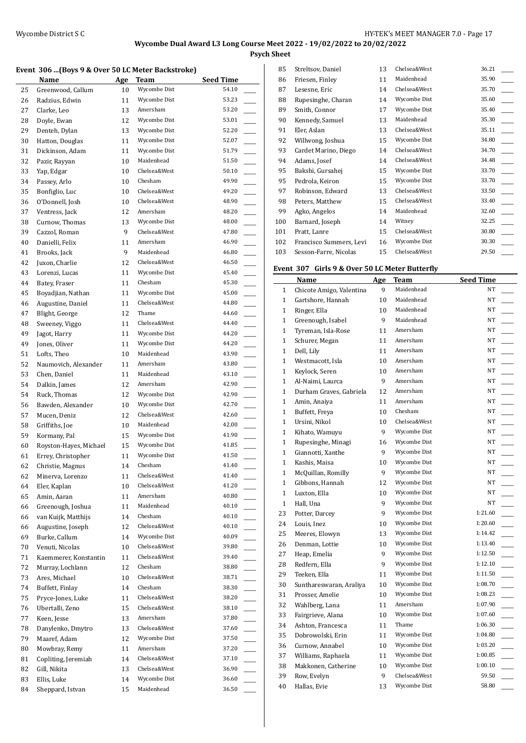# Wycombe Dual Award L3 Long Course Meet 2022 - 19/02/2022 to 20/02/2022

## Psych Sheet

### Event 306 ...(Boys 9 & Over 50 LC Meter Backstroke)

| | Name | Age | Team | Seed Time | |
|---|---|---|---|---|---|
| 25 | Greenwood, Callum | 10 | Wycombe Dist | 54.10 | ____ |
| 26 | Radzius, Edwin | 11 | Wycombe Dist | 53.23 | ____ |
| 27 | Clarke, Leo | 13 | Amersham | 53.20 | ____ |
| 28 | Doyle, Ewan | 12 | Wycombe Dist | 53.01 | ____ |
| 29 | Denteh, Dylan | 13 | Wycombe Dist | 52.20 | ____ |
| 30 | Hatton, Douglas | 11 | Wycombe Dist | 52.07 | ____ |
| 31 | Dickinson, Adam | 11 | Wycombe Dist | 51.79 | ____ |
| 32 | Pazir, Rayyan | 10 | Maidenhead | 51.50 | ____ |
| 33 | Yap, Edgar | 10 | Chelsea&West | 50.10 | ____ |
| 34 | Passey, Arlo | 10 | Chesham | 49.90 | ____ |
| 35 | Bonfiglio, Luc | 10 | Chelsea&West | 49.20 | ____ |
| 36 | O'Donnell, Josh | 10 | Chelsea&West | 48.90 | ____ |
| 37 | Ventress, Jack | 12 | Amersham | 48.20 | ____ |
| 38 | Curnow, Thomas | 13 | Wycombe Dist | 48.00 | ____ |
| 39 | Cazzol, Roman | 9 | Chelsea&West | 47.80 | ____ |
| 40 | Danielli, Felix | 11 | Amersham | 46.90 | ____ |
| 41 | Brooks, Jack | 9 | Maidenhead | 46.80 | ____ |
| 42 | Juxon, Charlie | 12 | Chelsea&West | 46.50 | ____ |
| 43 | Lorenzi, Lucas | 11 | Wycombe Dist | 45.40 | ____ |
| 44 | Batey, Fraser | 11 | Chesham | 45.30 | ____ |
| 45 | Boyadjian, Nathan | 11 | Wycombe Dist | 45.00 | ____ |
| 46 | Augustine, Daniel | 11 | Chelsea&West | 44.80 | ____ |
| 47 | Blight, George | 12 | Thame | 44.60 | ____ |
| 48 | Sweeney, Viggo | 11 | Chelsea&West | 44.40 | ____ |
| 49 | Jagot, Harry | 11 | Wycombe Dist | 44.20 | ____ |
| 49 | Jones, Oliver | 11 | Wycombe Dist | 44.20 | ____ |
| 51 | Lofts, Theo | 10 | Maidenhead | 43.90 | ____ |
| 52 | Naumovich, Alexander | 11 | Amersham | 43.80 | ____ |
| 53 | Chen, Daniel | 11 | Maidenhead | 43.10 | ____ |
| 54 | Dalkin, James | 12 | Amersham | 42.90 | ____ |
| 54 | Ruck, Thomas | 12 | Wycombe Dist | 42.90 | ____ |
| 56 | Bawden, Alexander | 10 | Wycombe Dist | 42.70 | ____ |
| 57 | Mucen, Deniz | 12 | Chelsea&West | 42.60 | ____ |
| 58 | Griffiths, Joe | 10 | Maidenhead | 42.00 | ____ |
| 59 | Kormany, Pal | 15 | Wycombe Dist | 41.90 | ____ |
| 60 | Royston-Hayes, Michael | 15 | Wycombe Dist | 41.85 | ____ |
| 61 | Errey, Christopher | 11 | Wycombe Dist | 41.50 | ____ |
| 62 | Christie, Magnus | 14 | Chesham | 41.40 | ____ |
| 62 | Minerva, Lorenzo | 11 | Chelsea&West | 41.40 | ____ |
| 64 | Eler, Kaplan | 10 | Chelsea&West | 41.20 | ____ |
| 65 | Amin, Aaran | 11 | Amersham | 40.80 | ____ |
| 66 | Greenough, Joshua | 11 | Maidenhead | 40.10 | ____ |
| 66 | van Kuijk, Matthijs | 14 | Chesham | 40.10 | ____ |
| 66 | Augustine, Joseph | 12 | Chelsea&West | 40.10 | ____ |
| 69 | Burke, Callum | 14 | Wycombe Dist | 40.09 | ____ |
| 70 | Venuti, Nicolas | 10 | Chelsea&West | 39.80 | ____ |
| 71 | Kaemmerer, Konstantin | 11 | Chelsea&West | 39.40 | ____ |
| 72 | Murray, Lochlann | 12 | Chesham | 38.80 | ____ |
| 73 | Ares, Michael | 10 | Chelsea&West | 38.71 | ____ |
| 74 | Buffett, Finlay | 14 | Chesham | 38.30 | ____ |
| 75 | Pryce-Jones, Luke | 11 | Chelsea&West | 38.20 | ____ |
| 76 | Ubertalli, Zeno | 15 | Chelsea&West | 38.10 | ____ |
| 77 | Keen, Jesse | 13 | Amersham | 37.80 | ____ |
| 78 | Danylenko, Dmytro | 13 | Chelsea&West | 37.60 | ____ |
| 79 | Maaref, Adam | 12 | Wycombe Dist | 37.50 | ____ |
| 80 | Mowbray, Remy | 11 | Amersham | 37.20 | ____ |
| 81 | Copliting, Jeremiah | 14 | Chelsea&West | 37.10 | ____ |
| 82 | Gill, Nikita | 13 | Chelsea&West | 36.90 | ____ |
| 83 | Ellis, Luke | 14 | Wycombe Dist | 36.60 | ____ |
| 84 | Sheppard, Istvan | 15 | Maidenhead | 36.50 | ____ |
| 85 | Streltsov, Daniel | 13 | Chelsea&West | 36.21 | ____ |
| 86 | Friesen, Finley | 11 | Maidenhead | 35.90 | ____ |
| 87 | Lesesne, Eric | 14 | Chelsea&West | 35.70 | ____ |
| 88 | Rupesinghe, Charan | 14 | Wycombe Dist | 35.60 | ____ |
| 89 | Smith, Connor | 17 | Wycombe Dist | 35.40 | ____ |
| 90 | Kennedy, Samuel | 13 | Maidenhead | 35.30 | ____ |
| 91 | Eler, Aslan | 13 | Chelsea&West | 35.11 | ____ |
| 92 | Willwong, Joshua | 15 | Wycombe Dist | 34.80 | ____ |
| 93 | Cardet Marino, Diego | 14 | Chelsea&West | 34.70 | ____ |
| 94 | Adams, Josef | 14 | Chelsea&West | 34.48 | ____ |
| 95 | Bakshi, Gursahej | 15 | Wycombe Dist | 33.70 | ____ |
| 95 | Pedrola, Keiron | 15 | Wycombe Dist | 33.70 | ____ |
| 97 | Robinson, Edward | 13 | Chelsea&West | 33.50 | ____ |
| 98 | Peters, Matthew | 15 | Chelsea&West | 33.40 | ____ |
| 99 | Agko, Angelos | 14 | Maidenhead | 32.60 | ____ |
| 100 | Barnard, Joseph | 14 | Witney | 32.25 | ____ |
| 101 | Pratt, Lanre | 15 | Chelsea&West | 30.80 | ____ |
| 102 | Francisco Summers, Levi | 16 | Wycombe Dist | 30.30 | ____ |
| 103 | Sesson-Farre, Nicolas | 15 | Chelsea&West | 29.50 | ____ |

### Event 307 Girls 9 & Over 50 LC Meter Butterfly

| | Name | Age | Team | Seed Time | |
|---|---|---|---|---|---|
| 1 | Chicote Amigo, Valentina | 9 | Maidenhead | NT | ____ |
| 1 | Gartshore, Hannah | 10 | Maidenhead | NT | ____ |
| 1 | Ringer, Ella | 10 | Maidenhead | NT | ____ |
| 1 | Greenough, Isabel | 9 | Maidenhead | NT | ____ |
| 1 | Tyreman, Isla-Rose | 11 | Amersham | NT | ____ |
| 1 | Schurer, Megan | 11 | Amersham | NT | ____ |
| 1 | Dell, Lily | 11 | Amersham | NT | ____ |
| 1 | Westmacott, Isla | 10 | Amersham | NT | ____ |
| 1 | Keylock, Seren | 10 | Amersham | NT | ____ |
| 1 | Al-Naimi, Laurca | 9 | Amersham | NT | ____ |
| 1 | Durham Graves, Gabriela | 12 | Amersham | NT | ____ |
| 1 | Amin, Anaiya | 11 | Amersham | NT | ____ |
| 1 | Buffett, Freya | 10 | Chesham | NT | ____ |
| 1 | Ursini, Nikol | 10 | Chelsea&West | NT | ____ |
| 1 | Kihato, Wamuyu | 9 | Wycombe Dist | NT | ____ |
| 1 | Rupesinghe, Minagi | 16 | Wycombe Dist | NT | ____ |
| 1 | Giannotti, Xanthe | 9 | Wycombe Dist | NT | ____ |
| 1 | Kashis, Maisa | 10 | Wycombe Dist | NT | ____ |
| 1 | McQuillan, Romilly | 9 | Wycombe Dist | NT | ____ |
| 1 | Gibbons, Hannah | 12 | Wycombe Dist | NT | ____ |
| 1 | Luxton, Ella | 10 | Wycombe Dist | NT | ____ |
| 1 | Hall, Una | 9 | Wycombe Dist | NT | ____ |
| 23 | Potter, Darcey | 9 | Wycombe Dist | 1:21.60 | ____ |
| 24 | Louis, Inez | 10 | Wycombe Dist | 1:20.60 | ____ |
| 25 | Meeres, Elowyn | 13 | Wycombe Dist | 1:14.42 | ____ |
| 26 | Denman, Lottie | 10 | Wycombe Dist | 1:13.40 | ____ |
| 27 | Heap, Emelia | 9 | Wycombe Dist | 1:12.50 | ____ |
| 28 | Redfern, Ella | 9 | Wycombe Dist | 1:12.10 | ____ |
| 29 | Teeken, Ella | 11 | Wycombe Dist | 1:11.50 | ____ |
| 30 | Sunthareswaran, Araliya | 10 | Wycombe Dist | 1:08.70 | ____ |
| 31 | Prosser, Amelie | 10 | Wycombe Dist | 1:08.23 | ____ |
| 32 | Wahlberg, Lana | 11 | Amersham | 1:07.90 | ____ |
| 33 | Fairgrieve, Alana | 10 | Wycombe Dist | 1:07.60 | ____ |
| 34 | Ashton, Francesca | 11 | Thame | 1:06.30 | ____ |
| 35 | Dobrowolski, Erin | 11 | Wycombe Dist | 1:04.80 | ____ |
| 36 | Curnow, Annabel | 10 | Wycombe Dist | 1:03.20 | ____ |
| 37 | Williams, Raphaela | 11 | Wycombe Dist | 1:00.85 | ____ |
| 38 | Makkonen, Catherine | 10 | Wycombe Dist | 1:00.10 | ____ |
| 39 | Row, Evelyn | 9 | Chelsea&West | 59.50 | ____ |
| 40 | Hallas, Evie | 13 | Wycombe Dist | 58.80 | ____ |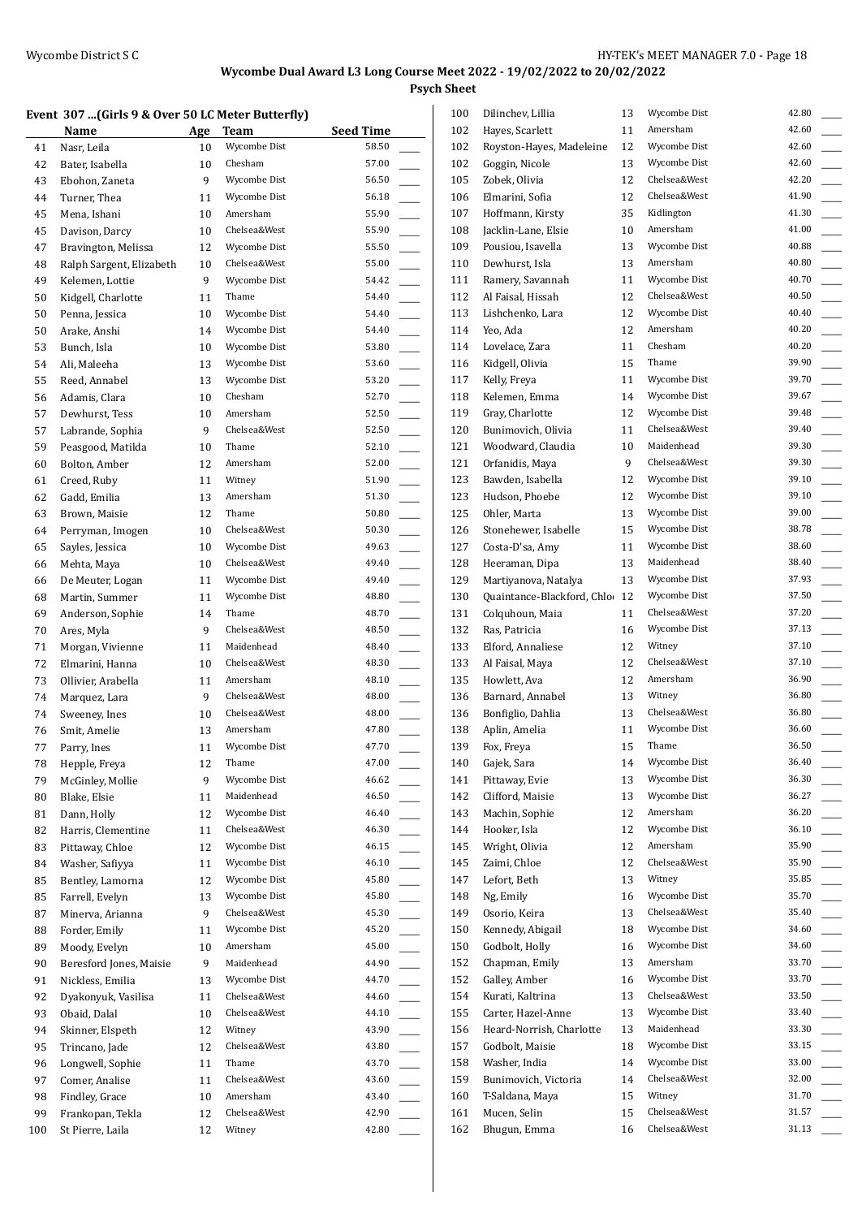# Wycombe Dual Award L3 Long Course Meet 2022 - 19/02/2022 to 20/02/2022

## Psych Sheet

### Event 307 ...(Girls 9 & Over 50 LC Meter Butterfly)

| | Name | Age | Team | Seed Time | |
|---|---|---|---|---|---|
| 41 | Nasr, Leila | 10 | Wycombe Dist | 58.50 | ____ |
| 42 | Bater, Isabella | 10 | Chesham | 57.00 | ____ |
| 43 | Ebohon, Zaneta | 9 | Wycombe Dist | 56.50 | ____ |
| 44 | Turner, Thea | 11 | Wycombe Dist | 56.18 | ____ |
| 45 | Mena, Ishani | 10 | Amersham | 55.90 | ____ |
| 45 | Davison, Darcy | 10 | Chelsea&West | 55.90 | ____ |
| 47 | Bravington, Melissa | 12 | Wycombe Dist | 55.50 | ____ |
| 48 | Ralph Sargent, Elizabeth | 10 | Chelsea&West | 55.00 | ____ |
| 49 | Kelemen, Lottie | 9 | Wycombe Dist | 54.42 | ____ |
| 50 | Kidgell, Charlotte | 11 | Thame | 54.40 | ____ |
| 50 | Penna, Jessica | 10 | Wycombe Dist | 54.40 | ____ |
| 50 | Arake, Anshi | 14 | Wycombe Dist | 54.40 | ____ |
| 53 | Bunch, Isla | 10 | Wycombe Dist | 53.80 | ____ |
| 54 | Ali, Maleeha | 13 | Wycombe Dist | 53.60 | ____ |
| 55 | Reed, Annabel | 13 | Wycombe Dist | 53.20 | ____ |
| 56 | Adamis, Clara | 10 | Chesham | 52.70 | ____ |
| 57 | Dewhurst, Tess | 10 | Amersham | 52.50 | ____ |
| 57 | Labrande, Sophia | 9 | Chelsea&West | 52.50 | ____ |
| 59 | Peasgood, Matilda | 10 | Thame | 52.10 | ____ |
| 60 | Bolton, Amber | 12 | Amersham | 52.00 | ____ |
| 61 | Creed, Ruby | 11 | Witney | 51.90 | ____ |
| 62 | Gadd, Emilia | 13 | Amersham | 51.30 | ____ |
| 63 | Brown, Maisie | 12 | Thame | 50.80 | ____ |
| 64 | Perryman, Imogen | 10 | Chelsea&West | 50.30 | ____ |
| 65 | Sayles, Jessica | 10 | Wycombe Dist | 49.63 | ____ |
| 66 | Mehta, Maya | 10 | Chelsea&West | 49.40 | ____ |
| 66 | De Meuter, Logan | 11 | Wycombe Dist | 49.40 | ____ |
| 68 | Martin, Summer | 11 | Wycombe Dist | 48.80 | ____ |
| 69 | Anderson, Sophie | 14 | Thame | 48.70 | ____ |
| 70 | Ares, Myla | 9 | Chelsea&West | 48.50 | ____ |
| 71 | Morgan, Vivienne | 11 | Maidenhead | 48.40 | ____ |
| 72 | Elmarini, Hanna | 10 | Chelsea&West | 48.30 | ____ |
| 73 | Ollivier, Arabella | 11 | Amersham | 48.10 | ____ |
| 74 | Marquez, Lara | 9 | Chelsea&West | 48.00 | ____ |
| 74 | Sweeney, Ines | 10 | Chelsea&West | 48.00 | ____ |
| 76 | Smit, Amelie | 13 | Amersham | 47.80 | ____ |
| 77 | Parry, Ines | 11 | Wycombe Dist | 47.70 | ____ |
| 78 | Hepple, Freya | 12 | Thame | 47.00 | ____ |
| 79 | McGinley, Mollie | 9 | Wycombe Dist | 46.62 | ____ |
| 80 | Blake, Elsie | 11 | Maidenhead | 46.50 | ____ |
| 81 | Dann, Holly | 12 | Wycombe Dist | 46.40 | ____ |
| 82 | Harris, Clementine | 11 | Chelsea&West | 46.30 | ____ |
| 83 | Pittaway, Chloe | 12 | Wycombe Dist | 46.15 | ____ |
| 84 | Washer, Safiyya | 11 | Wycombe Dist | 46.10 | ____ |
| 85 | Bentley, Lamorna | 12 | Wycombe Dist | 45.80 | ____ |
| 85 | Farrell, Evelyn | 13 | Wycombe Dist | 45.80 | ____ |
| 87 | Minerva, Arianna | 9 | Chelsea&West | 45.30 | ____ |
| 88 | Forder, Emily | 11 | Wycombe Dist | 45.20 | ____ |
| 89 | Moody, Evelyn | 10 | Amersham | 45.00 | ____ |
| 90 | Beresford Jones, Maisie | 9 | Maidenhead | 44.90 | ____ |
| 91 | Nickless, Emilia | 13 | Wycombe Dist | 44.70 | ____ |
| 92 | Dyakonyuk, Vasilisa | 11 | Chelsea&West | 44.60 | ____ |
| 93 | Obaid, Dalal | 10 | Chelsea&West | 44.10 | ____ |
| 94 | Skinner, Elspeth | 12 | Witney | 43.90 | ____ |
| 95 | Trincano, Jade | 12 | Chelsea&West | 43.80 | ____ |
| 96 | Longwell, Sophie | 11 | Thame | 43.70 | ____ |
| 97 | Comer, Analise | 11 | Chelsea&West | 43.60 | ____ |
| 98 | Findley, Grace | 10 | Amersham | 43.40 | ____ |
| 99 | Frankopan, Tekla | 12 | Chelsea&West | 42.90 | ____ |
| 100 | St Pierre, Laila | 12 | Witney | 42.80 | ____ |
| 100 | Dilinchev, Lillia | 13 | Wycombe Dist | 42.80 | ____ |
| 102 | Hayes, Scarlett | 11 | Amersham | 42.60 | ____ |
| 102 | Royston-Hayes, Madeleine | 12 | Wycombe Dist | 42.60 | ____ |
| 102 | Goggin, Nicole | 13 | Wycombe Dist | 42.60 | ____ |
| 105 | Zobek, Olivia | 12 | Chelsea&West | 42.20 | ____ |
| 106 | Elmarini, Sofia | 12 | Chelsea&West | 41.90 | ____ |
| 107 | Hoffmann, Kirsty | 35 | Kidlington | 41.30 | ____ |
| 108 | Jacklin-Lane, Elsie | 10 | Amersham | 41.00 | ____ |
| 109 | Pousiou, Isavella | 13 | Wycombe Dist | 40.88 | ____ |
| 110 | Dewhurst, Isla | 13 | Amersham | 40.80 | ____ |
| 111 | Ramery, Savannah | 11 | Wycombe Dist | 40.70 | ____ |
| 112 | Al Faisal, Hissah | 12 | Chelsea&West | 40.50 | ____ |
| 113 | Lishchenko, Lara | 12 | Wycombe Dist | 40.40 | ____ |
| 114 | Yeo, Ada | 12 | Amersham | 40.20 | ____ |
| 114 | Lovelace, Zara | 11 | Chesham | 40.20 | ____ |
| 116 | Kidgell, Olivia | 15 | Thame | 39.90 | ____ |
| 117 | Kelly, Freya | 11 | Wycombe Dist | 39.70 | ____ |
| 118 | Kelemen, Emma | 14 | Wycombe Dist | 39.67 | ____ |
| 119 | Gray, Charlotte | 12 | Wycombe Dist | 39.48 | ____ |
| 120 | Bunimovich, Olivia | 11 | Chelsea&West | 39.40 | ____ |
| 121 | Woodward, Claudia | 10 | Maidenhead | 39.30 | ____ |
| 121 | Orfanidis, Maya | 9 | Chelsea&West | 39.30 | ____ |
| 123 | Bawden, Isabella | 12 | Wycombe Dist | 39.10 | ____ |
| 123 | Hudson, Phoebe | 12 | Wycombe Dist | 39.10 | ____ |
| 125 | Ohler, Marta | 13 | Wycombe Dist | 39.00 | ____ |
| 126 | Stonehewer, Isabelle | 15 | Wycombe Dist | 38.78 | ____ |
| 127 | Costa-D'sa, Amy | 11 | Wycombe Dist | 38.60 | ____ |
| 128 | Heeraman, Dipa | 13 | Maidenhead | 38.40 | ____ |
| 129 | Martiyanova, Natalya | 13 | Wycombe Dist | 37.93 | ____ |
| 130 | Quaintance-Blackford, Chlo | 12 | Wycombe Dist | 37.50 | ____ |
| 131 | Colquhoun, Maia | 11 | Chelsea&West | 37.20 | ____ |
| 132 | Ras, Patricia | 16 | Wycombe Dist | 37.13 | ____ |
| 133 | Elford, Annaliese | 12 | Witney | 37.10 | ____ |
| 133 | Al Faisal, Maya | 12 | Chelsea&West | 37.10 | ____ |
| 135 | Howlett, Ava | 12 | Amersham | 36.90 | ____ |
| 136 | Barnard, Annabel | 13 | Witney | 36.80 | ____ |
| 136 | Bonfiglio, Dahlia | 13 | Chelsea&West | 36.80 | ____ |
| 138 | Aplin, Amelia | 11 | Wycombe Dist | 36.60 | ____ |
| 139 | Fox, Freya | 15 | Thame | 36.50 | ____ |
| 140 | Gajek, Sara | 14 | Wycombe Dist | 36.40 | ____ |
| 141 | Pittaway, Evie | 13 | Wycombe Dist | 36.30 | ____ |
| 142 | Clifford, Maisie | 13 | Wycombe Dist | 36.27 | ____ |
| 143 | Machin, Sophie | 12 | Amersham | 36.20 | ____ |
| 144 | Hooker, Isla | 12 | Wycombe Dist | 36.10 | ____ |
| 145 | Wright, Olivia | 12 | Amersham | 35.90 | ____ |
| 145 | Zaimi, Chloe | 12 | Chelsea&West | 35.90 | ____ |
| 147 | Lefort, Beth | 13 | Witney | 35.85 | ____ |
| 148 | Ng, Emily | 16 | Wycombe Dist | 35.70 | ____ |
| 149 | Osorio, Keira | 13 | Chelsea&West | 35.40 | ____ |
| 150 | Kennedy, Abigail | 18 | Wycombe Dist | 34.60 | ____ |
| 150 | Godbolt, Holly | 16 | Wycombe Dist | 34.60 | ____ |
| 152 | Chapman, Emily | 13 | Amersham | 33.70 | ____ |
| 152 | Galley, Amber | 16 | Wycombe Dist | 33.70 | ____ |
| 154 | Kurati, Kaltrina | 13 | Chelsea&West | 33.50 | ____ |
| 155 | Carter, Hazel-Anne | 13 | Wycombe Dist | 33.40 | ____ |
| 156 | Heard-Norrish, Charlotte | 13 | Maidenhead | 33.30 | ____ |
| 157 | Godbolt, Maisie | 18 | Wycombe Dist | 33.15 | ____ |
| 158 | Washer, India | 14 | Wycombe Dist | 33.00 | ____ |
| 159 | Bunimovich, Victoria | 14 | Chelsea&West | 32.00 | ____ |
| 160 | T-Saldana, Maya | 15 | Witney | 31.70 | ____ |
| 161 | Mucen, Selin | 15 | Chelsea&West | 31.57 | ____ |
| 162 | Bhugun, Emma | 16 | Chelsea&West | 31.13 | ____ |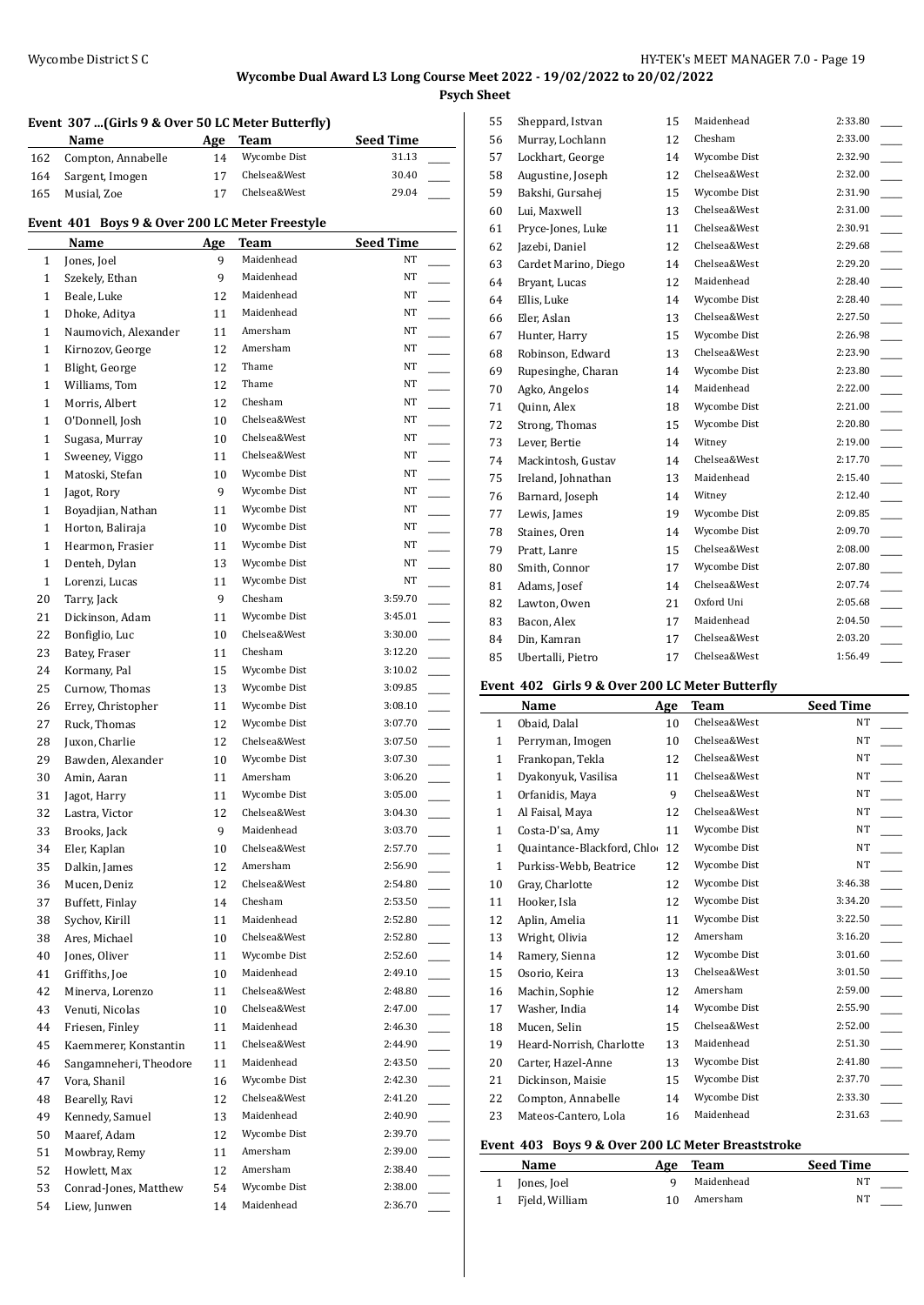## Wycombe Dual Award L3 Long Course Meet 2022 - 19/02/2022 to 20/02/2022

### Psych Sheet

#### Event 307 ...(Girls 9 & Over 50 LC Meter Butterfly)

| | Name | Age | Team | Seed Time |
|---|---|---|---|---|
| 162 | Compton, Annabelle | 14 | Wycombe Dist | 31.13 |
| 164 | Sargent, Imogen | 17 | Chelsea&West | 30.40 |
| 165 | Musial, Zoe | 17 | Chelsea&West | 29.04 |

#### Event 401 Boys 9 & Over 200 LC Meter Freestyle

| | Name | Age | Team | Seed Time |
|---|---|---|---|---|
| 1 | Jones, Joel | 9 | Maidenhead | NT |
| 1 | Szekely, Ethan | 9 | Maidenhead | NT |
| 1 | Beale, Luke | 12 | Maidenhead | NT |
| 1 | Dhoke, Aditya | 11 | Maidenhead | NT |
| 1 | Naumovich, Alexander | 11 | Amersham | NT |
| 1 | Kirnozov, George | 12 | Amersham | NT |
| 1 | Blight, George | 12 | Thame | NT |
| 1 | Williams, Tom | 12 | Thame | NT |
| 1 | Morris, Albert | 12 | Chesham | NT |
| 1 | O'Donnell, Josh | 10 | Chelsea&West | NT |
| 1 | Sugasa, Murray | 10 | Chelsea&West | NT |
| 1 | Sweeney, Viggo | 11 | Chelsea&West | NT |
| 1 | Matoski, Stefan | 10 | Wycombe Dist | NT |
| 1 | Jagot, Rory | 9 | Wycombe Dist | NT |
| 1 | Boyadjian, Nathan | 11 | Wycombe Dist | NT |
| 1 | Horton, Baliraja | 10 | Wycombe Dist | NT |
| 1 | Hearmon, Frasier | 11 | Wycombe Dist | NT |
| 1 | Denteh, Dylan | 13 | Wycombe Dist | NT |
| 1 | Lorenzi, Lucas | 11 | Wycombe Dist | NT |
| 20 | Tarry, Jack | 9 | Chesham | 3:59.70 |
| 21 | Dickinson, Adam | 11 | Wycombe Dist | 3:45.01 |
| 22 | Bonfiglio, Luc | 10 | Chelsea&West | 3:30.00 |
| 23 | Batey, Fraser | 11 | Chesham | 3:12.20 |
| 24 | Kormany, Pal | 15 | Wycombe Dist | 3:10.02 |
| 25 | Curnow, Thomas | 13 | Wycombe Dist | 3:09.85 |
| 26 | Errey, Christopher | 11 | Wycombe Dist | 3:08.10 |
| 27 | Ruck, Thomas | 12 | Wycombe Dist | 3:07.70 |
| 28 | Juxon, Charlie | 12 | Chelsea&West | 3:07.50 |
| 29 | Bawden, Alexander | 10 | Wycombe Dist | 3:07.30 |
| 30 | Amin, Aaran | 11 | Amersham | 3:06.20 |
| 31 | Jagot, Harry | 11 | Wycombe Dist | 3:05.00 |
| 32 | Lastra, Victor | 12 | Chelsea&West | 3:04.30 |
| 33 | Brooks, Jack | 9 | Maidenhead | 3:03.70 |
| 34 | Eler, Kaplan | 10 | Chelsea&West | 2:57.70 |
| 35 | Dalkin, James | 12 | Amersham | 2:56.90 |
| 36 | Mucen, Deniz | 12 | Chelsea&West | 2:54.80 |
| 37 | Buffett, Finlay | 14 | Chesham | 2:53.50 |
| 38 | Sychov, Kirill | 11 | Maidenhead | 2:52.80 |
| 38 | Ares, Michael | 10 | Chelsea&West | 2:52.80 |
| 40 | Jones, Oliver | 11 | Wycombe Dist | 2:52.60 |
| 41 | Griffiths, Joe | 10 | Maidenhead | 2:49.10 |
| 42 | Minerva, Lorenzo | 11 | Chelsea&West | 2:48.80 |
| 43 | Venuti, Nicolas | 10 | Chelsea&West | 2:47.00 |
| 44 | Friesen, Finley | 11 | Maidenhead | 2:46.30 |
| 45 | Kaemmerer, Konstantin | 11 | Chelsea&West | 2:44.90 |
| 46 | Sangamneheri, Theodore | 11 | Maidenhead | 2:43.50 |
| 47 | Vora, Shanil | 16 | Wycombe Dist | 2:42.30 |
| 48 | Bearelly, Ravi | 12 | Chelsea&West | 2:41.20 |
| 49 | Kennedy, Samuel | 13 | Maidenhead | 2:40.90 |
| 50 | Maaref, Adam | 12 | Wycombe Dist | 2:39.70 |
| 51 | Mowbray, Remy | 11 | Amersham | 2:39.00 |
| 52 | Howlett, Max | 12 | Amersham | 2:38.40 |
| 53 | Conrad-Jones, Matthew | 54 | Wycombe Dist | 2:38.00 |
| 54 | Liew, Junwen | 14 | Maidenhead | 2:36.70 |
| 55 | Sheppard, Istvan | 15 | Maidenhead | 2:33.80 |
| 56 | Murray, Lochlann | 12 | Chesham | 2:33.00 |
| 57 | Lockhart, George | 14 | Wycombe Dist | 2:32.90 |
| 58 | Augustine, Joseph | 12 | Chelsea&West | 2:32.00 |
| 59 | Bakshi, Gursahej | 15 | Wycombe Dist | 2:31.90 |
| 60 | Lui, Maxwell | 13 | Chelsea&West | 2:31.00 |
| 61 | Pryce-Jones, Luke | 11 | Chelsea&West | 2:30.91 |
| 62 | Jazebi, Daniel | 12 | Chelsea&West | 2:29.68 |
| 63 | Cardet Marino, Diego | 14 | Chelsea&West | 2:29.20 |
| 64 | Bryant, Lucas | 12 | Maidenhead | 2:28.40 |
| 64 | Ellis, Luke | 14 | Wycombe Dist | 2:28.40 |
| 66 | Eler, Aslan | 13 | Chelsea&West | 2:27.50 |
| 67 | Hunter, Harry | 15 | Wycombe Dist | 2:26.98 |
| 68 | Robinson, Edward | 13 | Chelsea&West | 2:23.90 |
| 69 | Rupesinghe, Charan | 14 | Wycombe Dist | 2:23.80 |
| 70 | Agko, Angelos | 14 | Maidenhead | 2:22.00 |
| 71 | Quinn, Alex | 18 | Wycombe Dist | 2:21.00 |
| 72 | Strong, Thomas | 15 | Wycombe Dist | 2:20.80 |
| 73 | Lever, Bertie | 14 | Witney | 2:19.00 |
| 74 | Mackintosh, Gustav | 14 | Chelsea&West | 2:17.70 |
| 75 | Ireland, Johnathan | 13 | Maidenhead | 2:15.40 |
| 76 | Barnard, Joseph | 14 | Witney | 2:12.40 |
| 77 | Lewis, James | 19 | Wycombe Dist | 2:09.85 |
| 78 | Staines, Oren | 14 | Wycombe Dist | 2:09.70 |
| 79 | Pratt, Lanre | 15 | Chelsea&West | 2:08.00 |
| 80 | Smith, Connor | 17 | Wycombe Dist | 2:07.80 |
| 81 | Adams, Josef | 14 | Chelsea&West | 2:07.74 |
| 82 | Lawton, Owen | 21 | Oxford Uni | 2:05.68 |
| 83 | Bacon, Alex | 17 | Maidenhead | 2:04.50 |
| 84 | Din, Kamran | 17 | Chelsea&West | 2:03.20 |
| 85 | Ubertalli, Pietro | 17 | Chelsea&West | 1:56.49 |

#### Event 402 Girls 9 & Over 200 LC Meter Butterfly

| | Name | Age | Team | Seed Time |
|---|---|---|---|---|
| 1 | Obaid, Dalal | 10 | Chelsea&West | NT |
| 1 | Perryman, Imogen | 10 | Chelsea&West | NT |
| 1 | Frankopan, Tekla | 12 | Chelsea&West | NT |
| 1 | Dyakonyuk, Vasilisa | 11 | Chelsea&West | NT |
| 1 | Orfanidis, Maya | 9 | Chelsea&West | NT |
| 1 | Al Faisal, Maya | 12 | Chelsea&West | NT |
| 1 | Costa-D'sa, Amy | 11 | Wycombe Dist | NT |
| 1 | Quaintance-Blackford, Chlo | 12 | Wycombe Dist | NT |
| 1 | Purkiss-Webb, Beatrice | 12 | Wycombe Dist | NT |
| 10 | Gray, Charlotte | 12 | Wycombe Dist | 3:46.38 |
| 11 | Hooker, Isla | 12 | Wycombe Dist | 3:34.20 |
| 12 | Aplin, Amelia | 11 | Wycombe Dist | 3:22.50 |
| 13 | Wright, Olivia | 12 | Amersham | 3:16.20 |
| 14 | Ramery, Sienna | 12 | Wycombe Dist | 3:01.60 |
| 15 | Osorio, Keira | 13 | Chelsea&West | 3:01.50 |
| 16 | Machin, Sophie | 12 | Amersham | 2:59.00 |
| 17 | Washer, India | 14 | Wycombe Dist | 2:55.90 |
| 18 | Mucen, Selin | 15 | Chelsea&West | 2:52.00 |
| 19 | Heard-Norrish, Charlotte | 13 | Maidenhead | 2:51.30 |
| 20 | Carter, Hazel-Anne | 13 | Wycombe Dist | 2:41.80 |
| 21 | Dickinson, Maisie | 15 | Wycombe Dist | 2:37.70 |
| 22 | Compton, Annabelle | 14 | Wycombe Dist | 2:33.30 |
| 23 | Mateos-Cantero, Lola | 16 | Maidenhead | 2:31.63 |

#### Event 403 Boys 9 & Over 200 LC Meter Breaststroke

| | Name | Age | Team | Seed Time |
|---|---|---|---|---|
| 1 | Jones, Joel | 9 | Maidenhead | NT |
| 1 | Fjeld, William | 10 | Amersham | NT |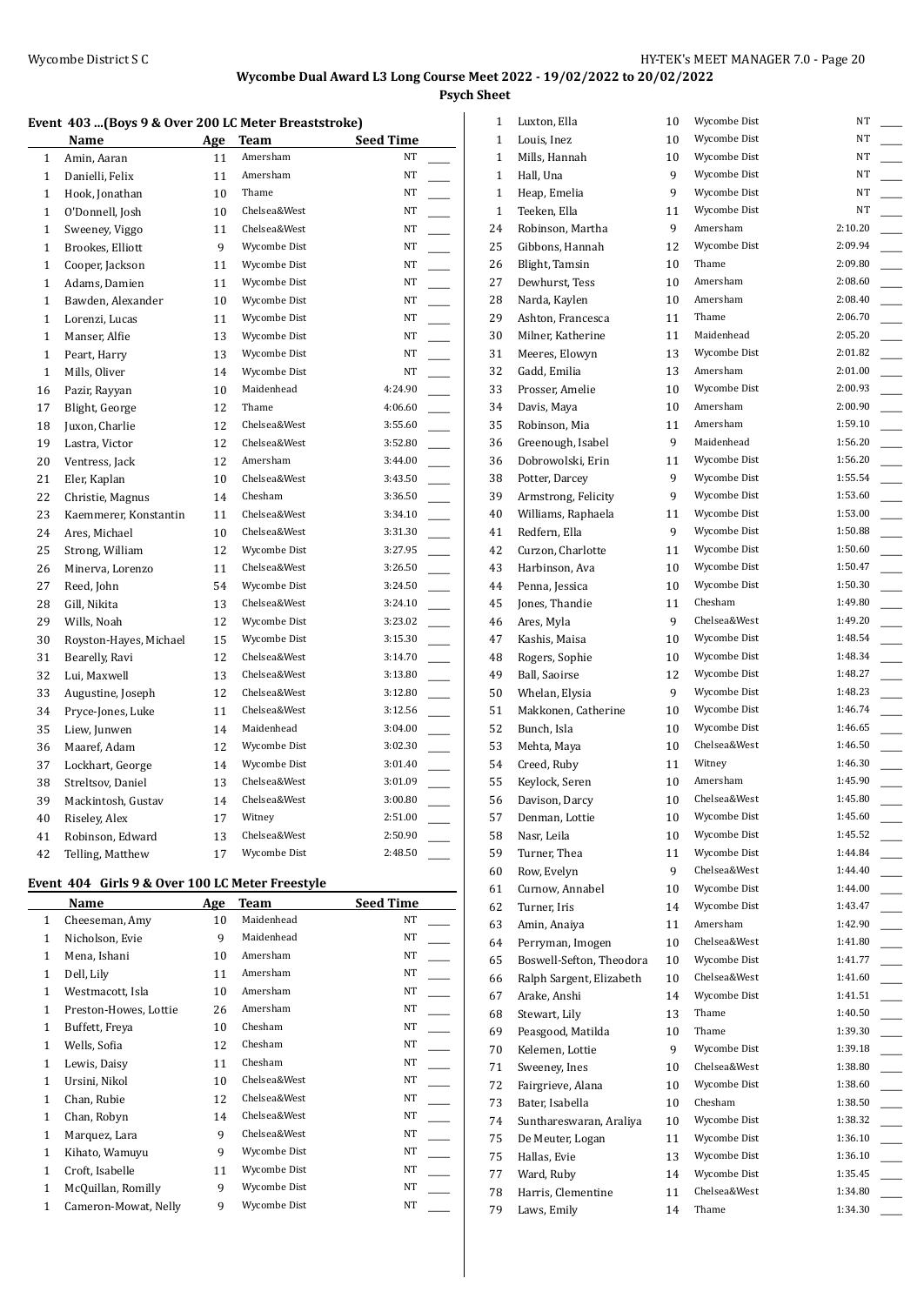## Wycombe Dual Award L3 Long Course Meet 2022 - 19/02/2022 to 20/02/2022

### Psych Sheet

#### Event 403 ...(Boys 9 & Over 200 LC Meter Breaststroke)

| | Name | Age | Team | Seed Time |
|---|---|---|---|---|
| 1 | Amin, Aaran | 11 | Amersham | NT |
| 1 | Danielli, Felix | 11 | Amersham | NT |
| 1 | Hook, Jonathan | 10 | Thame | NT |
| 1 | O'Donnell, Josh | 10 | Chelsea&West | NT |
| 1 | Sweeney, Viggo | 11 | Chelsea&West | NT |
| 1 | Brookes, Elliott | 9 | Wycombe Dist | NT |
| 1 | Cooper, Jackson | 11 | Wycombe Dist | NT |
| 1 | Adams, Damien | 11 | Wycombe Dist | NT |
| 1 | Bawden, Alexander | 10 | Wycombe Dist | NT |
| 1 | Lorenzi, Lucas | 11 | Wycombe Dist | NT |
| 1 | Manser, Alfie | 13 | Wycombe Dist | NT |
| 1 | Peart, Harry | 13 | Wycombe Dist | NT |
| 1 | Mills, Oliver | 14 | Wycombe Dist | NT |
| 16 | Pazir, Rayyan | 10 | Maidenhead | 4:24.90 |
| 17 | Blight, George | 12 | Thame | 4:06.60 |
| 18 | Juxon, Charlie | 12 | Chelsea&West | 3:55.60 |
| 19 | Lastra, Victor | 12 | Chelsea&West | 3:52.80 |
| 20 | Ventress, Jack | 12 | Amersham | 3:44.00 |
| 21 | Eler, Kaplan | 10 | Chelsea&West | 3:43.50 |
| 22 | Christie, Magnus | 14 | Chesham | 3:36.50 |
| 23 | Kaemmerer, Konstantin | 11 | Chelsea&West | 3:34.10 |
| 24 | Ares, Michael | 10 | Chelsea&West | 3:31.30 |
| 25 | Strong, William | 12 | Wycombe Dist | 3:27.95 |
| 26 | Minerva, Lorenzo | 11 | Chelsea&West | 3:26.50 |
| 27 | Reed, John | 54 | Wycombe Dist | 3:24.50 |
| 28 | Gill, Nikita | 13 | Chelsea&West | 3:24.10 |
| 29 | Wills, Noah | 12 | Wycombe Dist | 3:23.02 |
| 30 | Royston-Hayes, Michael | 15 | Wycombe Dist | 3:15.30 |
| 31 | Bearelly, Ravi | 12 | Chelsea&West | 3:14.70 |
| 32 | Lui, Maxwell | 13 | Chelsea&West | 3:13.80 |
| 33 | Augustine, Joseph | 12 | Chelsea&West | 3:12.80 |
| 34 | Pryce-Jones, Luke | 11 | Chelsea&West | 3:12.56 |
| 35 | Liew, Junwen | 14 | Maidenhead | 3:04.00 |
| 36 | Maaref, Adam | 12 | Wycombe Dist | 3:02.30 |
| 37 | Lockhart, George | 14 | Wycombe Dist | 3:01.40 |
| 38 | Streltsov, Daniel | 13 | Chelsea&West | 3:01.09 |
| 39 | Mackintosh, Gustav | 14 | Chelsea&West | 3:00.80 |
| 40 | Riseley, Alex | 17 | Witney | 2:51.00 |
| 41 | Robinson, Edward | 13 | Chelsea&West | 2:50.90 |
| 42 | Telling, Matthew | 17 | Wycombe Dist | 2:48.50 |

#### Event 404 Girls 9 & Over 100 LC Meter Freestyle

| | Name | Age | Team | Seed Time |
|---|---|---|---|---|
| 1 | Cheeseman, Amy | 10 | Maidenhead | NT |
| 1 | Nicholson, Evie | 9 | Maidenhead | NT |
| 1 | Mena, Ishani | 10 | Amersham | NT |
| 1 | Dell, Lily | 11 | Amersham | NT |
| 1 | Westmacott, Isla | 10 | Amersham | NT |
| 1 | Preston-Howes, Lottie | 26 | Amersham | NT |
| 1 | Buffett, Freya | 10 | Chesham | NT |
| 1 | Wells, Sofia | 12 | Chesham | NT |
| 1 | Lewis, Daisy | 11 | Chesham | NT |
| 1 | Ursini, Nikol | 10 | Chelsea&West | NT |
| 1 | Chan, Rubie | 12 | Chelsea&West | NT |
| 1 | Chan, Robyn | 14 | Chelsea&West | NT |
| 1 | Marquez, Lara | 9 | Chelsea&West | NT |
| 1 | Kihato, Wamuyu | 9 | Wycombe Dist | NT |
| 1 | Croft, Isabelle | 11 | Wycombe Dist | NT |
| 1 | McQuillan, Romilly | 9 | Wycombe Dist | NT |
| 1 | Cameron-Mowat, Nelly | 9 | Wycombe Dist | NT |
| 1 | Luxton, Ella | 10 | Wycombe Dist | NT |
| 1 | Louis, Inez | 10 | Wycombe Dist | NT |
| 1 | Mills, Hannah | 10 | Wycombe Dist | NT |
| 1 | Hall, Una | 9 | Wycombe Dist | NT |
| 1 | Heap, Emelia | 9 | Wycombe Dist | NT |
| 1 | Teeken, Ella | 11 | Wycombe Dist | NT |
| 24 | Robinson, Martha | 9 | Amersham | 2:10.20 |
| 25 | Gibbons, Hannah | 12 | Wycombe Dist | 2:09.94 |
| 26 | Blight, Tamsin | 10 | Thame | 2:09.80 |
| 27 | Dewhurst, Tess | 10 | Amersham | 2:08.60 |
| 28 | Narda, Kaylen | 10 | Amersham | 2:08.40 |
| 29 | Ashton, Francesca | 11 | Thame | 2:06.70 |
| 30 | Milner, Katherine | 11 | Maidenhead | 2:05.20 |
| 31 | Meeres, Elowyn | 13 | Wycombe Dist | 2:01.82 |
| 32 | Gadd, Emilia | 13 | Amersham | 2:01.00 |
| 33 | Prosser, Amelie | 10 | Wycombe Dist | 2:00.93 |
| 34 | Davis, Maya | 10 | Amersham | 2:00.90 |
| 35 | Robinson, Mia | 11 | Amersham | 1:59.10 |
| 36 | Greenough, Isabel | 9 | Maidenhead | 1:56.20 |
| 36 | Dobrowolski, Erin | 11 | Wycombe Dist | 1:56.20 |
| 38 | Potter, Darcey | 9 | Wycombe Dist | 1:55.54 |
| 39 | Armstrong, Felicity | 9 | Wycombe Dist | 1:53.60 |
| 40 | Williams, Raphaela | 11 | Wycombe Dist | 1:53.00 |
| 41 | Redfern, Ella | 9 | Wycombe Dist | 1:50.88 |
| 42 | Curzon, Charlotte | 11 | Wycombe Dist | 1:50.60 |
| 43 | Harbinson, Ava | 10 | Wycombe Dist | 1:50.47 |
| 44 | Penna, Jessica | 10 | Wycombe Dist | 1:50.30 |
| 45 | Jones, Thandie | 11 | Chesham | 1:49.80 |
| 46 | Ares, Myla | 9 | Chelsea&West | 1:49.20 |
| 47 | Kashis, Maisa | 10 | Wycombe Dist | 1:48.54 |
| 48 | Rogers, Sophie | 10 | Wycombe Dist | 1:48.34 |
| 49 | Ball, Saoirse | 12 | Wycombe Dist | 1:48.27 |
| 50 | Whelan, Elysia | 9 | Wycombe Dist | 1:48.23 |
| 51 | Makkonen, Catherine | 10 | Wycombe Dist | 1:46.74 |
| 52 | Bunch, Isla | 10 | Wycombe Dist | 1:46.65 |
| 53 | Mehta, Maya | 10 | Chelsea&West | 1:46.50 |
| 54 | Creed, Ruby | 11 | Witney | 1:46.30 |
| 55 | Keylock, Seren | 10 | Amersham | 1:45.90 |
| 56 | Davison, Darcy | 10 | Chelsea&West | 1:45.80 |
| 57 | Denman, Lottie | 10 | Wycombe Dist | 1:45.60 |
| 58 | Nasr, Leila | 10 | Wycombe Dist | 1:45.52 |
| 59 | Turner, Thea | 11 | Wycombe Dist | 1:44.84 |
| 60 | Row, Evelyn | 9 | Chelsea&West | 1:44.40 |
| 61 | Curnow, Annabel | 10 | Wycombe Dist | 1:44.00 |
| 62 | Turner, Iris | 14 | Wycombe Dist | 1:43.47 |
| 63 | Amin, Anaiya | 11 | Amersham | 1:42.90 |
| 64 | Perryman, Imogen | 10 | Chelsea&West | 1:41.80 |
| 65 | Boswell-Sefton, Theodora | 10 | Wycombe Dist | 1:41.77 |
| 66 | Ralph Sargent, Elizabeth | 10 | Chelsea&West | 1:41.60 |
| 67 | Arake, Anshi | 14 | Wycombe Dist | 1:41.51 |
| 68 | Stewart, Lily | 13 | Thame | 1:40.50 |
| 69 | Peasgood, Matilda | 10 | Thame | 1:39.30 |
| 70 | Kelemen, Lottie | 9 | Wycombe Dist | 1:39.18 |
| 71 | Sweeney, Ines | 10 | Chelsea&West | 1:38.80 |
| 72 | Fairgrieve, Alana | 10 | Wycombe Dist | 1:38.60 |
| 73 | Bater, Isabella | 10 | Chesham | 1:38.50 |
| 74 | Sunthareswaran, Araliya | 10 | Wycombe Dist | 1:38.32 |
| 75 | De Meuter, Logan | 11 | Wycombe Dist | 1:36.10 |
| 75 | Hallas, Evie | 13 | Wycombe Dist | 1:36.10 |
| 77 | Ward, Ruby | 14 | Wycombe Dist | 1:35.45 |
| 78 | Harris, Clementine | 11 | Chelsea&West | 1:34.80 |
| 79 | Laws, Emily | 14 | Thame | 1:34.30 |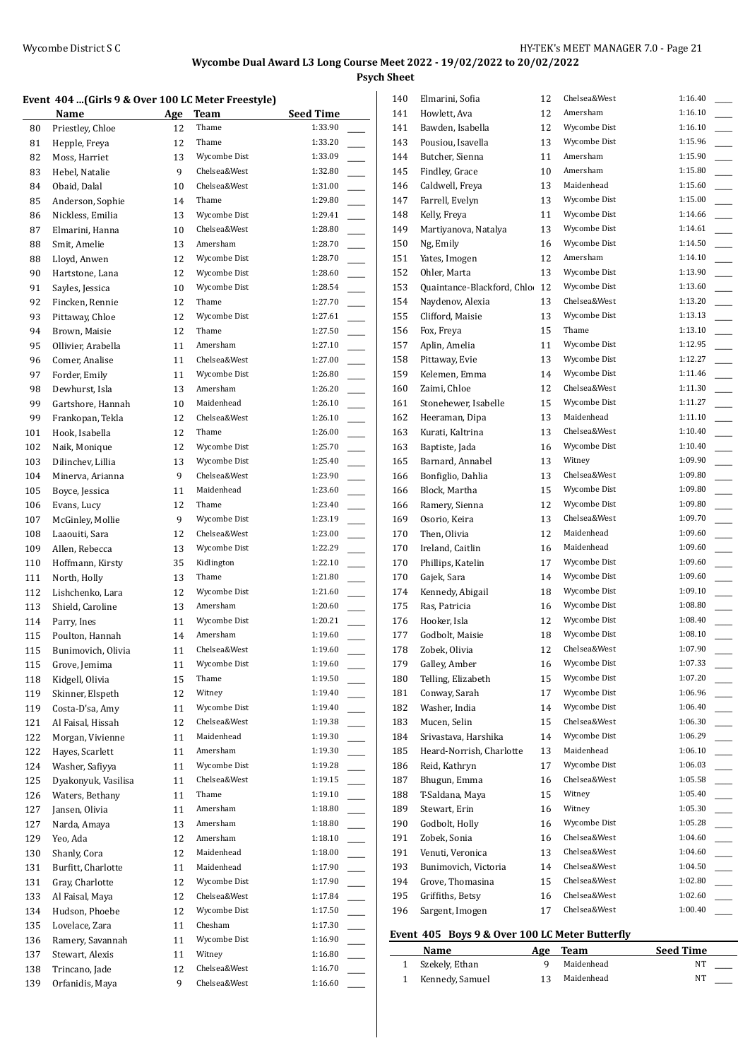**Wycombe Dual Award L3 Long Course Meet 2022 - 19/02/2022 to 20/02/2022**

**Psych Sheet**

### Event 404 ...(Girls 9 & Over 100 LC Meter Freestyle)

| | Name | Age | Team | Seed Time |
|---|---|---|---|---|
| 80 | Priestley, Chloe | 12 | Thame | 1:33.90 |
| 81 | Hepple, Freya | 12 | Thame | 1:33.20 |
| 82 | Moss, Harriet | 13 | Wycombe Dist | 1:33.09 |
| 83 | Hebel, Natalie | 9 | Chelsea&West | 1:32.80 |
| 84 | Obaid, Dalal | 10 | Chelsea&West | 1:31.00 |
| 85 | Anderson, Sophie | 14 | Thame | 1:29.80 |
| 86 | Nickless, Emilia | 13 | Wycombe Dist | 1:29.41 |
| 87 | Elmarini, Hanna | 10 | Chelsea&West | 1:28.80 |
| 88 | Smit, Amelie | 13 | Amersham | 1:28.70 |
| 88 | Lloyd, Anwen | 12 | Wycombe Dist | 1:28.70 |
| 90 | Hartstone, Lana | 12 | Wycombe Dist | 1:28.60 |
| 91 | Sayles, Jessica | 10 | Wycombe Dist | 1:28.54 |
| 92 | Fincken, Rennie | 12 | Thame | 1:27.70 |
| 93 | Pittaway, Chloe | 12 | Wycombe Dist | 1:27.61 |
| 94 | Brown, Maisie | 12 | Thame | 1:27.50 |
| 95 | Ollivier, Arabella | 11 | Amersham | 1:27.10 |
| 96 | Comer, Analise | 11 | Chelsea&West | 1:27.00 |
| 97 | Forder, Emily | 11 | Wycombe Dist | 1:26.80 |
| 98 | Dewhurst, Isla | 13 | Amersham | 1:26.20 |
| 99 | Gartshore, Hannah | 10 | Maidenhead | 1:26.10 |
| 99 | Frankopan, Tekla | 12 | Chelsea&West | 1:26.10 |
| 101 | Hook, Isabella | 12 | Thame | 1:26.00 |
| 102 | Naik, Monique | 12 | Wycombe Dist | 1:25.70 |
| 103 | Dilinchev, Lillia | 13 | Wycombe Dist | 1:25.40 |
| 104 | Minerva, Arianna | 9 | Chelsea&West | 1:23.90 |
| 105 | Boyce, Jessica | 11 | Maidenhead | 1:23.60 |
| 106 | Evans, Lucy | 12 | Thame | 1:23.40 |
| 107 | McGinley, Mollie | 9 | Wycombe Dist | 1:23.19 |
| 108 | Laaouiti, Sara | 12 | Chelsea&West | 1:23.00 |
| 109 | Allen, Rebecca | 13 | Wycombe Dist | 1:22.29 |
| 110 | Hoffmann, Kirsty | 35 | Kidlington | 1:22.10 |
| 111 | North, Holly | 13 | Thame | 1:21.80 |
| 112 | Lishchenko, Lara | 12 | Wycombe Dist | 1:21.60 |
| 113 | Shield, Caroline | 13 | Amersham | 1:20.60 |
| 114 | Parry, Ines | 11 | Wycombe Dist | 1:20.21 |
| 115 | Poulton, Hannah | 14 | Amersham | 1:19.60 |
| 115 | Bunimovich, Olivia | 11 | Chelsea&West | 1:19.60 |
| 115 | Grove, Jemima | 11 | Wycombe Dist | 1:19.60 |
| 118 | Kidgell, Olivia | 15 | Thame | 1:19.50 |
| 119 | Skinner, Elspeth | 12 | Witney | 1:19.40 |
| 119 | Costa-D'sa, Amy | 11 | Wycombe Dist | 1:19.40 |
| 121 | Al Faisal, Hissah | 12 | Chelsea&West | 1:19.38 |
| 122 | Morgan, Vivienne | 11 | Maidenhead | 1:19.30 |
| 122 | Hayes, Scarlett | 11 | Amersham | 1:19.30 |
| 124 | Washer, Safiyya | 11 | Wycombe Dist | 1:19.28 |
| 125 | Dyakonyuk, Vasilisa | 11 | Chelsea&West | 1:19.15 |
| 126 | Waters, Bethany | 11 | Thame | 1:19.10 |
| 127 | Jansen, Olivia | 11 | Amersham | 1:18.80 |
| 127 | Narda, Amaya | 13 | Amersham | 1:18.80 |
| 129 | Yeo, Ada | 12 | Amersham | 1:18.10 |
| 130 | Shanly, Cora | 12 | Maidenhead | 1:18.00 |
| 131 | Burfitt, Charlotte | 11 | Maidenhead | 1:17.90 |
| 131 | Gray, Charlotte | 12 | Wycombe Dist | 1:17.90 |
| 133 | Al Faisal, Maya | 12 | Chelsea&West | 1:17.84 |
| 134 | Hudson, Phoebe | 12 | Wycombe Dist | 1:17.50 |
| 135 | Lovelace, Zara | 11 | Chesham | 1:17.30 |
| 136 | Ramery, Savannah | 11 | Wycombe Dist | 1:16.90 |
| 137 | Stewart, Alexis | 11 | Witney | 1:16.80 |
| 138 | Trincano, Jade | 12 | Chelsea&West | 1:16.70 |
| 139 | Orfanidis, Maya | 9 | Chelsea&West | 1:16.60 |
| 140 | Elmarini, Sofia | 12 | Chelsea&West | 1:16.40 |
| 141 | Howlett, Ava | 12 | Amersham | 1:16.10 |
| 141 | Bawden, Isabella | 12 | Wycombe Dist | 1:16.10 |
| 143 | Pousiou, Isavella | 13 | Wycombe Dist | 1:15.96 |
| 144 | Butcher, Sienna | 11 | Amersham | 1:15.90 |
| 145 | Findley, Grace | 10 | Amersham | 1:15.80 |
| 146 | Caldwell, Freya | 13 | Maidenhead | 1:15.60 |
| 147 | Farrell, Evelyn | 13 | Wycombe Dist | 1:15.00 |
| 148 | Kelly, Freya | 11 | Wycombe Dist | 1:14.66 |
| 149 | Martiyanova, Natalya | 13 | Wycombe Dist | 1:14.61 |
| 150 | Ng, Emily | 16 | Wycombe Dist | 1:14.50 |
| 151 | Yates, Imogen | 12 | Amersham | 1:14.10 |
| 152 | Ohler, Marta | 13 | Wycombe Dist | 1:13.90 |
| 153 | Quaintance-Blackford, Chlo | 12 | Wycombe Dist | 1:13.60 |
| 154 | Naydenov, Alexia | 13 | Chelsea&West | 1:13.20 |
| 155 | Clifford, Maisie | 13 | Wycombe Dist | 1:13.13 |
| 156 | Fox, Freya | 15 | Thame | 1:13.10 |
| 157 | Aplin, Amelia | 11 | Wycombe Dist | 1:12.95 |
| 158 | Pittaway, Evie | 13 | Wycombe Dist | 1:12.27 |
| 159 | Kelemen, Emma | 14 | Wycombe Dist | 1:11.46 |
| 160 | Zaimi, Chloe | 12 | Chelsea&West | 1:11.30 |
| 161 | Stonehewer, Isabelle | 15 | Wycombe Dist | 1:11.27 |
| 162 | Heeraman, Dipa | 13 | Maidenhead | 1:11.10 |
| 163 | Kurati, Kaltrina | 13 | Chelsea&West | 1:10.40 |
| 163 | Baptiste, Jada | 16 | Wycombe Dist | 1:10.40 |
| 165 | Barnard, Annabel | 13 | Witney | 1:09.90 |
| 166 | Bonfiglio, Dahlia | 13 | Chelsea&West | 1:09.80 |
| 166 | Block, Martha | 15 | Wycombe Dist | 1:09.80 |
| 166 | Ramery, Sienna | 12 | Wycombe Dist | 1:09.80 |
| 169 | Osorio, Keira | 13 | Chelsea&West | 1:09.70 |
| 170 | Then, Olivia | 12 | Maidenhead | 1:09.60 |
| 170 | Ireland, Caitlin | 16 | Maidenhead | 1:09.60 |
| 170 | Phillips, Katelin | 17 | Wycombe Dist | 1:09.60 |
| 170 | Gajek, Sara | 14 | Wycombe Dist | 1:09.60 |
| 174 | Kennedy, Abigail | 18 | Wycombe Dist | 1:09.10 |
| 175 | Ras, Patricia | 16 | Wycombe Dist | 1:08.80 |
| 176 | Hooker, Isla | 12 | Wycombe Dist | 1:08.40 |
| 177 | Godbolt, Maisie | 18 | Wycombe Dist | 1:08.10 |
| 178 | Zobek, Olivia | 12 | Chelsea&West | 1:07.90 |
| 179 | Galley, Amber | 16 | Wycombe Dist | 1:07.33 |
| 180 | Telling, Elizabeth | 15 | Wycombe Dist | 1:07.20 |
| 181 | Conway, Sarah | 17 | Wycombe Dist | 1:06.96 |
| 182 | Washer, India | 14 | Wycombe Dist | 1:06.40 |
| 183 | Mucen, Selin | 15 | Chelsea&West | 1:06.30 |
| 184 | Srivastava, Harshika | 14 | Wycombe Dist | 1:06.29 |
| 185 | Heard-Norrish, Charlotte | 13 | Maidenhead | 1:06.10 |
| 186 | Reid, Kathryn | 17 | Wycombe Dist | 1:06.03 |
| 187 | Bhugun, Emma | 16 | Chelsea&West | 1:05.58 |
| 188 | T-Saldana, Maya | 15 | Witney | 1:05.40 |
| 189 | Stewart, Erin | 16 | Witney | 1:05.30 |
| 190 | Godbolt, Holly | 16 | Wycombe Dist | 1:05.28 |
| 191 | Zobek, Sonia | 16 | Chelsea&West | 1:04.60 |
| 191 | Venuti, Veronica | 13 | Chelsea&West | 1:04.60 |
| 193 | Bunimovich, Victoria | 14 | Chelsea&West | 1:04.50 |
| 194 | Grove, Thomasina | 15 | Chelsea&West | 1:02.80 |
| 195 | Griffiths, Betsy | 16 | Chelsea&West | 1:02.60 |
| 196 | Sargent, Imogen | 17 | Chelsea&West | 1:00.40 |

### Event 405 Boys 9 & Over 100 LC Meter Butterfly

| | Name | Age | Team | Seed Time |
|---|---|---|---|---|
| 1 | Szekely, Ethan | 9 | Maidenhead | NT |
| 1 | Kennedy, Samuel | 13 | Maidenhead | NT |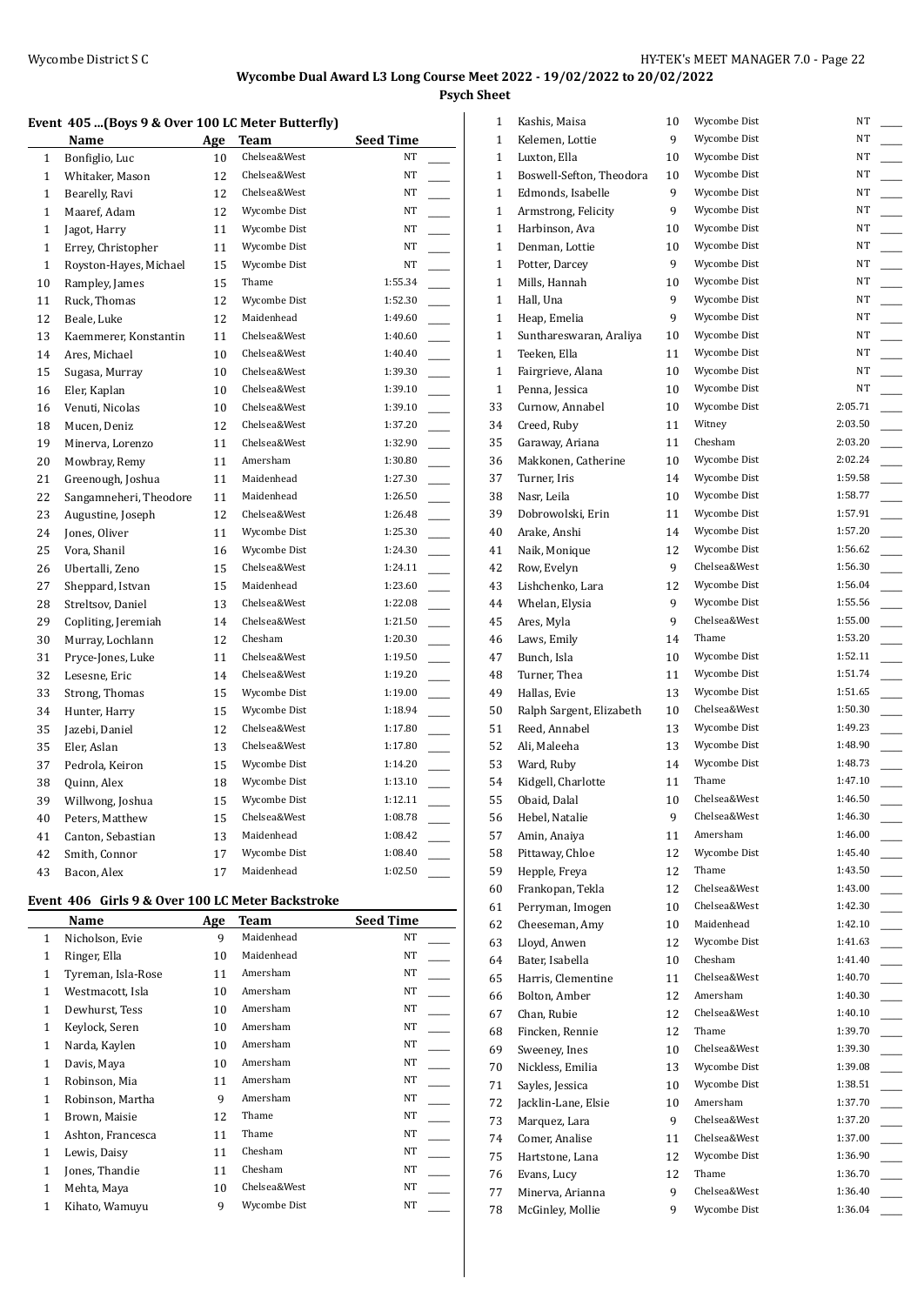## Wycombe Dual Award L3 Long Course Meet 2022 - 19/02/2022 to 20/02/2022

### Psych Sheet

#### Event 405 ...(Boys 9 & Over 100 LC Meter Butterfly)

| | Name | Age | Team | Seed Time | |
|---|---|---|---|---|---|
| 1 | Bonfiglio, Luc | 10 | Chelsea&West | NT | ____ |
| 1 | Whitaker, Mason | 12 | Chelsea&West | NT | ____ |
| 1 | Bearelly, Ravi | 12 | Chelsea&West | NT | ____ |
| 1 | Maaref, Adam | 12 | Wycombe Dist | NT | ____ |
| 1 | Jagot, Harry | 11 | Wycombe Dist | NT | ____ |
| 1 | Errey, Christopher | 11 | Wycombe Dist | NT | ____ |
| 1 | Royston-Hayes, Michael | 15 | Wycombe Dist | NT | ____ |
| 10 | Rampley, James | 15 | Thame | 1:55.34 | ____ |
| 11 | Ruck, Thomas | 12 | Wycombe Dist | 1:52.30 | ____ |
| 12 | Beale, Luke | 12 | Maidenhead | 1:49.60 | ____ |
| 13 | Kaemmerer, Konstantin | 11 | Chelsea&West | 1:40.60 | ____ |
| 14 | Ares, Michael | 10 | Chelsea&West | 1:40.40 | ____ |
| 15 | Sugasa, Murray | 10 | Chelsea&West | 1:39.30 | ____ |
| 16 | Eler, Kaplan | 10 | Chelsea&West | 1:39.10 | ____ |
| 16 | Venuti, Nicolas | 10 | Chelsea&West | 1:39.10 | ____ |
| 18 | Mucen, Deniz | 12 | Chelsea&West | 1:37.20 | ____ |
| 19 | Minerva, Lorenzo | 11 | Chelsea&West | 1:32.90 | ____ |
| 20 | Mowbray, Remy | 11 | Amersham | 1:30.80 | ____ |
| 21 | Greenough, Joshua | 11 | Maidenhead | 1:27.30 | ____ |
| 22 | Sangamneheri, Theodore | 11 | Maidenhead | 1:26.50 | ____ |
| 23 | Augustine, Joseph | 12 | Chelsea&West | 1:26.48 | ____ |
| 24 | Jones, Oliver | 11 | Wycombe Dist | 1:25.30 | ____ |
| 25 | Vora, Shanil | 16 | Wycombe Dist | 1:24.30 | ____ |
| 26 | Ubertalli, Zeno | 15 | Chelsea&West | 1:24.11 | ____ |
| 27 | Sheppard, Istvan | 15 | Maidenhead | 1:23.60 | ____ |
| 28 | Streltsov, Daniel | 13 | Chelsea&West | 1:22.08 | ____ |
| 29 | Copliting, Jeremiah | 14 | Chelsea&West | 1:21.50 | ____ |
| 30 | Murray, Lochlann | 12 | Chesham | 1:20.30 | ____ |
| 31 | Pryce-Jones, Luke | 11 | Chelsea&West | 1:19.50 | ____ |
| 32 | Lesesne, Eric | 14 | Chelsea&West | 1:19.20 | ____ |
| 33 | Strong, Thomas | 15 | Wycombe Dist | 1:19.00 | ____ |
| 34 | Hunter, Harry | 15 | Wycombe Dist | 1:18.94 | ____ |
| 35 | Jazebi, Daniel | 12 | Chelsea&West | 1:17.80 | ____ |
| 35 | Eler, Aslan | 13 | Chelsea&West | 1:17.80 | ____ |
| 37 | Pedrola, Keiron | 15 | Wycombe Dist | 1:14.20 | ____ |
| 38 | Quinn, Alex | 18 | Wycombe Dist | 1:13.10 | ____ |
| 39 | Willwong, Joshua | 15 | Wycombe Dist | 1:12.11 | ____ |
| 40 | Peters, Matthew | 15 | Chelsea&West | 1:08.78 | ____ |
| 41 | Canton, Sebastian | 13 | Maidenhead | 1:08.42 | ____ |
| 42 | Smith, Connor | 17 | Wycombe Dist | 1:08.40 | ____ |
| 43 | Bacon, Alex | 17 | Maidenhead | 1:02.50 | ____ |

#### Event 406 Girls 9 & Over 100 LC Meter Backstroke

| | Name | Age | Team | Seed Time | |
|---|---|---|---|---|---|
| 1 | Nicholson, Evie | 9 | Maidenhead | NT | ____ |
| 1 | Ringer, Ella | 10 | Maidenhead | NT | ____ |
| 1 | Tyreman, Isla-Rose | 11 | Amersham | NT | ____ |
| 1 | Westmacott, Isla | 10 | Amersham | NT | ____ |
| 1 | Dewhurst, Tess | 10 | Amersham | NT | ____ |
| 1 | Keylock, Seren | 10 | Amersham | NT | ____ |
| 1 | Narda, Kaylen | 10 | Amersham | NT | ____ |
| 1 | Davis, Maya | 10 | Amersham | NT | ____ |
| 1 | Robinson, Mia | 11 | Amersham | NT | ____ |
| 1 | Robinson, Martha | 9 | Amersham | NT | ____ |
| 1 | Brown, Maisie | 12 | Thame | NT | ____ |
| 1 | Ashton, Francesca | 11 | Thame | NT | ____ |
| 1 | Lewis, Daisy | 11 | Chesham | NT | ____ |
| 1 | Jones, Thandie | 11 | Chesham | NT | ____ |
| 1 | Mehta, Maya | 10 | Chelsea&West | NT | ____ |
| 1 | Kihato, Wamuyu | 9 | Wycombe Dist | NT | ____ |
| 1 | Kashis, Maisa | 10 | Wycombe Dist | NT | ____ |
| 1 | Kelemen, Lottie | 9 | Wycombe Dist | NT | ____ |
| 1 | Luxton, Ella | 10 | Wycombe Dist | NT | ____ |
| 1 | Boswell-Sefton, Theodora | 10 | Wycombe Dist | NT | ____ |
| 1 | Edmonds, Isabelle | 9 | Wycombe Dist | NT | ____ |
| 1 | Armstrong, Felicity | 9 | Wycombe Dist | NT | ____ |
| 1 | Harbinson, Ava | 10 | Wycombe Dist | NT | ____ |
| 1 | Denman, Lottie | 10 | Wycombe Dist | NT | ____ |
| 1 | Potter, Darcey | 9 | Wycombe Dist | NT | ____ |
| 1 | Mills, Hannah | 10 | Wycombe Dist | NT | ____ |
| 1 | Hall, Una | 9 | Wycombe Dist | NT | ____ |
| 1 | Heap, Emelia | 9 | Wycombe Dist | NT | ____ |
| 1 | Sunthareswaran, Araliya | 10 | Wycombe Dist | NT | ____ |
| 1 | Teeken, Ella | 11 | Wycombe Dist | NT | ____ |
| 1 | Fairgrieve, Alana | 10 | Wycombe Dist | NT | ____ |
| 1 | Penna, Jessica | 10 | Wycombe Dist | NT | ____ |
| 33 | Curnow, Annabel | 10 | Wycombe Dist | 2:05.71 | ____ |
| 34 | Creed, Ruby | 11 | Witney | 2:03.50 | ____ |
| 35 | Garaway, Ariana | 11 | Chesham | 2:03.20 | ____ |
| 36 | Makkonen, Catherine | 10 | Wycombe Dist | 2:02.24 | ____ |
| 37 | Turner, Iris | 14 | Wycombe Dist | 1:59.58 | ____ |
| 38 | Nasr, Leila | 10 | Wycombe Dist | 1:58.77 | ____ |
| 39 | Dobrowolski, Erin | 11 | Wycombe Dist | 1:57.91 | ____ |
| 40 | Arake, Anshi | 14 | Wycombe Dist | 1:57.20 | ____ |
| 41 | Naik, Monique | 12 | Wycombe Dist | 1:56.62 | ____ |
| 42 | Row, Evelyn | 9 | Chelsea&West | 1:56.30 | ____ |
| 43 | Lishchenko, Lara | 12 | Wycombe Dist | 1:56.04 | ____ |
| 44 | Whelan, Elysia | 9 | Wycombe Dist | 1:55.56 | ____ |
| 45 | Ares, Myla | 9 | Chelsea&West | 1:55.00 | ____ |
| 46 | Laws, Emily | 14 | Thame | 1:53.20 | ____ |
| 47 | Bunch, Isla | 10 | Wycombe Dist | 1:52.11 | ____ |
| 48 | Turner, Thea | 11 | Wycombe Dist | 1:51.74 | ____ |
| 49 | Hallas, Evie | 13 | Wycombe Dist | 1:51.65 | ____ |
| 50 | Ralph Sargent, Elizabeth | 10 | Chelsea&West | 1:50.30 | ____ |
| 51 | Reed, Annabel | 13 | Wycombe Dist | 1:49.23 | ____ |
| 52 | Ali, Maleeha | 13 | Wycombe Dist | 1:48.90 | ____ |
| 53 | Ward, Ruby | 14 | Wycombe Dist | 1:48.73 | ____ |
| 54 | Kidgell, Charlotte | 11 | Thame | 1:47.10 | ____ |
| 55 | Obaid, Dalal | 10 | Chelsea&West | 1:46.50 | ____ |
| 56 | Hebel, Natalie | 9 | Chelsea&West | 1:46.30 | ____ |
| 57 | Amin, Anaiya | 11 | Amersham | 1:46.00 | ____ |
| 58 | Pittaway, Chloe | 12 | Wycombe Dist | 1:45.40 | ____ |
| 59 | Hepple, Freya | 12 | Thame | 1:43.50 | ____ |
| 60 | Frankopan, Tekla | 12 | Chelsea&West | 1:43.00 | ____ |
| 61 | Perryman, Imogen | 10 | Chelsea&West | 1:42.30 | ____ |
| 62 | Cheeseman, Amy | 10 | Maidenhead | 1:42.10 | ____ |
| 63 | Lloyd, Anwen | 12 | Wycombe Dist | 1:41.63 | ____ |
| 64 | Bater, Isabella | 10 | Chesham | 1:41.40 | ____ |
| 65 | Harris, Clementine | 11 | Chelsea&West | 1:40.70 | ____ |
| 66 | Bolton, Amber | 12 | Amersham | 1:40.30 | ____ |
| 67 | Chan, Rubie | 12 | Chelsea&West | 1:40.10 | ____ |
| 68 | Fincken, Rennie | 12 | Thame | 1:39.70 | ____ |
| 69 | Sweeney, Ines | 10 | Chelsea&West | 1:39.30 | ____ |
| 70 | Nickless, Emilia | 13 | Wycombe Dist | 1:39.08 | ____ |
| 71 | Sayles, Jessica | 10 | Wycombe Dist | 1:38.51 | ____ |
| 72 | Jacklin-Lane, Elsie | 10 | Amersham | 1:37.70 | ____ |
| 73 | Marquez, Lara | 9 | Chelsea&West | 1:37.20 | ____ |
| 74 | Comer, Analise | 11 | Chelsea&West | 1:37.00 | ____ |
| 75 | Hartstone, Lana | 12 | Wycombe Dist | 1:36.90 | ____ |
| 76 | Evans, Lucy | 12 | Thame | 1:36.70 | ____ |
| 77 | Minerva, Arianna | 9 | Chelsea&West | 1:36.40 | ____ |
| 78 | McGinley, Mollie | 9 | Wycombe Dist | 1:36.04 | ____ |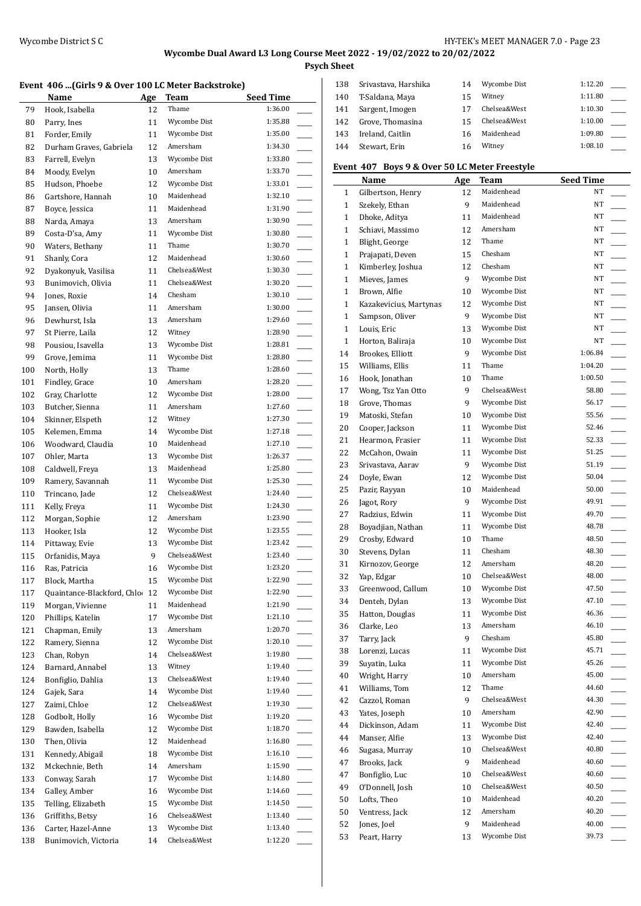**Wycombe Dual Award L3 Long Course Meet 2022 - 19/02/2022 to 20/02/2022**

**Psych Sheet**

### Event 406 ...(Girls 9 & Over 100 LC Meter Backstroke)

| | Name | Age | Team | Seed Time |
|---|---|---|---|---|
| 79 | Hook, Isabella | 12 | Thame | 1:36.00 |
| 80 | Parry, Ines | 11 | Wycombe Dist | 1:35.88 |
| 81 | Forder, Emily | 11 | Wycombe Dist | 1:35.00 |
| 82 | Durham Graves, Gabriela | 12 | Amersham | 1:34.30 |
| 83 | Farrell, Evelyn | 13 | Wycombe Dist | 1:33.80 |
| 84 | Moody, Evelyn | 10 | Amersham | 1:33.70 |
| 85 | Hudson, Phoebe | 12 | Wycombe Dist | 1:33.01 |
| 86 | Gartshore, Hannah | 10 | Maidenhead | 1:32.10 |
| 87 | Boyce, Jessica | 11 | Maidenhead | 1:31.90 |
| 88 | Narda, Amaya | 13 | Amersham | 1:30.90 |
| 89 | Costa-D'sa, Amy | 11 | Wycombe Dist | 1:30.80 |
| 90 | Waters, Bethany | 11 | Thame | 1:30.70 |
| 91 | Shanly, Cora | 12 | Maidenhead | 1:30.60 |
| 92 | Dyakonyuk, Vasilisa | 11 | Chelsea&West | 1:30.30 |
| 93 | Bunimovich, Olivia | 11 | Chelsea&West | 1:30.20 |
| 94 | Jones, Roxie | 14 | Chesham | 1:30.10 |
| 95 | Jansen, Olivia | 11 | Amersham | 1:30.00 |
| 96 | Dewhurst, Isla | 13 | Amersham | 1:29.60 |
| 97 | St Pierre, Laila | 12 | Witney | 1:28.90 |
| 98 | Pousiou, Isavella | 13 | Wycombe Dist | 1:28.81 |
| 99 | Grove, Jemima | 11 | Wycombe Dist | 1:28.80 |
| 100 | North, Holly | 13 | Thame | 1:28.60 |
| 101 | Findley, Grace | 10 | Amersham | 1:28.20 |
| 102 | Gray, Charlotte | 12 | Wycombe Dist | 1:28.00 |
| 103 | Butcher, Sienna | 11 | Amersham | 1:27.60 |
| 104 | Skinner, Elspeth | 12 | Witney | 1:27.30 |
| 105 | Kelemen, Emma | 14 | Wycombe Dist | 1:27.18 |
| 106 | Woodward, Claudia | 10 | Maidenhead | 1:27.10 |
| 107 | Ohler, Marta | 13 | Wycombe Dist | 1:26.37 |
| 108 | Caldwell, Freya | 13 | Maidenhead | 1:25.80 |
| 109 | Ramery, Savannah | 11 | Wycombe Dist | 1:25.30 |
| 110 | Trincano, Jade | 12 | Chelsea&West | 1:24.40 |
| 111 | Kelly, Freya | 11 | Wycombe Dist | 1:24.30 |
| 112 | Morgan, Sophie | 12 | Amersham | 1:23.90 |
| 113 | Hooker, Isla | 12 | Wycombe Dist | 1:23.55 |
| 114 | Pittaway, Evie | 13 | Wycombe Dist | 1:23.42 |
| 115 | Orfanidis, Maya | 9 | Chelsea&West | 1:23.40 |
| 116 | Ras, Patricia | 16 | Wycombe Dist | 1:23.20 |
| 117 | Block, Martha | 15 | Wycombe Dist | 1:22.90 |
| 117 | Quaintance-Blackford, Chlo | 12 | Wycombe Dist | 1:22.90 |
| 119 | Morgan, Vivienne | 11 | Maidenhead | 1:21.90 |
| 120 | Phillips, Katelin | 17 | Wycombe Dist | 1:21.10 |
| 121 | Chapman, Emily | 13 | Amersham | 1:20.70 |
| 122 | Ramery, Sienna | 12 | Wycombe Dist | 1:20.10 |
| 123 | Chan, Robyn | 14 | Chelsea&West | 1:19.80 |
| 124 | Barnard, Annabel | 13 | Witney | 1:19.40 |
| 124 | Bonfiglio, Dahlia | 13 | Chelsea&West | 1:19.40 |
| 124 | Gajek, Sara | 14 | Wycombe Dist | 1:19.40 |
| 127 | Zaimi, Chloe | 12 | Chelsea&West | 1:19.30 |
| 128 | Godbolt, Holly | 16 | Wycombe Dist | 1:19.20 |
| 129 | Bawden, Isabella | 12 | Wycombe Dist | 1:18.70 |
| 130 | Then, Olivia | 12 | Maidenhead | 1:16.80 |
| 131 | Kennedy, Abigail | 18 | Wycombe Dist | 1:16.10 |
| 132 | Mckechnie, Beth | 14 | Amersham | 1:15.90 |
| 133 | Conway, Sarah | 17 | Wycombe Dist | 1:14.80 |
| 134 | Galley, Amber | 16 | Wycombe Dist | 1:14.60 |
| 135 | Telling, Elizabeth | 15 | Wycombe Dist | 1:14.50 |
| 136 | Griffiths, Betsy | 16 | Chelsea&West | 1:13.40 |
| 136 | Carter, Hazel-Anne | 13 | Wycombe Dist | 1:13.40 |
| 138 | Bunimovich, Victoria | 14 | Chelsea&West | 1:12.20 |
| 138 | Srivastava, Harshika | 14 | Wycombe Dist | 1:12.20 |
| 140 | T-Saldana, Maya | 15 | Witney | 1:11.80 |
| 141 | Sargent, Imogen | 17 | Chelsea&West | 1:10.30 |
| 142 | Grove, Thomasina | 15 | Chelsea&West | 1:10.00 |
| 143 | Ireland, Caitlin | 16 | Maidenhead | 1:09.80 |
| 144 | Stewart, Erin | 16 | Witney | 1:08.10 |

### Event 407 Boys 9 & Over 50 LC Meter Freestyle

| | Name | Age | Team | Seed Time |
|---|---|---|---|---|
| 1 | Gilbertson, Henry | 12 | Maidenhead | NT |
| 1 | Szekely, Ethan | 9 | Maidenhead | NT |
| 1 | Dhoke, Aditya | 11 | Maidenhead | NT |
| 1 | Schiavi, Massimo | 12 | Amersham | NT |
| 1 | Blight, George | 12 | Thame | NT |
| 1 | Prajapati, Deven | 15 | Chesham | NT |
| 1 | Kimberley, Joshua | 12 | Chesham | NT |
| 1 | Mieves, James | 9 | Wycombe Dist | NT |
| 1 | Brown, Alfie | 10 | Wycombe Dist | NT |
| 1 | Kazakevicius, Martynas | 12 | Wycombe Dist | NT |
| 1 | Sampson, Oliver | 9 | Wycombe Dist | NT |
| 1 | Louis, Eric | 13 | Wycombe Dist | NT |
| 1 | Horton, Baliraja | 10 | Wycombe Dist | NT |
| 14 | Brookes, Elliott | 9 | Wycombe Dist | 1:06.84 |
| 15 | Williams, Ellis | 11 | Thame | 1:04.20 |
| 16 | Hook, Jonathan | 10 | Thame | 1:00.50 |
| 17 | Wong, Tsz Yan Otto | 9 | Chelsea&West | 58.80 |
| 18 | Grove, Thomas | 9 | Wycombe Dist | 56.17 |
| 19 | Matoski, Stefan | 10 | Wycombe Dist | 55.56 |
| 20 | Cooper, Jackson | 11 | Wycombe Dist | 52.46 |
| 21 | Hearmon, Frasier | 11 | Wycombe Dist | 52.33 |
| 22 | McCahon, Owain | 11 | Wycombe Dist | 51.25 |
| 23 | Srivastava, Aarav | 9 | Wycombe Dist | 51.19 |
| 24 | Doyle, Ewan | 12 | Wycombe Dist | 50.04 |
| 25 | Pazir, Rayyan | 10 | Maidenhead | 50.00 |
| 26 | Jagot, Rory | 9 | Wycombe Dist | 49.91 |
| 27 | Radzius, Edwin | 11 | Wycombe Dist | 49.70 |
| 28 | Boyadjian, Nathan | 11 | Wycombe Dist | 48.78 |
| 29 | Crosby, Edward | 10 | Thame | 48.50 |
| 30 | Stevens, Dylan | 11 | Chesham | 48.30 |
| 31 | Kirnozov, George | 12 | Amersham | 48.20 |
| 32 | Yap, Edgar | 10 | Chelsea&West | 48.00 |
| 33 | Greenwood, Callum | 10 | Wycombe Dist | 47.50 |
| 34 | Denteh, Dylan | 13 | Wycombe Dist | 47.10 |
| 35 | Hatton, Douglas | 11 | Wycombe Dist | 46.36 |
| 36 | Clarke, Leo | 13 | Amersham | 46.10 |
| 37 | Tarry, Jack | 9 | Chesham | 45.80 |
| 38 | Lorenzi, Lucas | 11 | Wycombe Dist | 45.71 |
| 39 | Suyatin, Luka | 11 | Wycombe Dist | 45.26 |
| 40 | Wright, Harry | 10 | Amersham | 45.00 |
| 41 | Williams, Tom | 12 | Thame | 44.60 |
| 42 | Cazzol, Roman | 9 | Chelsea&West | 44.30 |
| 43 | Yates, Joseph | 10 | Amersham | 42.90 |
| 44 | Dickinson, Adam | 11 | Wycombe Dist | 42.40 |
| 44 | Manser, Alfie | 13 | Wycombe Dist | 42.40 |
| 46 | Sugasa, Murray | 10 | Chelsea&West | 40.80 |
| 47 | Brooks, Jack | 9 | Maidenhead | 40.60 |
| 47 | Bonfiglio, Luc | 10 | Chelsea&West | 40.60 |
| 49 | O'Donnell, Josh | 10 | Chelsea&West | 40.50 |
| 50 | Lofts, Theo | 10 | Maidenhead | 40.20 |
| 50 | Ventress, Jack | 12 | Amersham | 40.20 |
| 52 | Jones, Joel | 9 | Maidenhead | 40.00 |
| 53 | Peart, Harry | 13 | Wycombe Dist | 39.73 |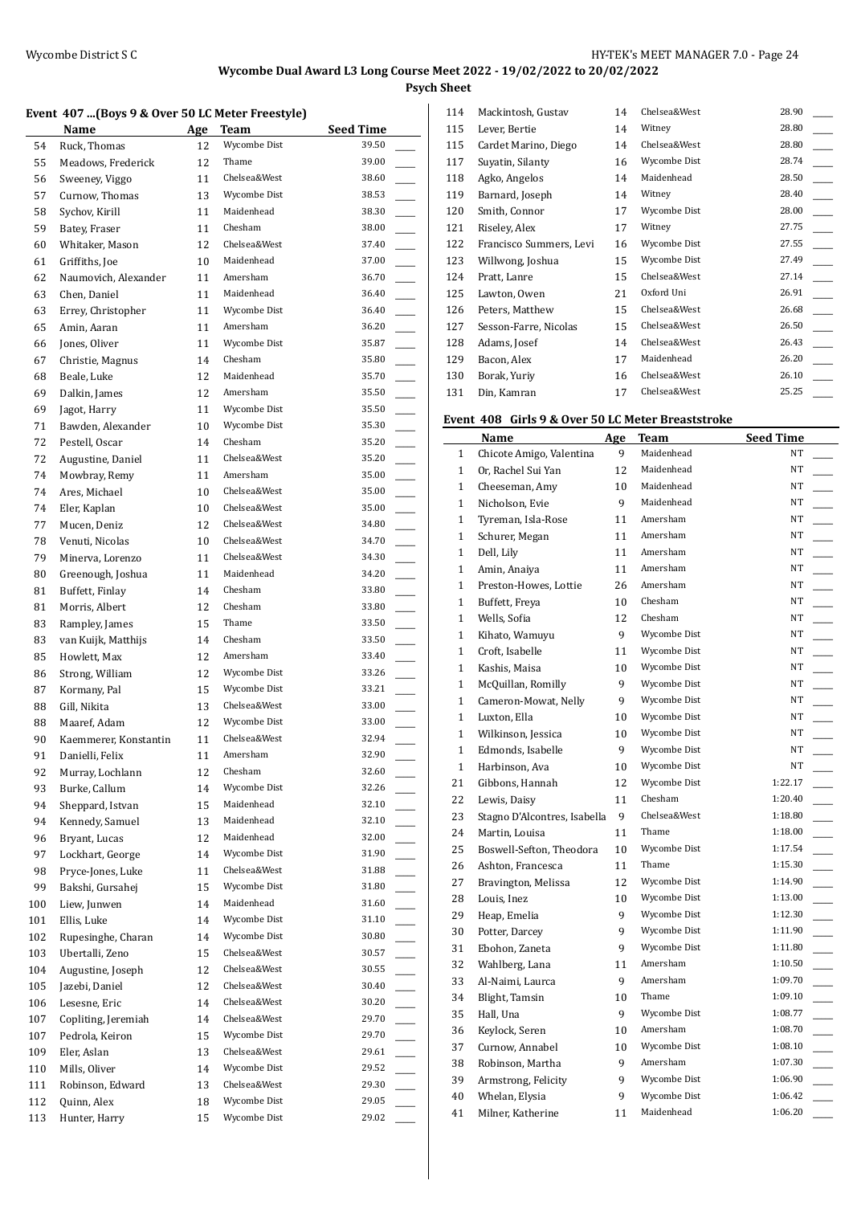## Wycombe Dual Award L3 Long Course Meet 2022 - 19/02/2022 to 20/02/2022

### Psych Sheet

#### Event 407 ...(Boys 9 & Over 50 LC Meter Freestyle)

| | Name | Age | Team | Seed Time | |
|---|---|---|---|---|---|
| 54 | Ruck, Thomas | 12 | Wycombe Dist | 39.50 | ____ |
| 55 | Meadows, Frederick | 12 | Thame | 39.00 | ____ |
| 56 | Sweeney, Viggo | 11 | Chelsea&West | 38.60 | ____ |
| 57 | Curnow, Thomas | 13 | Wycombe Dist | 38.53 | ____ |
| 58 | Sychov, Kirill | 11 | Maidenhead | 38.30 | ____ |
| 59 | Batey, Fraser | 11 | Chesham | 38.00 | ____ |
| 60 | Whitaker, Mason | 12 | Chelsea&West | 37.40 | ____ |
| 61 | Griffiths, Joe | 10 | Maidenhead | 37.00 | ____ |
| 62 | Naumovich, Alexander | 11 | Amersham | 36.70 | ____ |
| 63 | Chen, Daniel | 11 | Maidenhead | 36.40 | ____ |
| 63 | Errey, Christopher | 11 | Wycombe Dist | 36.40 | ____ |
| 65 | Amin, Aaran | 11 | Amersham | 36.20 | ____ |
| 66 | Jones, Oliver | 11 | Wycombe Dist | 35.87 | ____ |
| 67 | Christie, Magnus | 14 | Chesham | 35.80 | ____ |
| 68 | Beale, Luke | 12 | Maidenhead | 35.70 | ____ |
| 69 | Dalkin, James | 12 | Amersham | 35.50 | ____ |
| 69 | Jagot, Harry | 11 | Wycombe Dist | 35.50 | ____ |
| 71 | Bawden, Alexander | 10 | Wycombe Dist | 35.30 | ____ |
| 72 | Pestell, Oscar | 14 | Chesham | 35.20 | ____ |
| 72 | Augustine, Daniel | 11 | Chelsea&West | 35.20 | ____ |
| 74 | Mowbray, Remy | 11 | Amersham | 35.00 | ____ |
| 74 | Ares, Michael | 10 | Chelsea&West | 35.00 | ____ |
| 74 | Eler, Kaplan | 10 | Chelsea&West | 35.00 | ____ |
| 77 | Mucen, Deniz | 12 | Chelsea&West | 34.80 | ____ |
| 78 | Venuti, Nicolas | 10 | Chelsea&West | 34.70 | ____ |
| 79 | Minerva, Lorenzo | 11 | Chelsea&West | 34.30 | ____ |
| 80 | Greenough, Joshua | 11 | Maidenhead | 34.20 | ____ |
| 81 | Buffett, Finlay | 14 | Chesham | 33.80 | ____ |
| 81 | Morris, Albert | 12 | Chesham | 33.80 | ____ |
| 83 | Rampley, James | 15 | Thame | 33.50 | ____ |
| 83 | van Kuijk, Matthijs | 14 | Chesham | 33.50 | ____ |
| 85 | Howlett, Max | 12 | Amersham | 33.40 | ____ |
| 86 | Strong, William | 12 | Wycombe Dist | 33.26 | ____ |
| 87 | Kormany, Pal | 15 | Wycombe Dist | 33.21 | ____ |
| 88 | Gill, Nikita | 13 | Chelsea&West | 33.00 | ____ |
| 88 | Maaref, Adam | 12 | Wycombe Dist | 33.00 | ____ |
| 90 | Kaemmerer, Konstantin | 11 | Chelsea&West | 32.94 | ____ |
| 91 | Danielli, Felix | 11 | Amersham | 32.90 | ____ |
| 92 | Murray, Lochlann | 12 | Chesham | 32.60 | ____ |
| 93 | Burke, Callum | 14 | Wycombe Dist | 32.26 | ____ |
| 94 | Sheppard, Istvan | 15 | Maidenhead | 32.10 | ____ |
| 94 | Kennedy, Samuel | 13 | Maidenhead | 32.10 | ____ |
| 96 | Bryant, Lucas | 12 | Maidenhead | 32.00 | ____ |
| 97 | Lockhart, George | 14 | Wycombe Dist | 31.90 | ____ |
| 98 | Pryce-Jones, Luke | 11 | Chelsea&West | 31.88 | ____ |
| 99 | Bakshi, Gursahej | 15 | Wycombe Dist | 31.80 | ____ |
| 100 | Liew, Junwen | 14 | Maidenhead | 31.60 | ____ |
| 101 | Ellis, Luke | 14 | Wycombe Dist | 31.10 | ____ |
| 102 | Rupesinghe, Charan | 14 | Wycombe Dist | 30.80 | ____ |
| 103 | Ubertalli, Zeno | 15 | Chelsea&West | 30.57 | ____ |
| 104 | Augustine, Joseph | 12 | Chelsea&West | 30.55 | ____ |
| 105 | Jazebi, Daniel | 12 | Chelsea&West | 30.40 | ____ |
| 106 | Lesesne, Eric | 14 | Chelsea&West | 30.20 | ____ |
| 107 | Copliting, Jeremiah | 14 | Chelsea&West | 29.70 | ____ |
| 107 | Pedrola, Keiron | 15 | Wycombe Dist | 29.70 | ____ |
| 109 | Eler, Aslan | 13 | Chelsea&West | 29.61 | ____ |
| 110 | Mills, Oliver | 14 | Wycombe Dist | 29.52 | ____ |
| 111 | Robinson, Edward | 13 | Chelsea&West | 29.30 | ____ |
| 112 | Quinn, Alex | 18 | Wycombe Dist | 29.05 | ____ |
| 113 | Hunter, Harry | 15 | Wycombe Dist | 29.02 | ____ |
| 114 | Mackintosh, Gustav | 14 | Chelsea&West | 28.90 | ____ |
| 115 | Lever, Bertie | 14 | Witney | 28.80 | ____ |
| 115 | Cardet Marino, Diego | 14 | Chelsea&West | 28.80 | ____ |
| 117 | Suyatin, Silanty | 16 | Wycombe Dist | 28.74 | ____ |
| 118 | Agko, Angelos | 14 | Maidenhead | 28.50 | ____ |
| 119 | Barnard, Joseph | 14 | Witney | 28.40 | ____ |
| 120 | Smith, Connor | 17 | Wycombe Dist | 28.00 | ____ |
| 121 | Riseley, Alex | 17 | Witney | 27.75 | ____ |
| 122 | Francisco Summers, Levi | 16 | Wycombe Dist | 27.55 | ____ |
| 123 | Willwong, Joshua | 15 | Wycombe Dist | 27.49 | ____ |
| 124 | Pratt, Lanre | 15 | Chelsea&West | 27.14 | ____ |
| 125 | Lawton, Owen | 21 | Oxford Uni | 26.91 | ____ |
| 126 | Peters, Matthew | 15 | Chelsea&West | 26.68 | ____ |
| 127 | Sesson-Farre, Nicolas | 15 | Chelsea&West | 26.50 | ____ |
| 128 | Adams, Josef | 14 | Chelsea&West | 26.43 | ____ |
| 129 | Bacon, Alex | 17 | Maidenhead | 26.20 | ____ |
| 130 | Borak, Yuriy | 16 | Chelsea&West | 26.10 | ____ |
| 131 | Din, Kamran | 17 | Chelsea&West | 25.25 | ____ |

#### Event 408 Girls 9 & Over 50 LC Meter Breaststroke

| | Name | Age | Team | Seed Time | |
|---|---|---|---|---|---|
| 1 | Chicote Amigo, Valentina | 9 | Maidenhead | NT | ____ |
| 1 | Or, Rachel Sui Yan | 12 | Maidenhead | NT | ____ |
| 1 | Cheeseman, Amy | 10 | Maidenhead | NT | ____ |
| 1 | Nicholson, Evie | 9 | Maidenhead | NT | ____ |
| 1 | Tyreman, Isla-Rose | 11 | Amersham | NT | ____ |
| 1 | Schurer, Megan | 11 | Amersham | NT | ____ |
| 1 | Dell, Lily | 11 | Amersham | NT | ____ |
| 1 | Amin, Anaiya | 11 | Amersham | NT | ____ |
| 1 | Preston-Howes, Lottie | 26 | Amersham | NT | ____ |
| 1 | Buffett, Freya | 10 | Chesham | NT | ____ |
| 1 | Wells, Sofia | 12 | Chesham | NT | ____ |
| 1 | Kihato, Wamuyu | 9 | Wycombe Dist | NT | ____ |
| 1 | Croft, Isabelle | 11 | Wycombe Dist | NT | ____ |
| 1 | Kashis, Maisa | 10 | Wycombe Dist | NT | ____ |
| 1 | McQuillan, Romilly | 9 | Wycombe Dist | NT | ____ |
| 1 | Cameron-Mowat, Nelly | 9 | Wycombe Dist | NT | ____ |
| 1 | Luxton, Ella | 10 | Wycombe Dist | NT | ____ |
| 1 | Wilkinson, Jessica | 10 | Wycombe Dist | NT | ____ |
| 1 | Edmonds, Isabelle | 9 | Wycombe Dist | NT | ____ |
| 1 | Harbinson, Ava | 10 | Wycombe Dist | NT | ____ |
| 21 | Gibbons, Hannah | 12 | Wycombe Dist | 1:22.17 | ____ |
| 22 | Lewis, Daisy | 11 | Chesham | 1:20.40 | ____ |
| 23 | Stagno D'Alcontres, Isabella | 9 | Chelsea&West | 1:18.80 | ____ |
| 24 | Martin, Louisa | 11 | Thame | 1:18.00 | ____ |
| 25 | Boswell-Sefton, Theodora | 10 | Wycombe Dist | 1:17.54 | ____ |
| 26 | Ashton, Francesca | 11 | Thame | 1:15.30 | ____ |
| 27 | Bravington, Melissa | 12 | Wycombe Dist | 1:14.90 | ____ |
| 28 | Louis, Inez | 10 | Wycombe Dist | 1:13.00 | ____ |
| 29 | Heap, Emelia | 9 | Wycombe Dist | 1:12.30 | ____ |
| 30 | Potter, Darcey | 9 | Wycombe Dist | 1:11.90 | ____ |
| 31 | Ebohon, Zaneta | 9 | Wycombe Dist | 1:11.80 | ____ |
| 32 | Wahlberg, Lana | 11 | Amersham | 1:10.50 | ____ |
| 33 | Al-Naimi, Laurca | 9 | Amersham | 1:09.70 | ____ |
| 34 | Blight, Tamsin | 10 | Thame | 1:09.10 | ____ |
| 35 | Hall, Una | 9 | Wycombe Dist | 1:08.77 | ____ |
| 36 | Keylock, Seren | 10 | Amersham | 1:08.70 | ____ |
| 37 | Curnow, Annabel | 10 | Wycombe Dist | 1:08.10 | ____ |
| 38 | Robinson, Martha | 9 | Amersham | 1:07.30 | ____ |
| 39 | Armstrong, Felicity | 9 | Wycombe Dist | 1:06.90 | ____ |
| 40 | Whelan, Elysia | 9 | Wycombe Dist | 1:06.42 | ____ |
| 41 | Milner, Katherine | 11 | Maidenhead | 1:06.20 | ____ |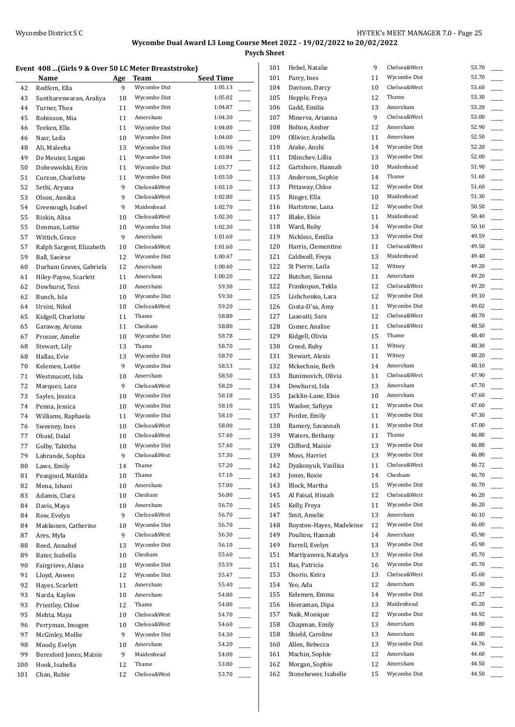# Wycombe Dual Award L3 Long Course Meet 2022 - 19/02/2022 to 20/02/2022

## Psych Sheet

### Event 408 ...(Girls 9 & Over 50 LC Meter Breaststroke)

| | Name | Age | Team | Seed Time | |
|---|---|---|---|---|---|
| 42 | Redfern, Ella | 9 | Wycombe Dist | 1:05.13 | ____ |
| 43 | Sunthareswaran, Araliya | 10 | Wycombe Dist | 1:05.02 | ____ |
| 44 | Turner, Thea | 11 | Wycombe Dist | 1:04.87 | ____ |
| 45 | Robinson, Mia | 11 | Amersham | 1:04.30 | ____ |
| 46 | Teeken, Ella | 11 | Wycombe Dist | 1:04.00 | ____ |
| 46 | Nasr, Leila | 10 | Wycombe Dist | 1:04.00 | ____ |
| 48 | Ali, Maleeha | 13 | Wycombe Dist | 1:03.90 | ____ |
| 49 | De Meuter, Logan | 11 | Wycombe Dist | 1:03.84 | ____ |
| 50 | Dobrowolski, Erin | 11 | Wycombe Dist | 1:03.77 | ____ |
| 51 | Curzon, Charlotte | 11 | Wycombe Dist | 1:03.50 | ____ |
| 52 | Sethi, Aryana | 9 | Chelsea&West | 1:03.10 | ____ |
| 53 | Olson, Annika | 9 | Chelsea&West | 1:02.80 | ____ |
| 54 | Greenough, Isabel | 9 | Maidenhead | 1:02.70 | ____ |
| 55 | Riskin, Alisa | 10 | Chelsea&West | 1:02.30 | ____ |
| 55 | Denman, Lottie | 10 | Wycombe Dist | 1:02.30 | ____ |
| 57 | Wittich, Grace | 9 | Amersham | 1:01.60 | ____ |
| 57 | Ralph Sargent, Elizabeth | 10 | Chelsea&West | 1:01.60 | ____ |
| 59 | Ball, Saoirse | 12 | Wycombe Dist | 1:00.47 | ____ |
| 60 | Durham Graves, Gabriela | 12 | Amersham | 1:00.40 | ____ |
| 61 | Hiley-Payne, Scarlett | 11 | Amersham | 1:00.20 | ____ |
| 62 | Dewhurst, Tess | 10 | Amersham | 59.30 | ____ |
| 62 | Bunch, Isla | 10 | Wycombe Dist | 59.30 | ____ |
| 64 | Ursini, Nikol | 10 | Chelsea&West | 59.20 | ____ |
| 65 | Kidgell, Charlotte | 11 | Thame | 58.80 | ____ |
| 65 | Garaway, Ariana | 11 | Chesham | 58.80 | ____ |
| 67 | Prosser, Amelie | 10 | Wycombe Dist | 58.78 | ____ |
| 68 | Stewart, Lily | 13 | Thame | 58.70 | ____ |
| 68 | Hallas, Evie | 13 | Wycombe Dist | 58.70 | ____ |
| 70 | Kelemen, Lottie | 9 | Wycombe Dist | 58.53 | ____ |
| 71 | Westmacott, Isla | 10 | Amersham | 58.50 | ____ |
| 72 | Marquez, Lara | 9 | Chelsea&West | 58.20 | ____ |
| 73 | Sayles, Jessica | 10 | Wycombe Dist | 58.18 | ____ |
| 74 | Penna, Jessica | 10 | Wycombe Dist | 58.10 | ____ |
| 74 | Williams, Raphaela | 11 | Wycombe Dist | 58.10 | ____ |
| 76 | Sweeney, Ines | 10 | Chelsea&West | 58.00 | ____ |
| 77 | Obaid, Dalal | 10 | Chelsea&West | 57.40 | ____ |
| 77 | Golby, Tabitha | 10 | Wycombe Dist | 57.40 | ____ |
| 79 | Labrande, Sophia | 9 | Chelsea&West | 57.30 | ____ |
| 80 | Laws, Emily | 14 | Thame | 57.20 | ____ |
| 81 | Peasgood, Matilda | 10 | Thame | 57.10 | ____ |
| 82 | Mena, Ishani | 10 | Amersham | 57.00 | ____ |
| 83 | Adamis, Clara | 10 | Chesham | 56.80 | ____ |
| 84 | Davis, Maya | 10 | Amersham | 56.70 | ____ |
| 84 | Row, Evelyn | 9 | Chelsea&West | 56.70 | ____ |
| 84 | Makkonen, Catherine | 10 | Wycombe Dist | 56.70 | ____ |
| 87 | Ares, Myla | 9 | Chelsea&West | 56.30 | ____ |
| 88 | Reed, Annabel | 13 | Wycombe Dist | 56.10 | ____ |
| 89 | Bater, Isabella | 10 | Chesham | 55.60 | ____ |
| 90 | Fairgrieve, Alana | 10 | Wycombe Dist | 55.59 | ____ |
| 91 | Lloyd, Anwen | 12 | Wycombe Dist | 55.47 | ____ |
| 92 | Hayes, Scarlett | 11 | Amersham | 55.40 | ____ |
| 93 | Narda, Kaylen | 10 | Amersham | 54.80 | ____ |
| 93 | Priestley, Chloe | 12 | Thame | 54.80 | ____ |
| 95 | Mehta, Maya | 10 | Chelsea&West | 54.70 | ____ |
| 96 | Perryman, Imogen | 10 | Chelsea&West | 54.60 | ____ |
| 97 | McGinley, Mollie | 9 | Wycombe Dist | 54.30 | ____ |
| 98 | Moody, Evelyn | 10 | Amersham | 54.20 | ____ |
| 99 | Beresford Jones, Maisie | 9 | Maidenhead | 54.00 | ____ |
| 100 | Hook, Isabella | 12 | Thame | 53.80 | ____ |
| 101 | Chan, Rubie | 12 | Chelsea&West | 53.70 | ____ |
| 101 | Hebel, Natalie | 9 | Chelsea&West | 53.70 | ____ |
| 101 | Parry, Ines | 11 | Wycombe Dist | 53.70 | ____ |
| 104 | Davison, Darcy | 10 | Chelsea&West | 53.60 | ____ |
| 105 | Hepple, Freya | 12 | Thame | 53.30 | ____ |
| 106 | Gadd, Emilia | 13 | Amersham | 53.20 | ____ |
| 107 | Minerva, Arianna | 9 | Chelsea&West | 53.00 | ____ |
| 108 | Bolton, Amber | 12 | Amersham | 52.90 | ____ |
| 109 | Ollivier, Arabella | 11 | Amersham | 52.50 | ____ |
| 110 | Arake, Anshi | 14 | Wycombe Dist | 52.20 | ____ |
| 111 | Dilinchev, Lillia | 13 | Wycombe Dist | 52.00 | ____ |
| 112 | Gartshore, Hannah | 10 | Maidenhead | 51.90 | ____ |
| 113 | Anderson, Sophie | 14 | Thame | 51.60 | ____ |
| 113 | Pittaway, Chloe | 12 | Wycombe Dist | 51.60 | ____ |
| 115 | Ringer, Ella | 10 | Maidenhead | 51.30 | ____ |
| 116 | Hartstone, Lana | 12 | Wycombe Dist | 50.50 | ____ |
| 117 | Blake, Elsie | 11 | Maidenhead | 50.40 | ____ |
| 118 | Ward, Ruby | 14 | Wycombe Dist | 50.10 | ____ |
| 119 | Nickless, Emilia | 13 | Wycombe Dist | 49.59 | ____ |
| 120 | Harris, Clementine | 11 | Chelsea&West | 49.50 | ____ |
| 121 | Caldwell, Freya | 13 | Maidenhead | 49.40 | ____ |
| 122 | St Pierre, Laila | 12 | Witney | 49.20 | ____ |
| 122 | Butcher, Sienna | 11 | Amersham | 49.20 | ____ |
| 122 | Frankopan, Tekla | 12 | Chelsea&West | 49.20 | ____ |
| 125 | Lishchenko, Lara | 12 | Wycombe Dist | 49.10 | ____ |
| 126 | Costa-D'sa, Amy | 11 | Wycombe Dist | 49.02 | ____ |
| 127 | Laaouiti, Sara | 12 | Chelsea&West | 48.70 | ____ |
| 128 | Comer, Analise | 11 | Chelsea&West | 48.50 | ____ |
| 129 | Kidgell, Olivia | 15 | Thame | 48.40 | ____ |
| 130 | Creed, Ruby | 11 | Witney | 48.30 | ____ |
| 131 | Stewart, Alexis | 11 | Witney | 48.20 | ____ |
| 132 | Mckechnie, Beth | 14 | Amersham | 48.10 | ____ |
| 133 | Bunimovich, Olivia | 11 | Chelsea&West | 47.90 | ____ |
| 134 | Dewhurst, Isla | 13 | Amersham | 47.70 | ____ |
| 135 | Jacklin-Lane, Elsie | 10 | Amersham | 47.60 | ____ |
| 135 | Washer, Safiyya | 11 | Wycombe Dist | 47.60 | ____ |
| 137 | Forder, Emily | 11 | Wycombe Dist | 47.30 | ____ |
| 138 | Ramery, Savannah | 11 | Wycombe Dist | 47.00 | ____ |
| 139 | Waters, Bethany | 11 | Thame | 46.80 | ____ |
| 139 | Clifford, Maisie | 13 | Wycombe Dist | 46.80 | ____ |
| 139 | Moss, Harriet | 13 | Wycombe Dist | 46.80 | ____ |
| 142 | Dyakonyuk, Vasilisa | 11 | Chelsea&West | 46.72 | ____ |
| 143 | Jones, Roxie | 14 | Chesham | 46.70 | ____ |
| 143 | Block, Martha | 15 | Wycombe Dist | 46.70 | ____ |
| 145 | Al Faisal, Hissah | 12 | Chelsea&West | 46.20 | ____ |
| 145 | Kelly, Freya | 11 | Wycombe Dist | 46.20 | ____ |
| 147 | Smit, Amelie | 13 | Amersham | 46.10 | ____ |
| 148 | Royston-Hayes, Madeleine | 12 | Wycombe Dist | 46.00 | ____ |
| 149 | Poulton, Hannah | 14 | Amersham | 45.90 | ____ |
| 149 | Farrell, Evelyn | 13 | Wycombe Dist | 45.90 | ____ |
| 151 | Martiyanova, Natalya | 13 | Wycombe Dist | 45.70 | ____ |
| 151 | Ras, Patricia | 16 | Wycombe Dist | 45.70 | ____ |
| 153 | Osorio, Keira | 13 | Chelsea&West | 45.60 | ____ |
| 154 | Yeo, Ada | 12 | Amersham | 45.30 | ____ |
| 155 | Kelemen, Emma | 14 | Wycombe Dist | 45.27 | ____ |
| 156 | Heeraman, Dipa | 13 | Maidenhead | 45.20 | ____ |
| 157 | Naik, Monique | 12 | Wycombe Dist | 44.92 | ____ |
| 158 | Chapman, Emily | 13 | Amersham | 44.80 | ____ |
| 158 | Shield, Caroline | 13 | Amersham | 44.80 | ____ |
| 160 | Allen, Rebecca | 13 | Wycombe Dist | 44.76 | ____ |
| 161 | Machin, Sophie | 12 | Amersham | 44.60 | ____ |
| 162 | Morgan, Sophie | 12 | Amersham | 44.50 | ____ |
| 162 | Stonehewer, Isabelle | 15 | Wycombe Dist | 44.50 | ____ |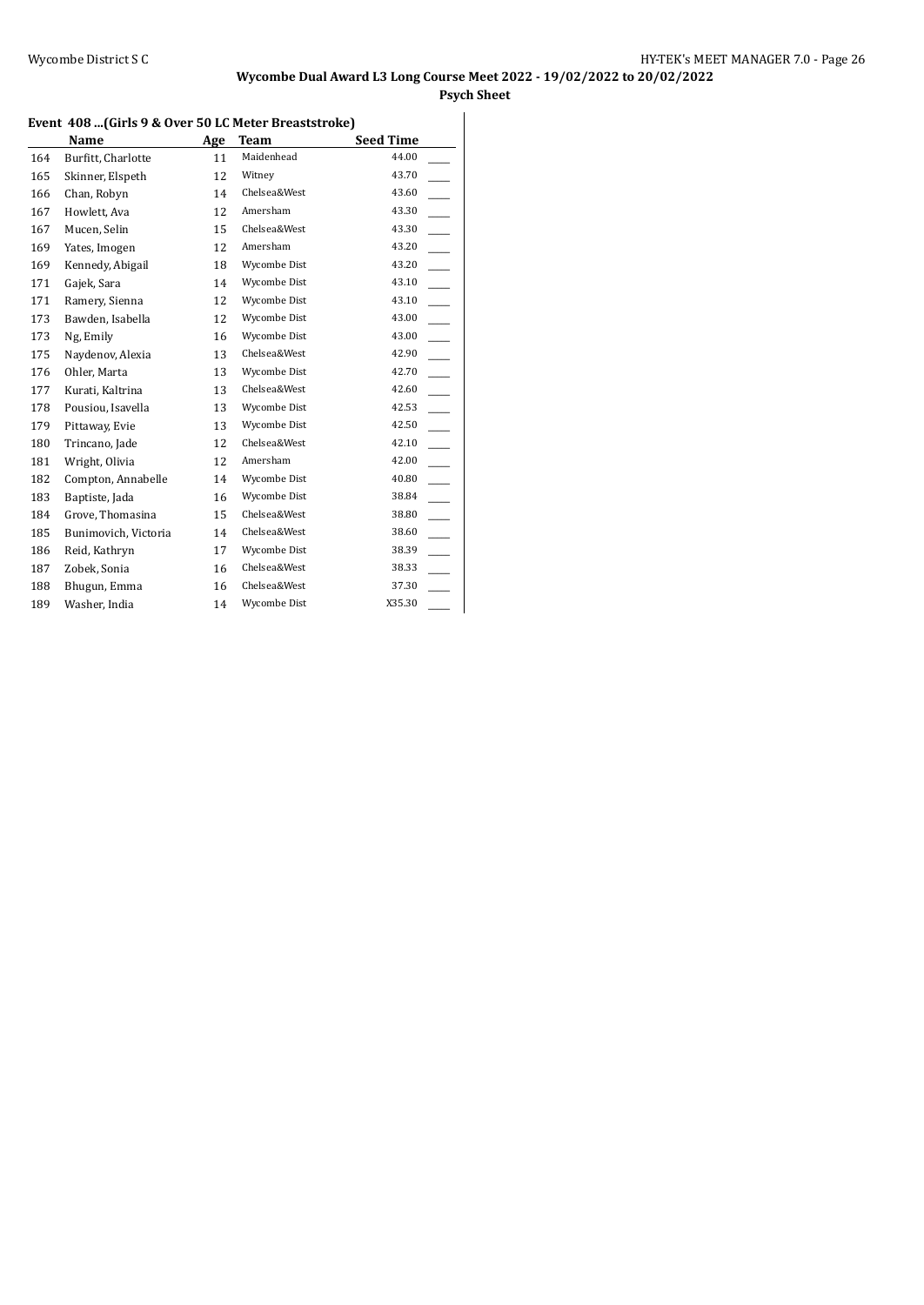## Wycombe Dual Award L3 Long Course Meet 2022 - 19/02/2022 to 20/02/2022

**Psych Sheet**

### Event 408 ...(Girls 9 & Over 50 LC Meter Breaststroke)

| | Name | Age | Team | Seed Time | |
|---|---|---|---|---|---|
| 164 | Burfitt, Charlotte | 11 | Maidenhead | 44.00 | ____ |
| 165 | Skinner, Elspeth | 12 | Witney | 43.70 | ____ |
| 166 | Chan, Robyn | 14 | Chelsea&West | 43.60 | ____ |
| 167 | Howlett, Ava | 12 | Amersham | 43.30 | ____ |
| 167 | Mucen, Selin | 15 | Chelsea&West | 43.30 | ____ |
| 169 | Yates, Imogen | 12 | Amersham | 43.20 | ____ |
| 169 | Kennedy, Abigail | 18 | Wycombe Dist | 43.20 | ____ |
| 171 | Gajek, Sara | 14 | Wycombe Dist | 43.10 | ____ |
| 171 | Ramery, Sienna | 12 | Wycombe Dist | 43.10 | ____ |
| 173 | Bawden, Isabella | 12 | Wycombe Dist | 43.00 | ____ |
| 173 | Ng, Emily | 16 | Wycombe Dist | 43.00 | ____ |
| 175 | Naydenov, Alexia | 13 | Chelsea&West | 42.90 | ____ |
| 176 | Ohler, Marta | 13 | Wycombe Dist | 42.70 | ____ |
| 177 | Kurati, Kaltrina | 13 | Chelsea&West | 42.60 | ____ |
| 178 | Pousiou, Isavella | 13 | Wycombe Dist | 42.53 | ____ |
| 179 | Pittaway, Evie | 13 | Wycombe Dist | 42.50 | ____ |
| 180 | Trincano, Jade | 12 | Chelsea&West | 42.10 | ____ |
| 181 | Wright, Olivia | 12 | Amersham | 42.00 | ____ |
| 182 | Compton, Annabelle | 14 | Wycombe Dist | 40.80 | ____ |
| 183 | Baptiste, Jada | 16 | Wycombe Dist | 38.84 | ____ |
| 184 | Grove, Thomasina | 15 | Chelsea&West | 38.80 | ____ |
| 185 | Bunimovich, Victoria | 14 | Chelsea&West | 38.60 | ____ |
| 186 | Reid, Kathryn | 17 | Wycombe Dist | 38.39 | ____ |
| 187 | Zobek, Sonia | 16 | Chelsea&West | 38.33 | ____ |
| 188 | Bhugun, Emma | 16 | Chelsea&West | 37.30 | ____ |
| 189 | Washer, India | 14 | Wycombe Dist | X35.30 | ____ |